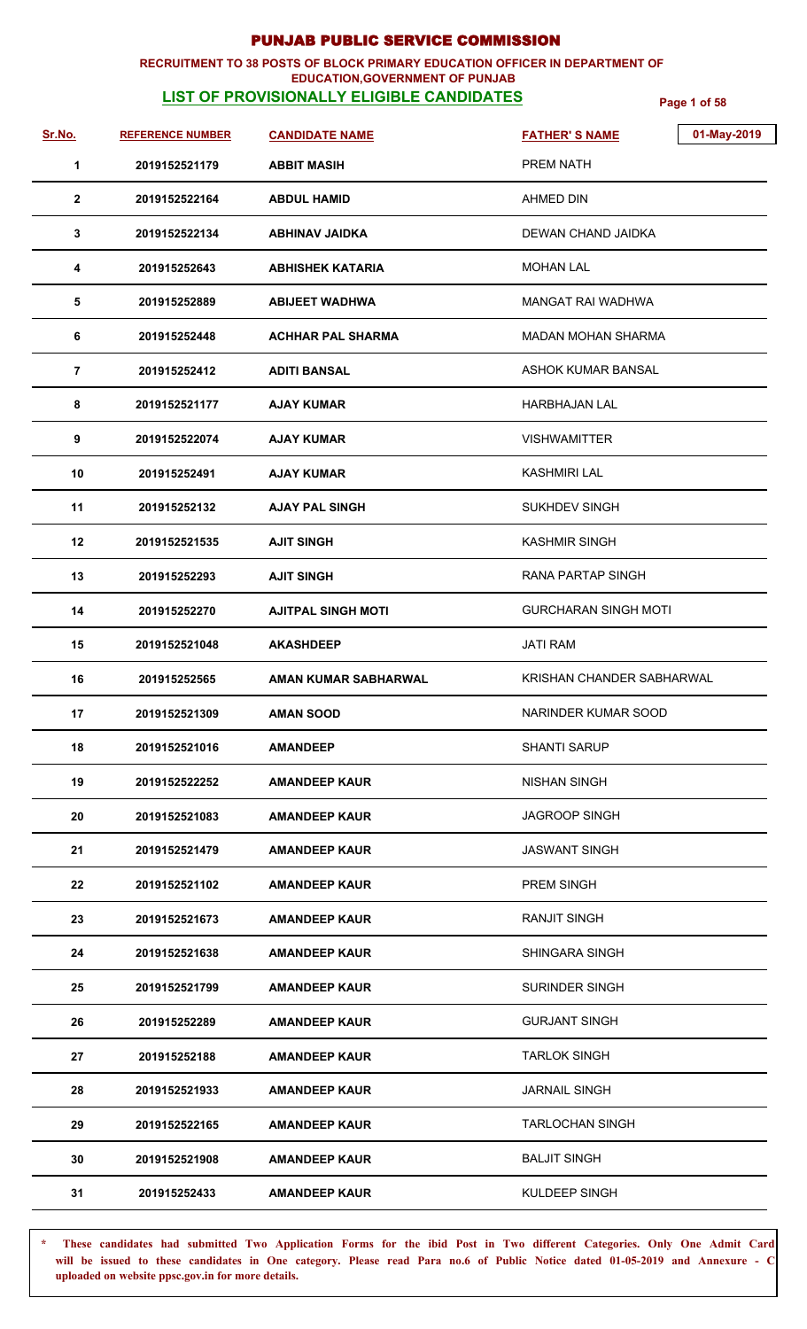# PUNJAB PUBLIC SERVICE COMMISSION

**RECRUITMENT TO 38 POSTS OF BLOCK PRIMARY EDUCATION OFFICER IN DEPARTMENT OF EDUCATION,GOVERNMENT OF PUNJAB**

## LIST OF PROVISIONALLY ELIGIBLE CANDIDATES

01-May-2019

| Sr.No. | REFERENCE NUMBER | CANDIDATE NAME | FATHER' S NAME |
|---|---|---|---|
| 1 | 2019152521179 | ABBIT MASIH | PREM NATH |
| 2 | 2019152522164 | ABDUL HAMID | AHMED DIN |
| 3 | 2019152522134 | ABHINAV JAIDKA | DEWAN CHAND JAIDKA |
| 4 | 201915252643 | ABHISHEK KATARIA | MOHAN LAL |
| 5 | 201915252889 | ABIJEET WADHWA | MANGAT RAI WADHWA |
| 6 | 201915252448 | ACHHAR PAL SHARMA | MADAN MOHAN SHARMA |
| 7 | 201915252412 | ADITI BANSAL | ASHOK KUMAR BANSAL |
| 8 | 2019152521177 | AJAY KUMAR | HARBHAJAN LAL |
| 9 | 2019152522074 | AJAY KUMAR | VISHWAMITTER |
| 10 | 201915252491 | AJAY KUMAR | KASHMIRI LAL |
| 11 | 201915252132 | AJAY PAL SINGH | SUKHDEV SINGH |
| 12 | 2019152521535 | AJIT SINGH | KASHMIR SINGH |
| 13 | 201915252293 | AJIT SINGH | RANA PARTAP SINGH |
| 14 | 201915252270 | AJITPAL SINGH MOTI | GURCHARAN SINGH MOTI |
| 15 | 2019152521048 | AKASHDEEP | JATI RAM |
| 16 | 201915252565 | AMAN KUMAR SABHARWAL | KRISHAN CHANDER SABHARWAL |
| 17 | 2019152521309 | AMAN SOOD | NARINDER KUMAR SOOD |
| 18 | 2019152521016 | AMANDEEP | SHANTI SARUP |
| 19 | 2019152522252 | AMANDEEP KAUR | NISHAN SINGH |
| 20 | 2019152521083 | AMANDEEP KAUR | JAGROOP SINGH |
| 21 | 2019152521479 | AMANDEEP KAUR | JASWANT SINGH |
| 22 | 2019152521102 | AMANDEEP KAUR | PREM SINGH |
| 23 | 2019152521673 | AMANDEEP KAUR | RANJIT SINGH |
| 24 | 2019152521638 | AMANDEEP KAUR | SHINGARA SINGH |
| 25 | 2019152521799 | AMANDEEP KAUR | SURINDER SINGH |
| 26 | 201915252289 | AMANDEEP KAUR | GURJANT SINGH |
| 27 | 201915252188 | AMANDEEP KAUR | TARLOK SINGH |
| 28 | 2019152521933 | AMANDEEP KAUR | JARNAIL SINGH |
| 29 | 2019152522165 | AMANDEEP KAUR | TARLOCHAN SINGH |
| 30 | 2019152521908 | AMANDEEP KAUR | BALJIT SINGH |
| 31 | 201915252433 | AMANDEEP KAUR | KULDEEP SINGH |

\* **These candidates had submitted Two Application Forms for the ibid Post in Two different Categories. Only One Admit Card will be issued to these candidates in One category. Please read Para no.6 of Public Notice dated 01-05-2019 and Annexure - C uploaded on website ppsc.gov.in for more details.**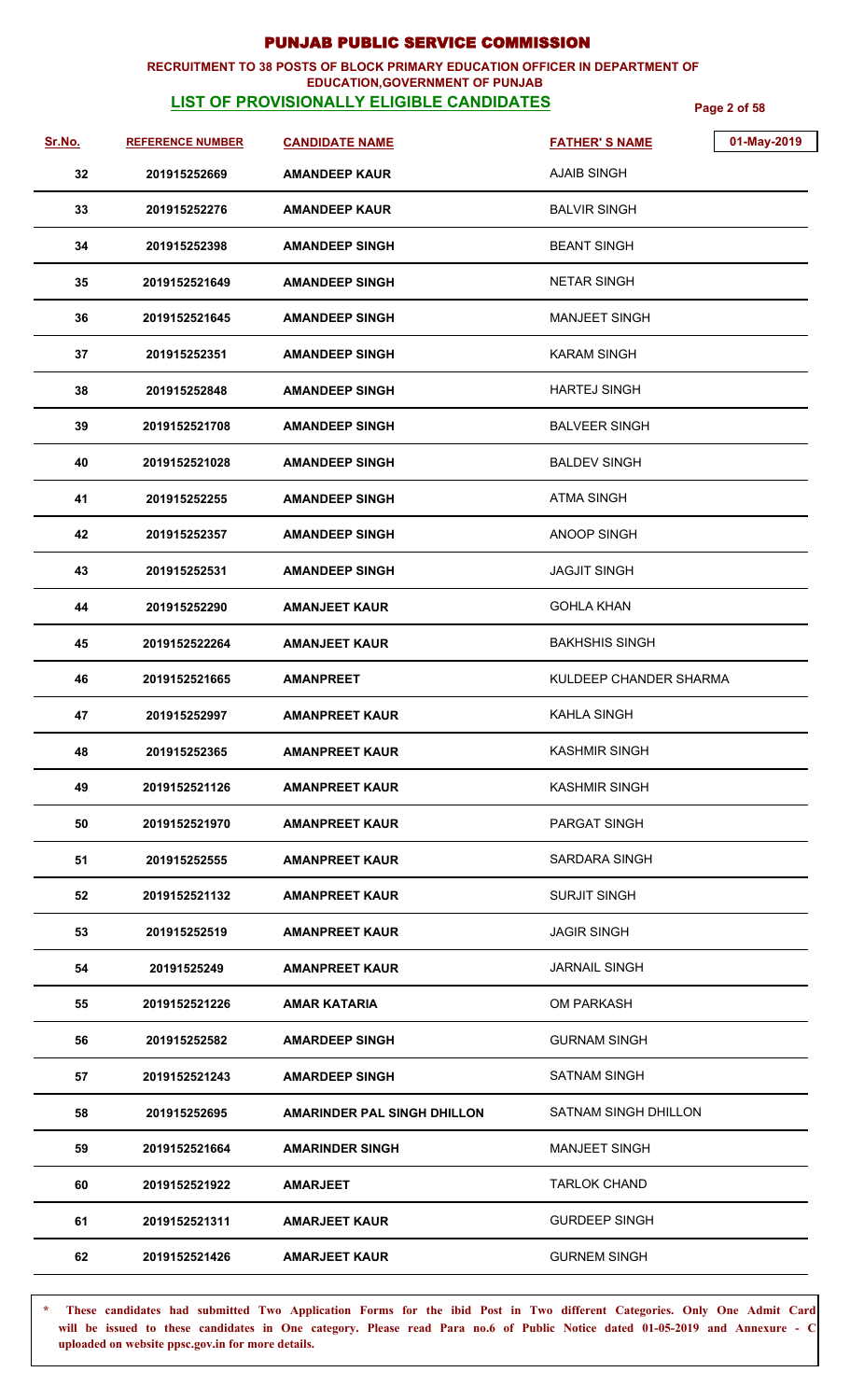# PUNJAB PUBLIC SERVICE COMMISSION

**RECRUITMENT TO 38 POSTS OF BLOCK PRIMARY EDUCATION OFFICER IN DEPARTMENT OF EDUCATION,GOVERNMENT OF PUNJAB**

**LIST OF PROVISIONALLY ELIGIBLE CANDIDATES**

01-May-2019

| Sr.No. | REFERENCE NUMBER | CANDIDATE NAME | FATHER' S NAME |
|---|---|---|---|
| 32 | 201915252669 | AMANDEEP KAUR | AJAIB SINGH |
| 33 | 201915252276 | AMANDEEP KAUR | BALVIR SINGH |
| 34 | 201915252398 | AMANDEEP SINGH | BEANT SINGH |
| 35 | 2019152521649 | AMANDEEP SINGH | NETAR SINGH |
| 36 | 2019152521645 | AMANDEEP SINGH | MANJEET SINGH |
| 37 | 201915252351 | AMANDEEP SINGH | KARAM SINGH |
| 38 | 201915252848 | AMANDEEP SINGH | HARTEJ SINGH |
| 39 | 2019152521708 | AMANDEEP SINGH | BALVEER SINGH |
| 40 | 2019152521028 | AMANDEEP SINGH | BALDEV SINGH |
| 41 | 201915252255 | AMANDEEP SINGH | ATMA SINGH |
| 42 | 201915252357 | AMANDEEP SINGH | ANOOP SINGH |
| 43 | 201915252531 | AMANDEEP SINGH | JAGJIT SINGH |
| 44 | 201915252290 | AMANJEET KAUR | GOHLA KHAN |
| 45 | 2019152522264 | AMANJEET KAUR | BAKHSHIS SINGH |
| 46 | 2019152521665 | AMANPREET | KULDEEP CHANDER SHARMA |
| 47 | 201915252997 | AMANPREET KAUR | KAHLA SINGH |
| 48 | 201915252365 | AMANPREET KAUR | KASHMIR SINGH |
| 49 | 2019152521126 | AMANPREET KAUR | KASHMIR SINGH |
| 50 | 2019152521970 | AMANPREET KAUR | PARGAT SINGH |
| 51 | 201915252555 | AMANPREET KAUR | SARDARA SINGH |
| 52 | 2019152521132 | AMANPREET KAUR | SURJIT SINGH |
| 53 | 201915252519 | AMANPREET KAUR | JAGIR SINGH |
| 54 | 20191525249 | AMANPREET KAUR | JARNAIL SINGH |
| 55 | 2019152521226 | AMAR KATARIA | OM PARKASH |
| 56 | 201915252582 | AMARDEEP SINGH | GURNAM SINGH |
| 57 | 2019152521243 | AMARDEEP SINGH | SATNAM SINGH |
| 58 | 201915252695 | AMARINDER PAL SINGH DHILLON | SATNAM SINGH DHILLON |
| 59 | 2019152521664 | AMARINDER SINGH | MANJEET SINGH |
| 60 | 2019152521922 | AMARJEET | TARLOK CHAND |
| 61 | 2019152521311 | AMARJEET KAUR | GURDEEP SINGH |
| 62 | 2019152521426 | AMARJEET KAUR | GURNEM SINGH |

**\* These candidates had submitted Two Application Forms for the ibid Post in Two different Categories. Only One Admit Card will be issued to these candidates in One category. Please read Para no.6 of Public Notice dated 01-05-2019 and Annexure - C uploaded on website ppsc.gov.in for more details.**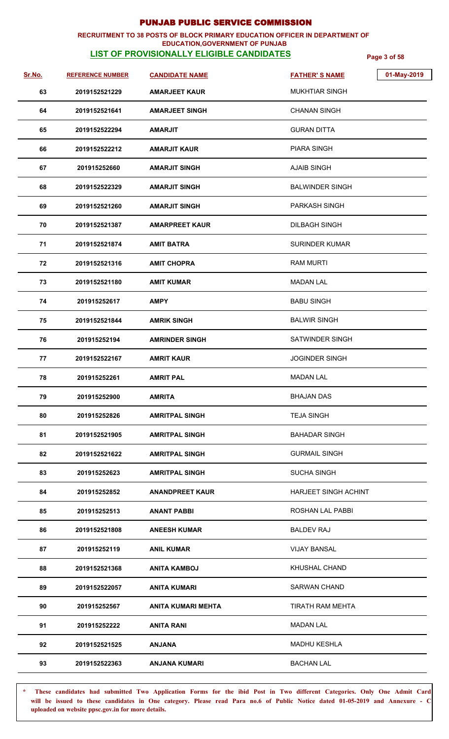# PUNJAB PUBLIC SERVICE COMMISSION

**RECRUITMENT TO 38 POSTS OF BLOCK PRIMARY EDUCATION OFFICER IN DEPARTMENT OF EDUCATION,GOVERNMENT OF PUNJAB**

**LIST OF PROVISIONALLY ELIGIBLE CANDIDATES**

01-May-2019

| Sr.No. | REFERENCE NUMBER | CANDIDATE NAME | FATHER' S NAME |
|---|---|---|---|
| 63 | 2019152521229 | AMARJEET KAUR | MUKHTIAR SINGH |
| 64 | 2019152521641 | AMARJEET SINGH | CHANAN SINGH |
| 65 | 2019152522294 | AMARJIT | GURAN DITTA |
| 66 | 2019152522212 | AMARJIT KAUR | PIARA SINGH |
| 67 | 201915252660 | AMARJIT SINGH | AJAIB SINGH |
| 68 | 2019152522329 | AMARJIT SINGH | BALWINDER SINGH |
| 69 | 2019152521260 | AMARJIT SINGH | PARKASH SINGH |
| 70 | 2019152521387 | AMARPREET KAUR | DILBAGH SINGH |
| 71 | 2019152521874 | AMIT BATRA | SURINDER KUMAR |
| 72 | 2019152521316 | AMIT CHOPRA | RAM MURTI |
| 73 | 2019152521180 | AMIT KUMAR | MADAN LAL |
| 74 | 201915252617 | AMPY | BABU SINGH |
| 75 | 2019152521844 | AMRIK SINGH | BALWIR SINGH |
| 76 | 201915252194 | AMRINDER SINGH | SATWINDER SINGH |
| 77 | 2019152522167 | AMRIT KAUR | JOGINDER SINGH |
| 78 | 201915252261 | AMRIT PAL | MADAN LAL |
| 79 | 201915252900 | AMRITA | BHAJAN DAS |
| 80 | 201915252826 | AMRITPAL SINGH | TEJA SINGH |
| 81 | 2019152521905 | AMRITPAL SINGH | BAHADAR SINGH |
| 82 | 2019152521622 | AMRITPAL SINGH | GURMAIL SINGH |
| 83 | 201915252623 | AMRITPAL SINGH | SUCHA SINGH |
| 84 | 201915252852 | ANANDPREET KAUR | HARJEET SINGH ACHINT |
| 85 | 201915252513 | ANANT PABBI | ROSHAN LAL PABBI |
| 86 | 2019152521808 | ANEESH KUMAR | BALDEV RAJ |
| 87 | 201915252119 | ANIL KUMAR | VIJAY BANSAL |
| 88 | 2019152521368 | ANITA KAMBOJ | KHUSHAL CHAND |
| 89 | 2019152522057 | ANITA KUMARI | SARWAN CHAND |
| 90 | 201915252567 | ANITA KUMARI MEHTA | TIRATH RAM MEHTA |
| 91 | 201915252222 | ANITA RANI | MADAN LAL |
| 92 | 2019152521525 | ANJANA | MADHU KESHLA |
| 93 | 2019152522363 | ANJANA KUMARI | BACHAN LAL |

**\* These candidates had submitted Two Application Forms for the ibid Post in Two different Categories. Only One Admit Card will be issued to these candidates in One category. Please read Para no.6 of Public Notice dated 01-05-2019 and Annexure - C uploaded on website ppsc.gov.in for more details.**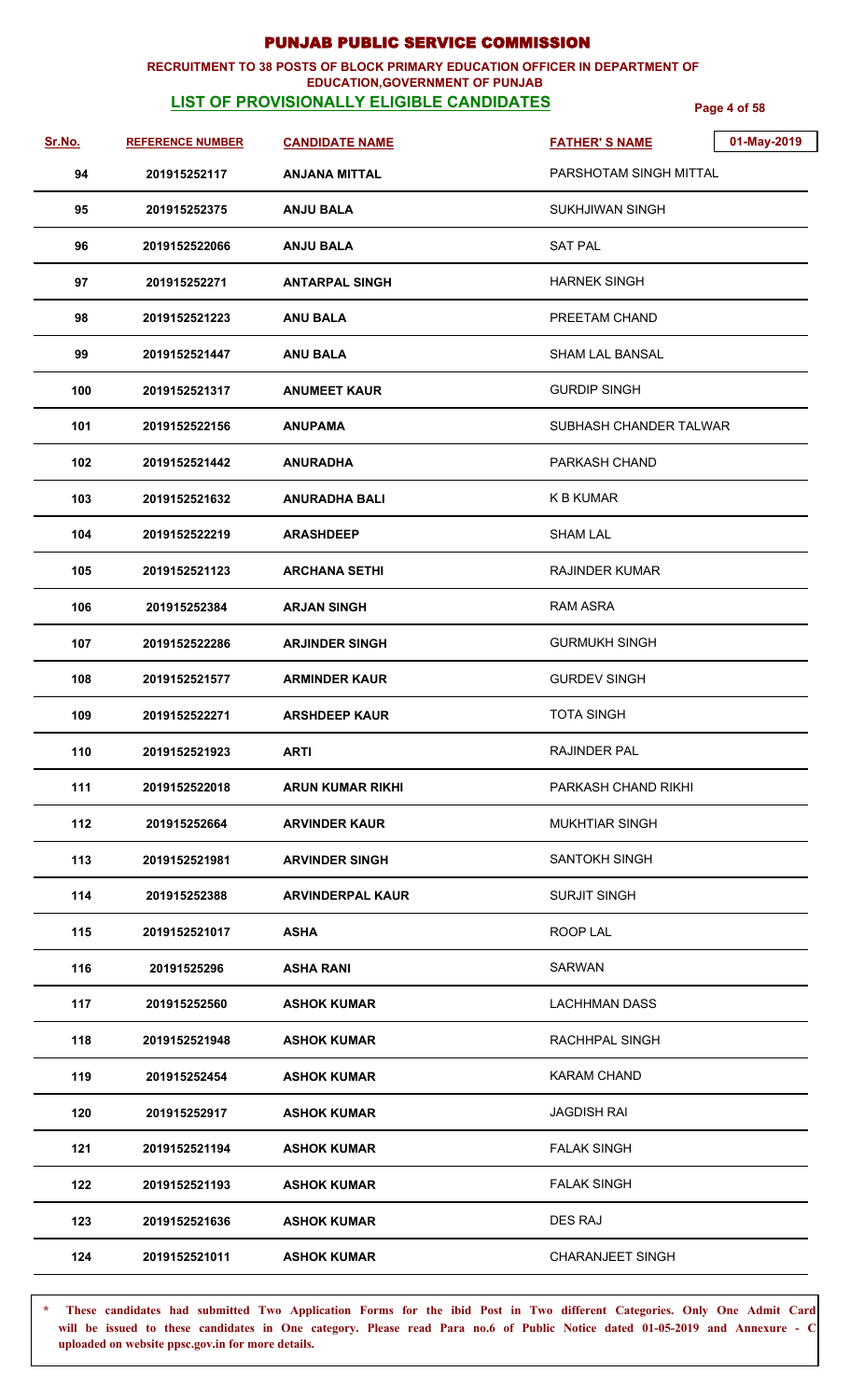# PUNJAB PUBLIC SERVICE COMMISSION

**RECRUITMENT TO 38 POSTS OF BLOCK PRIMARY EDUCATION OFFICER IN DEPARTMENT OF EDUCATION,GOVERNMENT OF PUNJAB**

**LIST OF PROVISIONALLY ELIGIBLE CANDIDATES**

01-May-2019

| Sr.No. | REFERENCE NUMBER | CANDIDATE NAME | FATHER' S NAME |
|---|---|---|---|
| 94 | 201915252117 | ANJANA MITTAL | PARSHOTAM SINGH MITTAL |
| 95 | 201915252375 | ANJU BALA | SUKHJIWAN SINGH |
| 96 | 2019152522066 | ANJU BALA | SAT PAL |
| 97 | 201915252271 | ANTARPAL SINGH | HARNEK SINGH |
| 98 | 2019152521223 | ANU BALA | PREETAM CHAND |
| 99 | 2019152521447 | ANU BALA | SHAM LAL BANSAL |
| 100 | 2019152521317 | ANUMEET KAUR | GURDIP SINGH |
| 101 | 2019152522156 | ANUPAMA | SUBHASH CHANDER TALWAR |
| 102 | 2019152521442 | ANURADHA | PARKASH CHAND |
| 103 | 2019152521632 | ANURADHA BALI | K B KUMAR |
| 104 | 2019152522219 | ARASHDEEP | SHAM LAL |
| 105 | 2019152521123 | ARCHANA SETHI | RAJINDER KUMAR |
| 106 | 201915252384 | ARJAN SINGH | RAM ASRA |
| 107 | 2019152522286 | ARJINDER SINGH | GURMUKH SINGH |
| 108 | 2019152521577 | ARMINDER KAUR | GURDEV SINGH |
| 109 | 2019152522271 | ARSHDEEP KAUR | TOTA SINGH |
| 110 | 2019152521923 | ARTI | RAJINDER PAL |
| 111 | 2019152522018 | ARUN KUMAR RIKHI | PARKASH CHAND RIKHI |
| 112 | 201915252664 | ARVINDER KAUR | MUKHTIAR SINGH |
| 113 | 2019152521981 | ARVINDER SINGH | SANTOKH SINGH |
| 114 | 201915252388 | ARVINDERPAL KAUR | SURJIT SINGH |
| 115 | 2019152521017 | ASHA | ROOP LAL |
| 116 | 20191525296 | ASHA RANI | SARWAN |
| 117 | 201915252560 | ASHOK KUMAR | LACHHMAN DASS |
| 118 | 2019152521948 | ASHOK KUMAR | RACHHPAL SINGH |
| 119 | 201915252454 | ASHOK KUMAR | KARAM CHAND |
| 120 | 201915252917 | ASHOK KUMAR | JAGDISH RAI |
| 121 | 2019152521194 | ASHOK KUMAR | FALAK SINGH |
| 122 | 2019152521193 | ASHOK KUMAR | FALAK SINGH |
| 123 | 2019152521636 | ASHOK KUMAR | DES RAJ |
| 124 | 2019152521011 | ASHOK KUMAR | CHARANJEET SINGH |

\* **These candidates had submitted Two Application Forms for the ibid Post in Two different Categories. Only One Admit Card will be issued to these candidates in One category. Please read Para no.6 of Public Notice dated 01-05-2019 and Annexure - C uploaded on website ppsc.gov.in for more details.**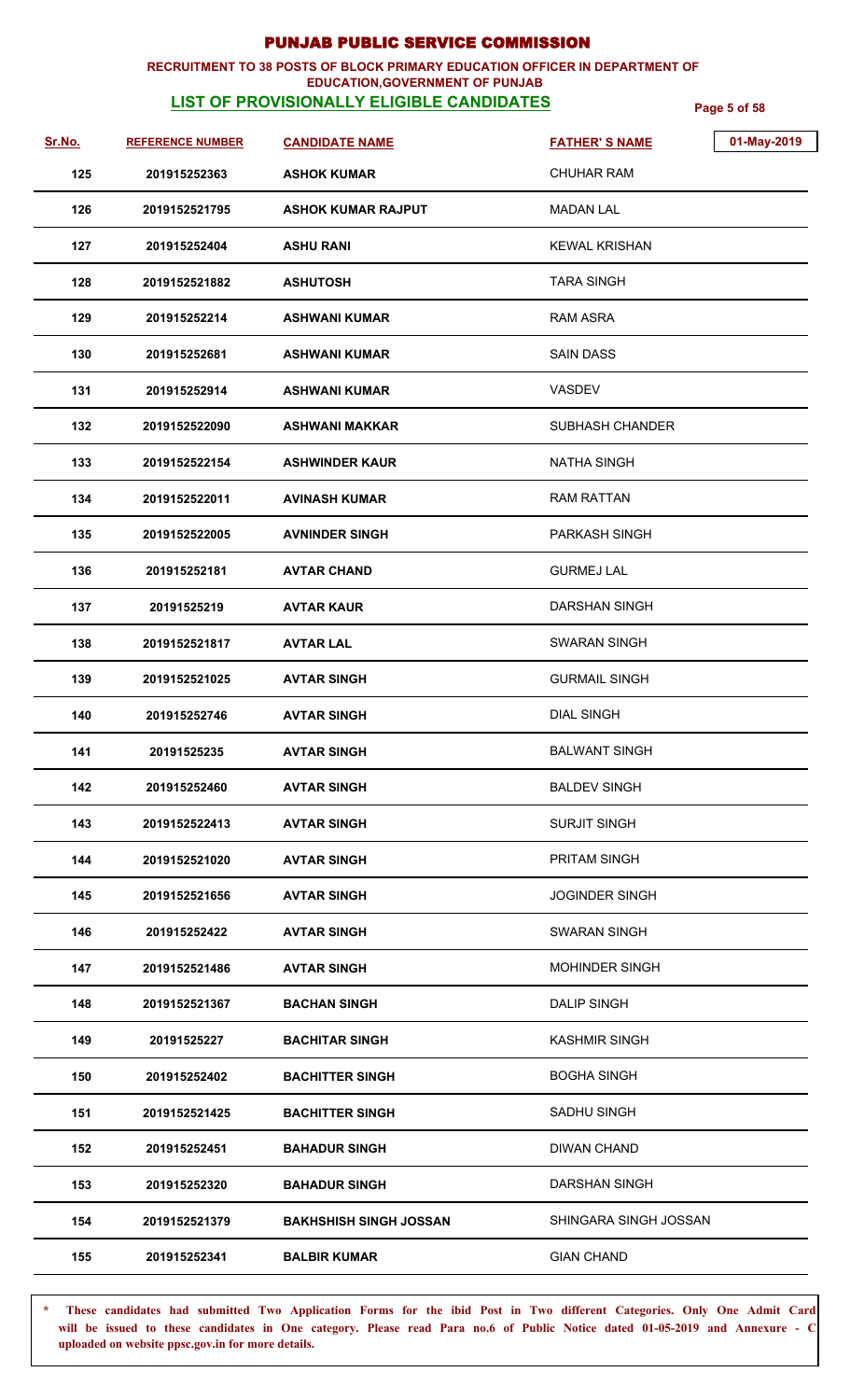# PUNJAB PUBLIC SERVICE COMMISSION

**RECRUITMENT TO 38 POSTS OF BLOCK PRIMARY EDUCATION OFFICER IN DEPARTMENT OF EDUCATION,GOVERNMENT OF PUNJAB**

**LIST OF PROVISIONALLY ELIGIBLE CANDIDATES**

01-May-2019

| Sr.No. | REFERENCE NUMBER | CANDIDATE NAME | FATHER' S NAME |
|---|---|---|---|
| 125 | 201915252363 | ASHOK KUMAR | CHUHAR RAM |
| 126 | 2019152521795 | ASHOK KUMAR RAJPUT | MADAN LAL |
| 127 | 201915252404 | ASHU RANI | KEWAL KRISHAN |
| 128 | 2019152521882 | ASHUTOSH | TARA SINGH |
| 129 | 201915252214 | ASHWANI KUMAR | RAM ASRA |
| 130 | 201915252681 | ASHWANI KUMAR | SAIN DASS |
| 131 | 201915252914 | ASHWANI KUMAR | VASDEV |
| 132 | 2019152522090 | ASHWANI MAKKAR | SUBHASH CHANDER |
| 133 | 2019152522154 | ASHWINDER KAUR | NATHA SINGH |
| 134 | 2019152522011 | AVINASH KUMAR | RAM RATTAN |
| 135 | 2019152522005 | AVNINDER SINGH | PARKASH SINGH |
| 136 | 201915252181 | AVTAR CHAND | GURMEJ LAL |
| 137 | 20191525219 | AVTAR KAUR | DARSHAN SINGH |
| 138 | 2019152521817 | AVTAR LAL | SWARAN SINGH |
| 139 | 2019152521025 | AVTAR SINGH | GURMAIL SINGH |
| 140 | 201915252746 | AVTAR SINGH | DIAL SINGH |
| 141 | 20191525235 | AVTAR SINGH | BALWANT SINGH |
| 142 | 201915252460 | AVTAR SINGH | BALDEV SINGH |
| 143 | 2019152522413 | AVTAR SINGH | SURJIT SINGH |
| 144 | 2019152521020 | AVTAR SINGH | PRITAM SINGH |
| 145 | 2019152521656 | AVTAR SINGH | JOGINDER SINGH |
| 146 | 201915252422 | AVTAR SINGH | SWARAN SINGH |
| 147 | 2019152521486 | AVTAR SINGH | MOHINDER SINGH |
| 148 | 2019152521367 | BACHAN SINGH | DALIP SINGH |
| 149 | 20191525227 | BACHITAR SINGH | KASHMIR SINGH |
| 150 | 201915252402 | BACHITTER SINGH | BOGHA SINGH |
| 151 | 2019152521425 | BACHITTER SINGH | SADHU SINGH |
| 152 | 201915252451 | BAHADUR SINGH | DIWAN CHAND |
| 153 | 201915252320 | BAHADUR SINGH | DARSHAN SINGH |
| 154 | 2019152521379 | BAKHSHISH SINGH JOSSAN | SHINGARA SINGH JOSSAN |
| 155 | 201915252341 | BALBIR KUMAR | GIAN CHAND |

**\* These candidates had submitted Two Application Forms for the ibid Post in Two different Categories. Only One Admit Card will be issued to these candidates in One category. Please read Para no.6 of Public Notice dated 01-05-2019 and Annexure - C uploaded on website ppsc.gov.in for more details.**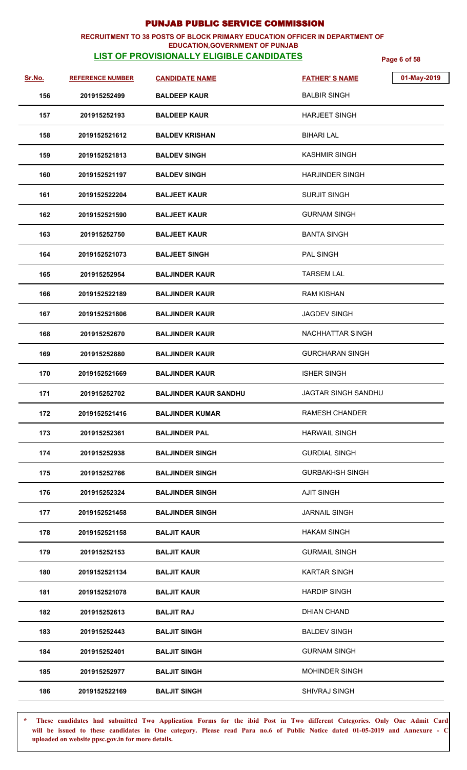# PUNJAB PUBLIC SERVICE COMMISSION

**RECRUITMENT TO 38 POSTS OF BLOCK PRIMARY EDUCATION OFFICER IN DEPARTMENT OF EDUCATION,GOVERNMENT OF PUNJAB**

**LIST OF PROVISIONALLY ELIGIBLE CANDIDATES**

01-May-2019

| Sr.No. | REFERENCE NUMBER | CANDIDATE NAME | FATHER' S NAME |
|---|---|---|---|
| 156 | 201915252499 | BALDEEP KAUR | BALBIR SINGH |
| 157 | 201915252193 | BALDEEP KAUR | HARJEET SINGH |
| 158 | 2019152521612 | BALDEV KRISHAN | BIHARI LAL |
| 159 | 2019152521813 | BALDEV SINGH | KASHMIR SINGH |
| 160 | 2019152521197 | BALDEV SINGH | HARJINDER SINGH |
| 161 | 2019152522204 | BALJEET KAUR | SURJIT SINGH |
| 162 | 2019152521590 | BALJEET KAUR | GURNAM SINGH |
| 163 | 201915252750 | BALJEET KAUR | BANTA SINGH |
| 164 | 2019152521073 | BALJEET SINGH | PAL SINGH |
| 165 | 201915252954 | BALJINDER KAUR | TARSEM LAL |
| 166 | 2019152522189 | BALJINDER KAUR | RAM KISHAN |
| 167 | 2019152521806 | BALJINDER KAUR | JAGDEV SINGH |
| 168 | 201915252670 | BALJINDER KAUR | NACHHATTAR SINGH |
| 169 | 201915252880 | BALJINDER KAUR | GURCHARAN SINGH |
| 170 | 2019152521669 | BALJINDER KAUR | ISHER SINGH |
| 171 | 201915252702 | BALJINDER KAUR SANDHU | JAGTAR SINGH SANDHU |
| 172 | 2019152521416 | BALJINDER KUMAR | RAMESH CHANDER |
| 173 | 201915252361 | BALJINDER PAL | HARWAIL SINGH |
| 174 | 201915252938 | BALJINDER SINGH | GURDIAL SINGH |
| 175 | 201915252766 | BALJINDER SINGH | GURBAKHSH SINGH |
| 176 | 201915252324 | BALJINDER SINGH | AJIT SINGH |
| 177 | 2019152521458 | BALJINDER SINGH | JARNAIL SINGH |
| 178 | 2019152521158 | BALJIT KAUR | HAKAM SINGH |
| 179 | 201915252153 | BALJIT KAUR | GURMAIL SINGH |
| 180 | 2019152521134 | BALJIT KAUR | KARTAR SINGH |
| 181 | 2019152521078 | BALJIT KAUR | HARDIP SINGH |
| 182 | 201915252613 | BALJIT RAJ | DHIAN CHAND |
| 183 | 201915252443 | BALJIT SINGH | BALDEV SINGH |
| 184 | 201915252401 | BALJIT SINGH | GURNAM SINGH |
| 185 | 201915252977 | BALJIT SINGH | MOHINDER SINGH |
| 186 | 2019152522169 | BALJIT SINGH | SHIVRAJ SINGH |

\* **These candidates had submitted Two Application Forms for the ibid Post in Two different Categories. Only One Admit Card will be issued to these candidates in One category. Please read Para no.6 of Public Notice dated 01-05-2019 and Annexure - C uploaded on website ppsc.gov.in for more details.**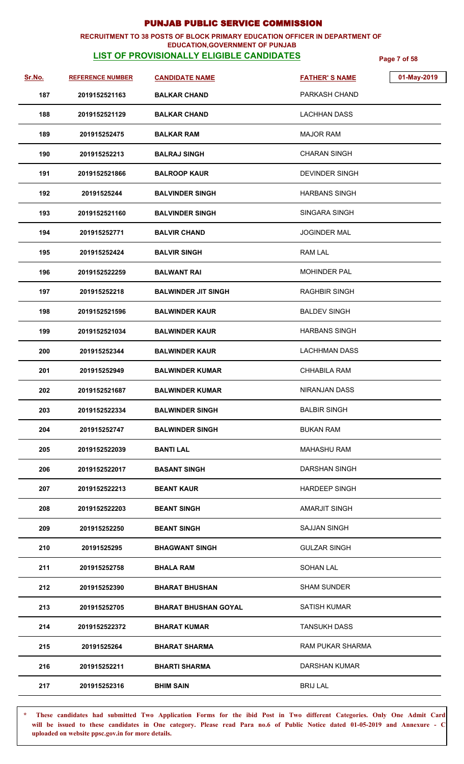# PUNJAB PUBLIC SERVICE COMMISSION

**RECRUITMENT TO 38 POSTS OF BLOCK PRIMARY EDUCATION OFFICER IN DEPARTMENT OF EDUCATION,GOVERNMENT OF PUNJAB**

**LIST OF PROVISIONALLY ELIGIBLE CANDIDATES**

01-May-2019

| Sr.No. | REFERENCE NUMBER | CANDIDATE NAME | FATHER' S NAME |
|---|---|---|---|
| 187 | 2019152521163 | BALKAR CHAND | PARKASH CHAND |
| 188 | 2019152521129 | BALKAR CHAND | LACHHAN DASS |
| 189 | 201915252475 | BALKAR RAM | MAJOR RAM |
| 190 | 201915252213 | BALRAJ SINGH | CHARAN SINGH |
| 191 | 2019152521866 | BALROOP KAUR | DEVINDER SINGH |
| 192 | 20191525244 | BALVINDER SINGH | HARBANS SINGH |
| 193 | 2019152521160 | BALVINDER SINGH | SINGARA SINGH |
| 194 | 201915252771 | BALVIR CHAND | JOGINDER MAL |
| 195 | 201915252424 | BALVIR SINGH | RAM LAL |
| 196 | 2019152522259 | BALWANT RAI | MOHINDER PAL |
| 197 | 201915252218 | BALWINDER JIT SINGH | RAGHBIR SINGH |
| 198 | 2019152521596 | BALWINDER KAUR | BALDEV SINGH |
| 199 | 2019152521034 | BALWINDER KAUR | HARBANS SINGH |
| 200 | 201915252344 | BALWINDER KAUR | LACHHMAN DASS |
| 201 | 201915252949 | BALWINDER KUMAR | CHHABILA RAM |
| 202 | 2019152521687 | BALWINDER KUMAR | NIRANJAN DASS |
| 203 | 2019152522334 | BALWINDER SINGH | BALBIR SINGH |
| 204 | 201915252747 | BALWINDER SINGH | BUKAN RAM |
| 205 | 2019152522039 | BANTI LAL | MAHASHU RAM |
| 206 | 2019152522017 | BASANT SINGH | DARSHAN SINGH |
| 207 | 2019152522213 | BEANT KAUR | HARDEEP SINGH |
| 208 | 2019152522203 | BEANT SINGH | AMARJIT SINGH |
| 209 | 201915252250 | BEANT SINGH | SAJJAN SINGH |
| 210 | 20191525295 | BHAGWANT SINGH | GULZAR SINGH |
| 211 | 201915252758 | BHALA RAM | SOHAN LAL |
| 212 | 201915252390 | BHARAT BHUSHAN | SHAM SUNDER |
| 213 | 201915252705 | BHARAT BHUSHAN GOYAL | SATISH KUMAR |
| 214 | 2019152522372 | BHARAT KUMAR | TANSUKH DASS |
| 215 | 20191525264 | BHARAT SHARMA | RAM PUKAR SHARMA |
| 216 | 201915252211 | BHARTI SHARMA | DARSHAN KUMAR |
| 217 | 201915252316 | BHIM SAIN | BRIJ LAL |

\* **These candidates had submitted Two Application Forms for the ibid Post in Two different Categories. Only One Admit Card will be issued to these candidates in One category. Please read Para no.6 of Public Notice dated 01-05-2019 and Annexure - C uploaded on website ppsc.gov.in for more details.**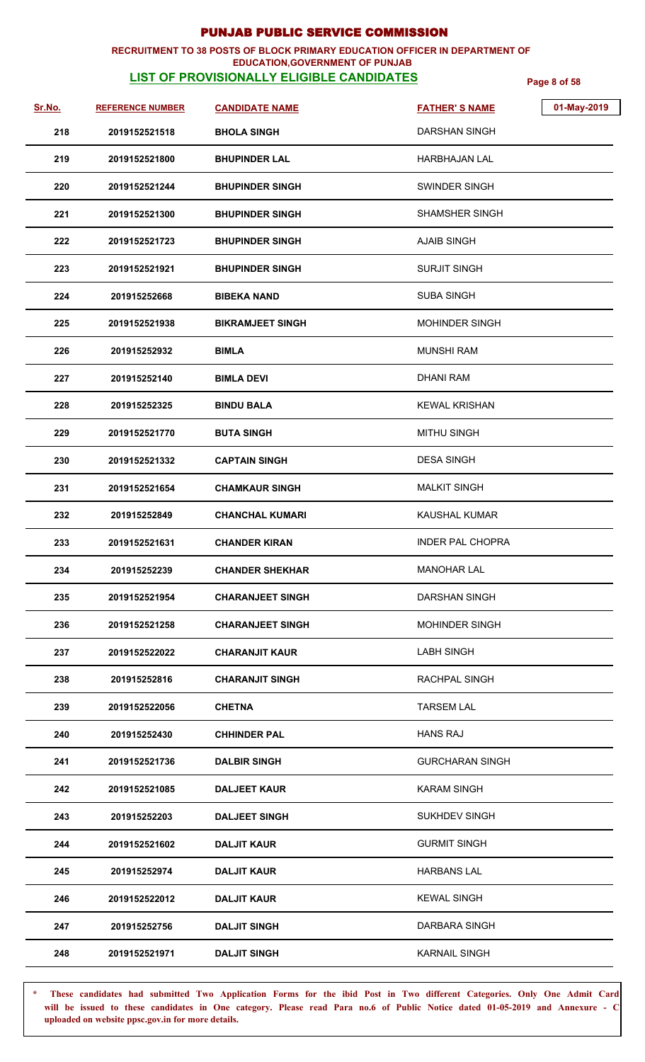# PUNJAB PUBLIC SERVICE COMMISSION

**RECRUITMENT TO 38 POSTS OF BLOCK PRIMARY EDUCATION OFFICER IN DEPARTMENT OF EDUCATION,GOVERNMENT OF PUNJAB**

**LIST OF PROVISIONALLY ELIGIBLE CANDIDATES**

01-May-2019

| Sr.No. | REFERENCE NUMBER | CANDIDATE NAME | FATHER' S NAME |
|---|---|---|---|
| 218 | 2019152521518 | BHOLA SINGH | DARSHAN SINGH |
| 219 | 2019152521800 | BHUPINDER LAL | HARBHAJAN LAL |
| 220 | 2019152521244 | BHUPINDER SINGH | SWINDER SINGH |
| 221 | 2019152521300 | BHUPINDER SINGH | SHAMSHER SINGH |
| 222 | 2019152521723 | BHUPINDER SINGH | AJAIB SINGH |
| 223 | 2019152521921 | BHUPINDER SINGH | SURJIT SINGH |
| 224 | 201915252668 | BIBEKA NAND | SUBA SINGH |
| 225 | 2019152521938 | BIKRAMJEET SINGH | MOHINDER SINGH |
| 226 | 201915252932 | BIMLA | MUNSHI RAM |
| 227 | 201915252140 | BIMLA DEVI | DHANI RAM |
| 228 | 201915252325 | BINDU BALA | KEWAL KRISHAN |
| 229 | 2019152521770 | BUTA SINGH | MITHU SINGH |
| 230 | 2019152521332 | CAPTAIN SINGH | DESA SINGH |
| 231 | 2019152521654 | CHAMKAUR SINGH | MALKIT SINGH |
| 232 | 201915252849 | CHANCHAL KUMARI | KAUSHAL KUMAR |
| 233 | 2019152521631 | CHANDER KIRAN | INDER PAL CHOPRA |
| 234 | 201915252239 | CHANDER SHEKHAR | MANOHAR LAL |
| 235 | 2019152521954 | CHARANJEET SINGH | DARSHAN SINGH |
| 236 | 2019152521258 | CHARANJEET SINGH | MOHINDER SINGH |
| 237 | 2019152522022 | CHARANJIT KAUR | LABH SINGH |
| 238 | 201915252816 | CHARANJIT SINGH | RACHPAL SINGH |
| 239 | 2019152522056 | CHETNA | TARSEM LAL |
| 240 | 201915252430 | CHHINDER PAL | HANS RAJ |
| 241 | 2019152521736 | DALBIR SINGH | GURCHARAN SINGH |
| 242 | 2019152521085 | DALJEET KAUR | KARAM SINGH |
| 243 | 201915252203 | DALJEET SINGH | SUKHDEV SINGH |
| 244 | 2019152521602 | DALJIT KAUR | GURMIT SINGH |
| 245 | 201915252974 | DALJIT KAUR | HARBANS LAL |
| 246 | 2019152522012 | DALJIT KAUR | KEWAL SINGH |
| 247 | 201915252756 | DALJIT SINGH | DARBARA SINGH |
| 248 | 2019152521971 | DALJIT SINGH | KARNAIL SINGH |

**\* These candidates had submitted Two Application Forms for the ibid Post in Two different Categories. Only One Admit Card will be issued to these candidates in One category. Please read Para no.6 of Public Notice dated 01-05-2019 and Annexure - C uploaded on website ppsc.gov.in for more details.**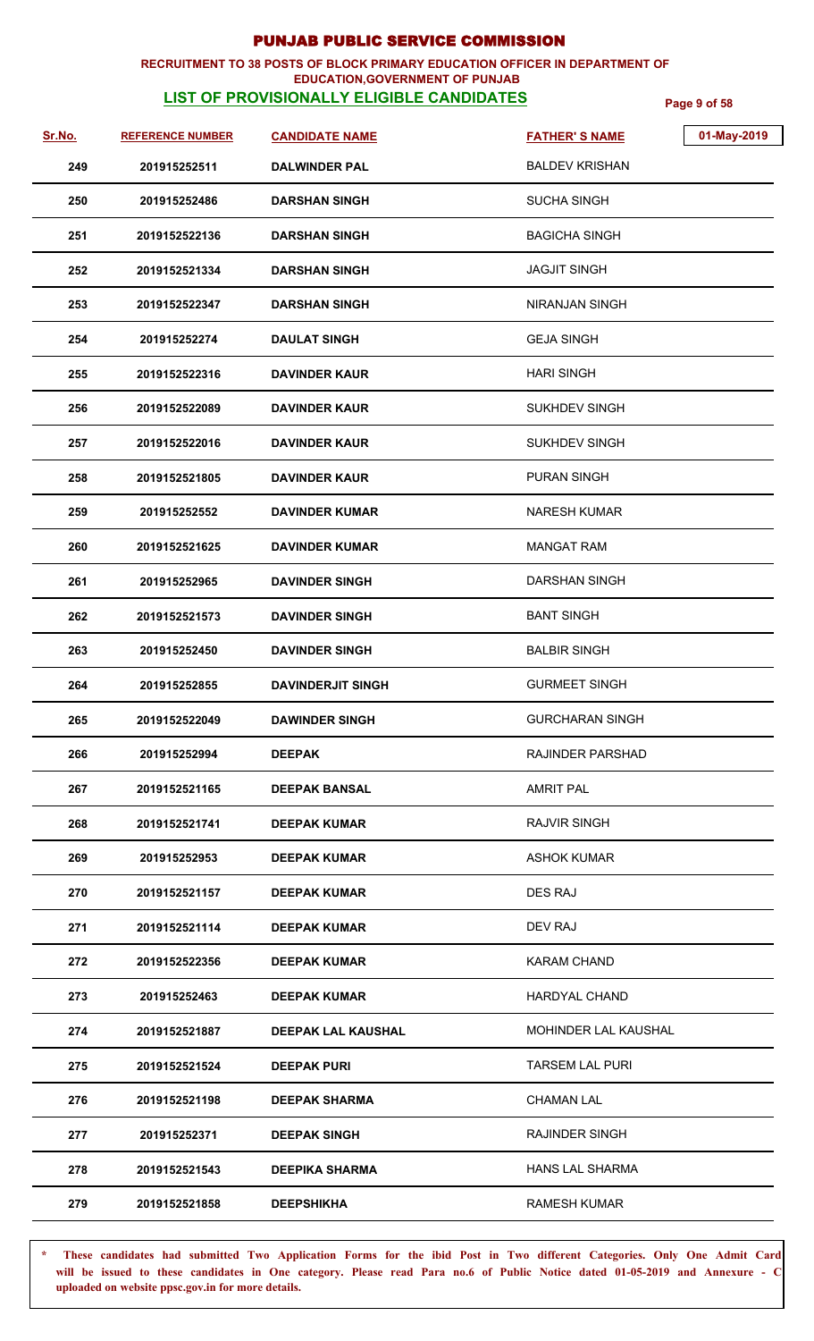# PUNJAB PUBLIC SERVICE COMMISSION

**RECRUITMENT TO 38 POSTS OF BLOCK PRIMARY EDUCATION OFFICER IN DEPARTMENT OF EDUCATION,GOVERNMENT OF PUNJAB**

**LIST OF PROVISIONALLY ELIGIBLE CANDIDATES**

01-May-2019

| Sr.No. | REFERENCE NUMBER | CANDIDATE NAME | FATHER' S NAME |
|---|---|---|---|
| 249 | 201915252511 | DALWINDER PAL | BALDEV KRISHAN |
| 250 | 201915252486 | DARSHAN SINGH | SUCHA SINGH |
| 251 | 2019152522136 | DARSHAN SINGH | BAGICHA SINGH |
| 252 | 2019152521334 | DARSHAN SINGH | JAGJIT SINGH |
| 253 | 2019152522347 | DARSHAN SINGH | NIRANJAN SINGH |
| 254 | 201915252274 | DAULAT SINGH | GEJA SINGH |
| 255 | 2019152522316 | DAVINDER KAUR | HARI SINGH |
| 256 | 2019152522089 | DAVINDER KAUR | SUKHDEV SINGH |
| 257 | 2019152522016 | DAVINDER KAUR | SUKHDEV SINGH |
| 258 | 2019152521805 | DAVINDER KAUR | PURAN SINGH |
| 259 | 201915252552 | DAVINDER KUMAR | NARESH KUMAR |
| 260 | 2019152521625 | DAVINDER KUMAR | MANGAT RAM |
| 261 | 201915252965 | DAVINDER SINGH | DARSHAN SINGH |
| 262 | 2019152521573 | DAVINDER SINGH | BANT SINGH |
| 263 | 201915252450 | DAVINDER SINGH | BALBIR SINGH |
| 264 | 201915252855 | DAVINDERJIT SINGH | GURMEET SINGH |
| 265 | 2019152522049 | DAWINDER SINGH | GURCHARAN SINGH |
| 266 | 201915252994 | DEEPAK | RAJINDER PARSHAD |
| 267 | 2019152521165 | DEEPAK BANSAL | AMRIT PAL |
| 268 | 2019152521741 | DEEPAK KUMAR | RAJVIR SINGH |
| 269 | 201915252953 | DEEPAK KUMAR | ASHOK KUMAR |
| 270 | 2019152521157 | DEEPAK KUMAR | DES RAJ |
| 271 | 2019152521114 | DEEPAK KUMAR | DEV RAJ |
| 272 | 2019152522356 | DEEPAK KUMAR | KARAM CHAND |
| 273 | 201915252463 | DEEPAK KUMAR | HARDYAL CHAND |
| 274 | 2019152521887 | DEEPAK LAL KAUSHAL | MOHINDER LAL KAUSHAL |
| 275 | 2019152521524 | DEEPAK PURI | TARSEM LAL PURI |
| 276 | 2019152521198 | DEEPAK SHARMA | CHAMAN LAL |
| 277 | 201915252371 | DEEPAK SINGH | RAJINDER SINGH |
| 278 | 2019152521543 | DEEPIKA SHARMA | HANS LAL SHARMA |
| 279 | 2019152521858 | DEEPSHIKHA | RAMESH KUMAR |

**\* These candidates had submitted Two Application Forms for the ibid Post in Two different Categories. Only One Admit Card will be issued to these candidates in One category. Please read Para no.6 of Public Notice dated 01-05-2019 and Annexure - C uploaded on website ppsc.gov.in for more details.**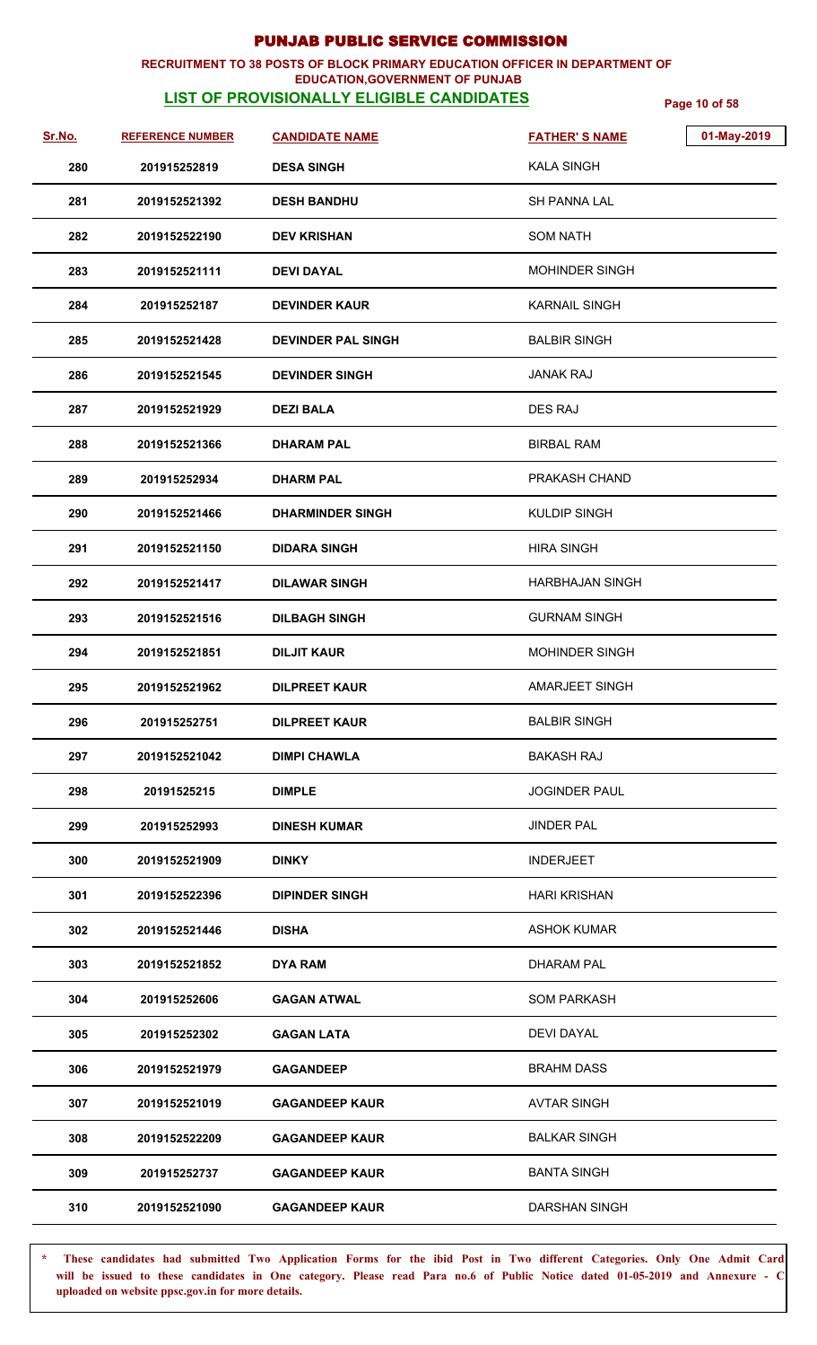# PUNJAB PUBLIC SERVICE COMMISSION

**RECRUITMENT TO 38 POSTS OF BLOCK PRIMARY EDUCATION OFFICER IN DEPARTMENT OF EDUCATION,GOVERNMENT OF PUNJAB**

**LIST OF PROVISIONALLY ELIGIBLE CANDIDATES**

01-May-2019

| Sr.No. | REFERENCE NUMBER | CANDIDATE NAME | FATHER' S NAME |
|---|---|---|---|
| 280 | 201915252819 | DESA SINGH | KALA SINGH |
| 281 | 2019152521392 | DESH BANDHU | SH PANNA LAL |
| 282 | 2019152522190 | DEV KRISHAN | SOM NATH |
| 283 | 2019152521111 | DEVI DAYAL | MOHINDER SINGH |
| 284 | 201915252187 | DEVINDER KAUR | KARNAIL SINGH |
| 285 | 2019152521428 | DEVINDER PAL SINGH | BALBIR SINGH |
| 286 | 2019152521545 | DEVINDER SINGH | JANAK RAJ |
| 287 | 2019152521929 | DEZI BALA | DES RAJ |
| 288 | 2019152521366 | DHARAM PAL | BIRBAL RAM |
| 289 | 201915252934 | DHARM PAL | PRAKASH CHAND |
| 290 | 2019152521466 | DHARMINDER SINGH | KULDIP SINGH |
| 291 | 2019152521150 | DIDARA SINGH | HIRA SINGH |
| 292 | 2019152521417 | DILAWAR SINGH | HARBHAJAN SINGH |
| 293 | 2019152521516 | DILBAGH SINGH | GURNAM SINGH |
| 294 | 2019152521851 | DILJIT KAUR | MOHINDER SINGH |
| 295 | 2019152521962 | DILPREET KAUR | AMARJEET SINGH |
| 296 | 201915252751 | DILPREET KAUR | BALBIR SINGH |
| 297 | 2019152521042 | DIMPI CHAWLA | BAKASH RAJ |
| 298 | 20191525215 | DIMPLE | JOGINDER PAUL |
| 299 | 201915252993 | DINESH KUMAR | JINDER PAL |
| 300 | 2019152521909 | DINKY | INDERJEET |
| 301 | 2019152522396 | DIPINDER SINGH | HARI KRISHAN |
| 302 | 2019152521446 | DISHA | ASHOK KUMAR |
| 303 | 2019152521852 | DYA RAM | DHARAM PAL |
| 304 | 201915252606 | GAGAN ATWAL | SOM PARKASH |
| 305 | 201915252302 | GAGAN LATA | DEVI DAYAL |
| 306 | 2019152521979 | GAGANDEEP | BRAHM DASS |
| 307 | 2019152521019 | GAGANDEEP KAUR | AVTAR SINGH |
| 308 | 2019152522209 | GAGANDEEP KAUR | BALKAR SINGH |
| 309 | 201915252737 | GAGANDEEP KAUR | BANTA SINGH |
| 310 | 2019152521090 | GAGANDEEP KAUR | DARSHAN SINGH |

**\* These candidates had submitted Two Application Forms for the ibid Post in Two different Categories. Only One Admit Card will be issued to these candidates in One category. Please read Para no.6 of Public Notice dated 01-05-2019 and Annexure - C uploaded on website ppsc.gov.in for more details.**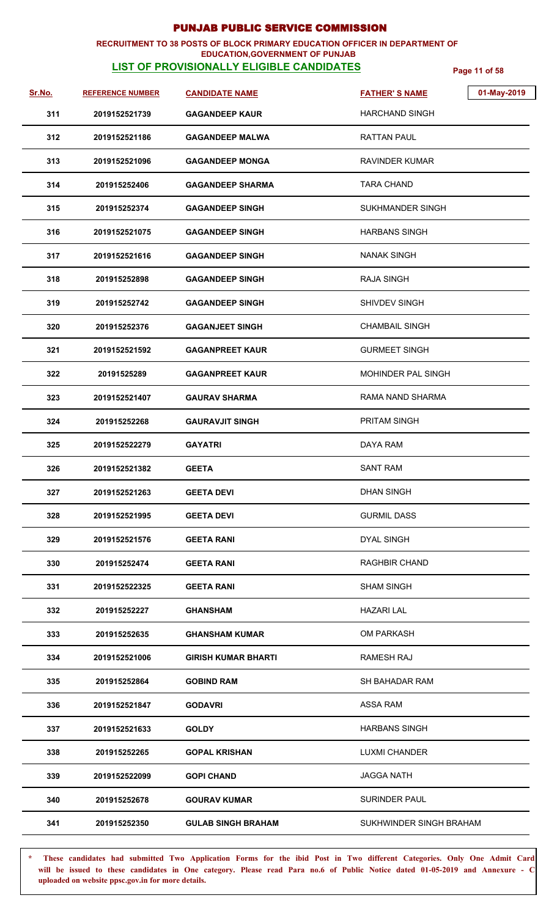# PUNJAB PUBLIC SERVICE COMMISSION

**RECRUITMENT TO 38 POSTS OF BLOCK PRIMARY EDUCATION OFFICER IN DEPARTMENT OF EDUCATION,GOVERNMENT OF PUNJAB**

**LIST OF PROVISIONALLY ELIGIBLE CANDIDATES**

01-May-2019

| Sr.No. | REFERENCE NUMBER | CANDIDATE NAME | FATHER' S NAME |
|---|---|---|---|
| 311 | 2019152521739 | GAGANDEEP KAUR | HARCHAND SINGH |
| 312 | 2019152521186 | GAGANDEEP MALWA | RATTAN PAUL |
| 313 | 2019152521096 | GAGANDEEP MONGA | RAVINDER KUMAR |
| 314 | 201915252406 | GAGANDEEP SHARMA | TARA CHAND |
| 315 | 201915252374 | GAGANDEEP SINGH | SUKHMANDER SINGH |
| 316 | 2019152521075 | GAGANDEEP SINGH | HARBANS SINGH |
| 317 | 2019152521616 | GAGANDEEP SINGH | NANAK SINGH |
| 318 | 201915252898 | GAGANDEEP SINGH | RAJA SINGH |
| 319 | 201915252742 | GAGANDEEP SINGH | SHIVDEV SINGH |
| 320 | 201915252376 | GAGANJEET SINGH | CHAMBAIL SINGH |
| 321 | 2019152521592 | GAGANPREET KAUR | GURMEET SINGH |
| 322 | 20191525289 | GAGANPREET KAUR | MOHINDER PAL SINGH |
| 323 | 2019152521407 | GAURAV SHARMA | RAMA NAND SHARMA |
| 324 | 201915252268 | GAURAVJIT SINGH | PRITAM SINGH |
| 325 | 2019152522279 | GAYATRI | DAYA RAM |
| 326 | 2019152521382 | GEETA | SANT RAM |
| 327 | 2019152521263 | GEETA DEVI | DHAN SINGH |
| 328 | 2019152521995 | GEETA DEVI | GURMIL DASS |
| 329 | 2019152521576 | GEETA RANI | DYAL SINGH |
| 330 | 201915252474 | GEETA RANI | RAGHBIR CHAND |
| 331 | 2019152522325 | GEETA RANI | SHAM SINGH |
| 332 | 201915252227 | GHANSHAM | HAZARI LAL |
| 333 | 201915252635 | GHANSHAM KUMAR | OM PARKASH |
| 334 | 2019152521006 | GIRISH KUMAR BHARTI | RAMESH RAJ |
| 335 | 201915252864 | GOBIND RAM | SH BAHADAR RAM |
| 336 | 2019152521847 | GODAVRI | ASSA RAM |
| 337 | 2019152521633 | GOLDY | HARBANS SINGH |
| 338 | 201915252265 | GOPAL KRISHAN | LUXMI CHANDER |
| 339 | 2019152522099 | GOPI CHAND | JAGGA NATH |
| 340 | 201915252678 | GOURAV KUMAR | SURINDER PAUL |
| 341 | 201915252350 | GULAB SINGH BRAHAM | SUKHWINDER SINGH BRAHAM |

**\* These candidates had submitted Two Application Forms for the ibid Post in Two different Categories. Only One Admit Card will be issued to these candidates in One category. Please read Para no.6 of Public Notice dated 01-05-2019 and Annexure - C uploaded on website ppsc.gov.in for more details.**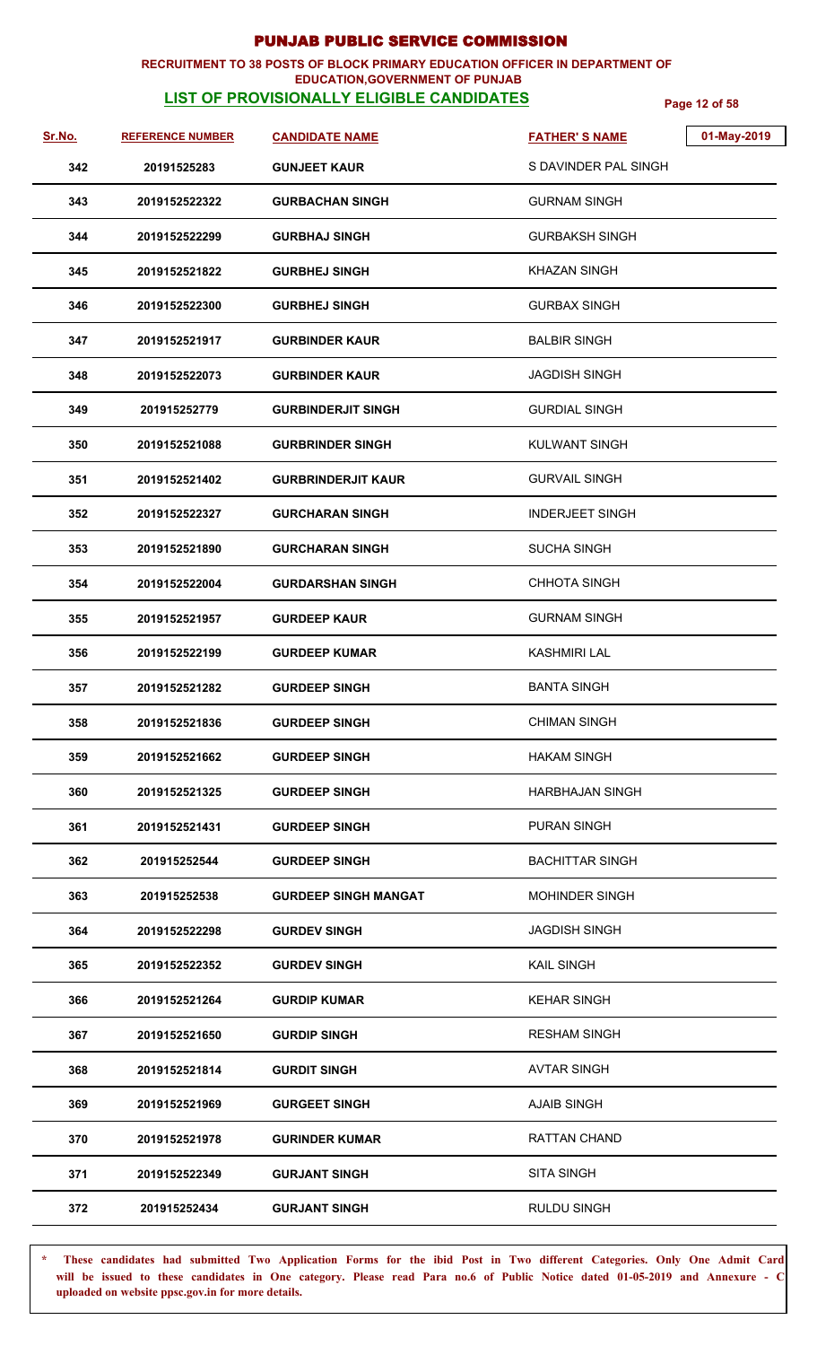# PUNJAB PUBLIC SERVICE COMMISSION

**RECRUITMENT TO 38 POSTS OF BLOCK PRIMARY EDUCATION OFFICER IN DEPARTMENT OF EDUCATION,GOVERNMENT OF PUNJAB**

**LIST OF PROVISIONALLY ELIGIBLE CANDIDATES**

01-May-2019

| Sr.No. | REFERENCE NUMBER | CANDIDATE NAME | FATHER' S NAME |
|---|---|---|---|
| 342 | 20191525283 | GUNJEET KAUR | S DAVINDER PAL SINGH |
| 343 | 2019152522322 | GURBACHAN SINGH | GURNAM SINGH |
| 344 | 2019152522299 | GURBHAJ SINGH | GURBAKSH SINGH |
| 345 | 2019152521822 | GURBHEJ SINGH | KHAZAN SINGH |
| 346 | 2019152522300 | GURBHEJ SINGH | GURBAX SINGH |
| 347 | 2019152521917 | GURBINDER KAUR | BALBIR SINGH |
| 348 | 2019152522073 | GURBINDER KAUR | JAGDISH SINGH |
| 349 | 201915252779 | GURBINDERJIT SINGH | GURDIAL SINGH |
| 350 | 2019152521088 | GURBRINDER SINGH | KULWANT SINGH |
| 351 | 2019152521402 | GURBRINDERJIT KAUR | GURVAIL SINGH |
| 352 | 2019152522327 | GURCHARAN SINGH | INDERJEET SINGH |
| 353 | 2019152521890 | GURCHARAN SINGH | SUCHA SINGH |
| 354 | 2019152522004 | GURDARSHAN SINGH | CHHOTA SINGH |
| 355 | 2019152521957 | GURDEEP KAUR | GURNAM SINGH |
| 356 | 2019152522199 | GURDEEP KUMAR | KASHMIRI LAL |
| 357 | 2019152521282 | GURDEEP SINGH | BANTA SINGH |
| 358 | 2019152521836 | GURDEEP SINGH | CHIMAN SINGH |
| 359 | 2019152521662 | GURDEEP SINGH | HAKAM SINGH |
| 360 | 2019152521325 | GURDEEP SINGH | HARBHAJAN SINGH |
| 361 | 2019152521431 | GURDEEP SINGH | PURAN SINGH |
| 362 | 201915252544 | GURDEEP SINGH | BACHITTAR SINGH |
| 363 | 201915252538 | GURDEEP SINGH MANGAT | MOHINDER SINGH |
| 364 | 2019152522298 | GURDEV SINGH | JAGDISH SINGH |
| 365 | 2019152522352 | GURDEV SINGH | KAIL SINGH |
| 366 | 2019152521264 | GURDIP KUMAR | KEHAR SINGH |
| 367 | 2019152521650 | GURDIP SINGH | RESHAM SINGH |
| 368 | 2019152521814 | GURDIT SINGH | AVTAR SINGH |
| 369 | 2019152521969 | GURGEET SINGH | AJAIB SINGH |
| 370 | 2019152521978 | GURINDER KUMAR | RATTAN CHAND |
| 371 | 2019152522349 | GURJANT SINGH | SITA SINGH |
| 372 | 201915252434 | GURJANT SINGH | RULDU SINGH |

\* **These candidates had submitted Two Application Forms for the ibid Post in Two different Categories. Only One Admit Card will be issued to these candidates in One category. Please read Para no.6 of Public Notice dated 01-05-2019 and Annexure - C uploaded on website ppsc.gov.in for more details.**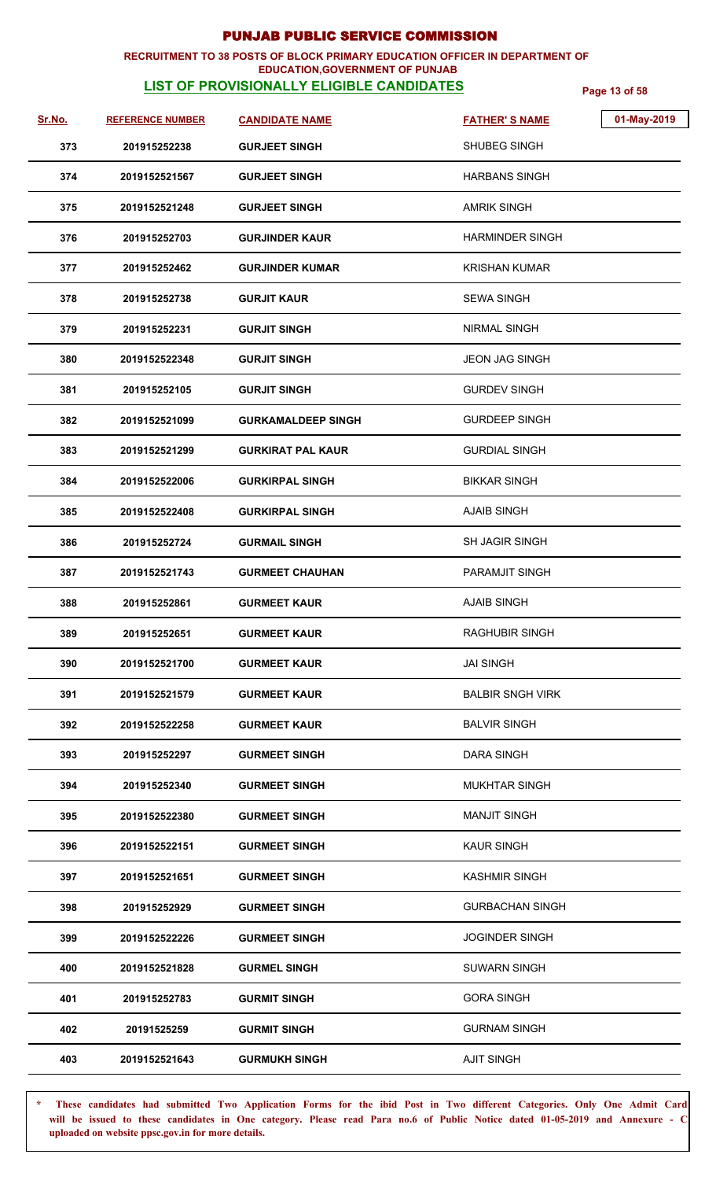# PUNJAB PUBLIC SERVICE COMMISSION

**RECRUITMENT TO 38 POSTS OF BLOCK PRIMARY EDUCATION OFFICER IN DEPARTMENT OF EDUCATION,GOVERNMENT OF PUNJAB**

**LIST OF PROVISIONALLY ELIGIBLE CANDIDATES**

01-May-2019

| Sr.No. | REFERENCE NUMBER | CANDIDATE NAME | FATHER' S NAME |
|---|---|---|---|
| 373 | 201915252238 | GURJEET SINGH | SHUBEG SINGH |
| 374 | 2019152521567 | GURJEET SINGH | HARBANS SINGH |
| 375 | 2019152521248 | GURJEET SINGH | AMRIK SINGH |
| 376 | 201915252703 | GURJINDER KAUR | HARMINDER SINGH |
| 377 | 201915252462 | GURJINDER KUMAR | KRISHAN KUMAR |
| 378 | 201915252738 | GURJIT KAUR | SEWA SINGH |
| 379 | 201915252231 | GURJIT SINGH | NIRMAL SINGH |
| 380 | 2019152522348 | GURJIT SINGH | JEON JAG SINGH |
| 381 | 201915252105 | GURJIT SINGH | GURDEV SINGH |
| 382 | 2019152521099 | GURKAMALDEEP SINGH | GURDEEP SINGH |
| 383 | 2019152521299 | GURKIRAT PAL KAUR | GURDIAL SINGH |
| 384 | 2019152522006 | GURKIRPAL SINGH | BIKKAR SINGH |
| 385 | 2019152522408 | GURKIRPAL SINGH | AJAIB SINGH |
| 386 | 201915252724 | GURMAIL SINGH | SH JAGIR SINGH |
| 387 | 2019152521743 | GURMEET CHAUHAN | PARAMJIT SINGH |
| 388 | 201915252861 | GURMEET KAUR | AJAIB SINGH |
| 389 | 201915252651 | GURMEET KAUR | RAGHUBIR SINGH |
| 390 | 2019152521700 | GURMEET KAUR | JAI SINGH |
| 391 | 2019152521579 | GURMEET KAUR | BALBIR SNGH VIRK |
| 392 | 2019152522258 | GURMEET KAUR | BALVIR SINGH |
| 393 | 201915252297 | GURMEET SINGH | DARA SINGH |
| 394 | 201915252340 | GURMEET SINGH | MUKHTAR SINGH |
| 395 | 2019152522380 | GURMEET SINGH | MANJIT SINGH |
| 396 | 2019152522151 | GURMEET SINGH | KAUR SINGH |
| 397 | 2019152521651 | GURMEET SINGH | KASHMIR SINGH |
| 398 | 201915252929 | GURMEET SINGH | GURBACHAN SINGH |
| 399 | 2019152522226 | GURMEET SINGH | JOGINDER SINGH |
| 400 | 2019152521828 | GURMEL SINGH | SUWARN SINGH |
| 401 | 201915252783 | GURMIT SINGH | GORA SINGH |
| 402 | 20191525259 | GURMIT SINGH | GURNAM SINGH |
| 403 | 2019152521643 | GURMUKH SINGH | AJIT SINGH |

**\* These candidates had submitted Two Application Forms for the ibid Post in Two different Categories. Only One Admit Card will be issued to these candidates in One category. Please read Para no.6 of Public Notice dated 01-05-2019 and Annexure - C uploaded on website ppsc.gov.in for more details.**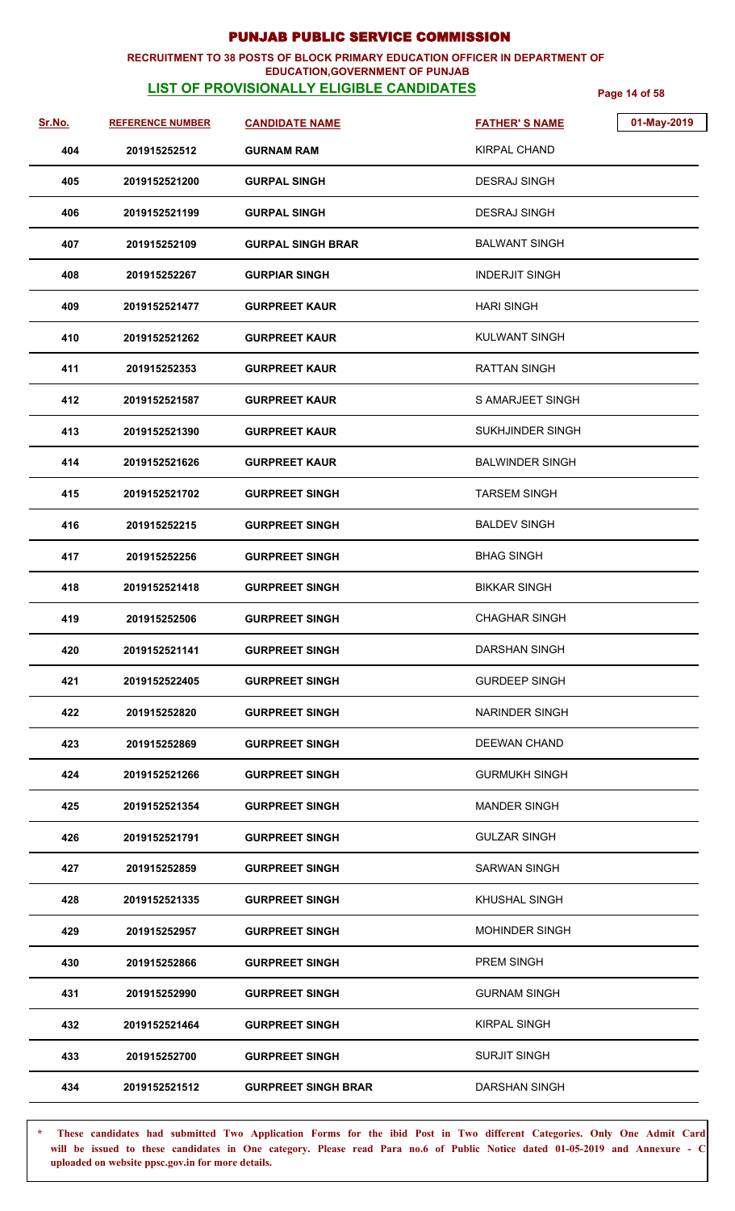# PUNJAB PUBLIC SERVICE COMMISSION

**RECRUITMENT TO 38 POSTS OF BLOCK PRIMARY EDUCATION OFFICER IN DEPARTMENT OF EDUCATION,GOVERNMENT OF PUNJAB**

**LIST OF PROVISIONALLY ELIGIBLE CANDIDATES**

01-May-2019

| Sr.No. | REFERENCE NUMBER | CANDIDATE NAME | FATHER' S NAME |
|---|---|---|---|
| 404 | 201915252512 | GURNAM RAM | KIRPAL CHAND |
| 405 | 2019152521200 | GURPAL SINGH | DESRAJ SINGH |
| 406 | 2019152521199 | GURPAL SINGH | DESRAJ SINGH |
| 407 | 201915252109 | GURPAL SINGH BRAR | BALWANT SINGH |
| 408 | 201915252267 | GURPIAR SINGH | INDERJIT SINGH |
| 409 | 2019152521477 | GURPREET KAUR | HARI SINGH |
| 410 | 2019152521262 | GURPREET KAUR | KULWANT SINGH |
| 411 | 201915252353 | GURPREET KAUR | RATTAN SINGH |
| 412 | 2019152521587 | GURPREET KAUR | S AMARJEET SINGH |
| 413 | 2019152521390 | GURPREET KAUR | SUKHJINDER SINGH |
| 414 | 2019152521626 | GURPREET KAUR | BALWINDER SINGH |
| 415 | 2019152521702 | GURPREET SINGH | TARSEM SINGH |
| 416 | 201915252215 | GURPREET SINGH | BALDEV SINGH |
| 417 | 201915252256 | GURPREET SINGH | BHAG SINGH |
| 418 | 2019152521418 | GURPREET SINGH | BIKKAR SINGH |
| 419 | 201915252506 | GURPREET SINGH | CHAGHAR SINGH |
| 420 | 2019152521141 | GURPREET SINGH | DARSHAN SINGH |
| 421 | 2019152522405 | GURPREET SINGH | GURDEEP SINGH |
| 422 | 201915252820 | GURPREET SINGH | NARINDER SINGH |
| 423 | 201915252869 | GURPREET SINGH | DEEWAN CHAND |
| 424 | 2019152521266 | GURPREET SINGH | GURMUKH SINGH |
| 425 | 2019152521354 | GURPREET SINGH | MANDER SINGH |
| 426 | 2019152521791 | GURPREET SINGH | GULZAR SINGH |
| 427 | 201915252859 | GURPREET SINGH | SARWAN SINGH |
| 428 | 2019152521335 | GURPREET SINGH | KHUSHAL SINGH |
| 429 | 201915252957 | GURPREET SINGH | MOHINDER SINGH |
| 430 | 201915252866 | GURPREET SINGH | PREM SINGH |
| 431 | 201915252990 | GURPREET SINGH | GURNAM SINGH |
| 432 | 2019152521464 | GURPREET SINGH | KIRPAL SINGH |
| 433 | 201915252700 | GURPREET SINGH | SURJIT SINGH |
| 434 | 2019152521512 | GURPREET SINGH BRAR | DARSHAN SINGH |

**\* These candidates had submitted Two Application Forms for the ibid Post in Two different Categories. Only One Admit Card will be issued to these candidates in One category. Please read Para no.6 of Public Notice dated 01-05-2019 and Annexure - C uploaded on website ppsc.gov.in for more details.**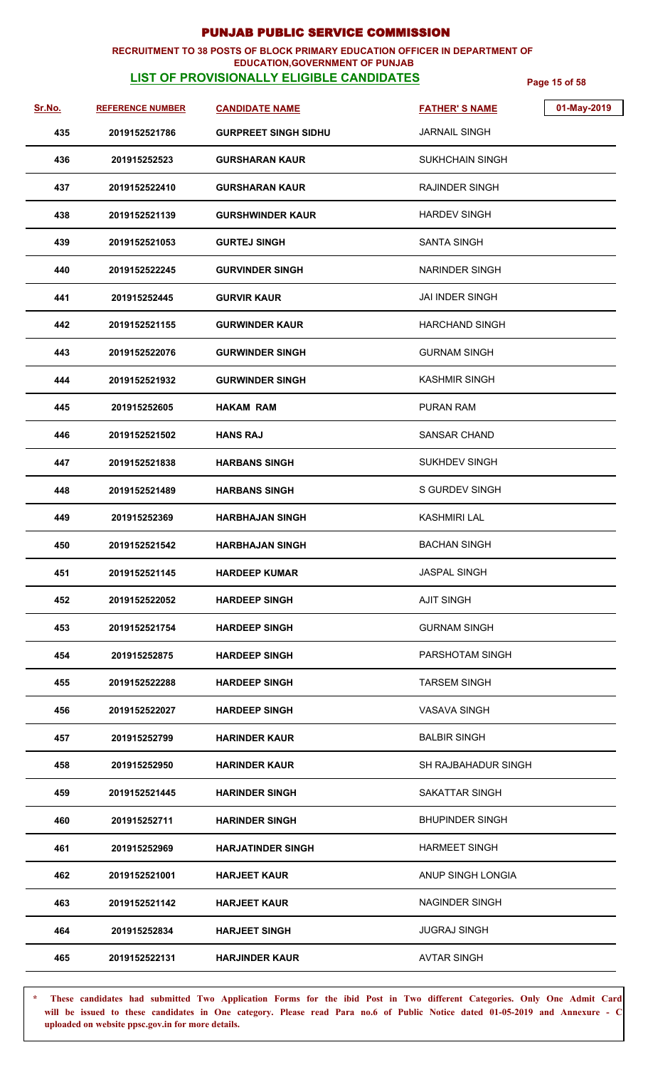# PUNJAB PUBLIC SERVICE COMMISSION

**RECRUITMENT TO 38 POSTS OF BLOCK PRIMARY EDUCATION OFFICER IN DEPARTMENT OF EDUCATION,GOVERNMENT OF PUNJAB**

**LIST OF PROVISIONALLY ELIGIBLE CANDIDATES**

01-May-2019

| Sr.No. | REFERENCE NUMBER | CANDIDATE NAME | FATHER' S NAME |
|---|---|---|---|
| 435 | 2019152521786 | GURPREET SINGH SIDHU | JARNAIL SINGH |
| 436 | 201915252523 | GURSHARAN KAUR | SUKHCHAIN SINGH |
| 437 | 2019152522410 | GURSHARAN KAUR | RAJINDER SINGH |
| 438 | 2019152521139 | GURSHWINDER KAUR | HARDEV SINGH |
| 439 | 2019152521053 | GURTEJ SINGH | SANTA SINGH |
| 440 | 2019152522245 | GURVINDER SINGH | NARINDER SINGH |
| 441 | 201915252445 | GURVIR KAUR | JAI INDER SINGH |
| 442 | 2019152521155 | GURWINDER KAUR | HARCHAND SINGH |
| 443 | 2019152522076 | GURWINDER SINGH | GURNAM SINGH |
| 444 | 2019152521932 | GURWINDER SINGH | KASHMIR SINGH |
| 445 | 201915252605 | HAKAM RAM | PURAN RAM |
| 446 | 2019152521502 | HANS RAJ | SANSAR CHAND |
| 447 | 2019152521838 | HARBANS SINGH | SUKHDEV SINGH |
| 448 | 2019152521489 | HARBANS SINGH | S GURDEV SINGH |
| 449 | 201915252369 | HARBHAJAN SINGH | KASHMIRI LAL |
| 450 | 2019152521542 | HARBHAJAN SINGH | BACHAN SINGH |
| 451 | 2019152521145 | HARDEEP KUMAR | JASPAL SINGH |
| 452 | 2019152522052 | HARDEEP SINGH | AJIT SINGH |
| 453 | 2019152521754 | HARDEEP SINGH | GURNAM SINGH |
| 454 | 201915252875 | HARDEEP SINGH | PARSHOTAM SINGH |
| 455 | 2019152522288 | HARDEEP SINGH | TARSEM SINGH |
| 456 | 2019152522027 | HARDEEP SINGH | VASAVA SINGH |
| 457 | 201915252799 | HARINDER KAUR | BALBIR SINGH |
| 458 | 201915252950 | HARINDER KAUR | SH RAJBAHADUR SINGH |
| 459 | 2019152521445 | HARINDER SINGH | SAKATTAR SINGH |
| 460 | 201915252711 | HARINDER SINGH | BHUPINDER SINGH |
| 461 | 201915252969 | HARJATINDER SINGH | HARMEET SINGH |
| 462 | 2019152521001 | HARJEET KAUR | ANUP SINGH LONGIA |
| 463 | 2019152521142 | HARJEET KAUR | NAGINDER SINGH |
| 464 | 201915252834 | HARJEET SINGH | JUGRAJ SINGH |
| 465 | 2019152522131 | HARJINDER KAUR | AVTAR SINGH |

\* **These candidates had submitted Two Application Forms for the ibid Post in Two different Categories. Only One Admit Card will be issued to these candidates in One category. Please read Para no.6 of Public Notice dated 01-05-2019 and Annexure - C uploaded on website ppsc.gov.in for more details.**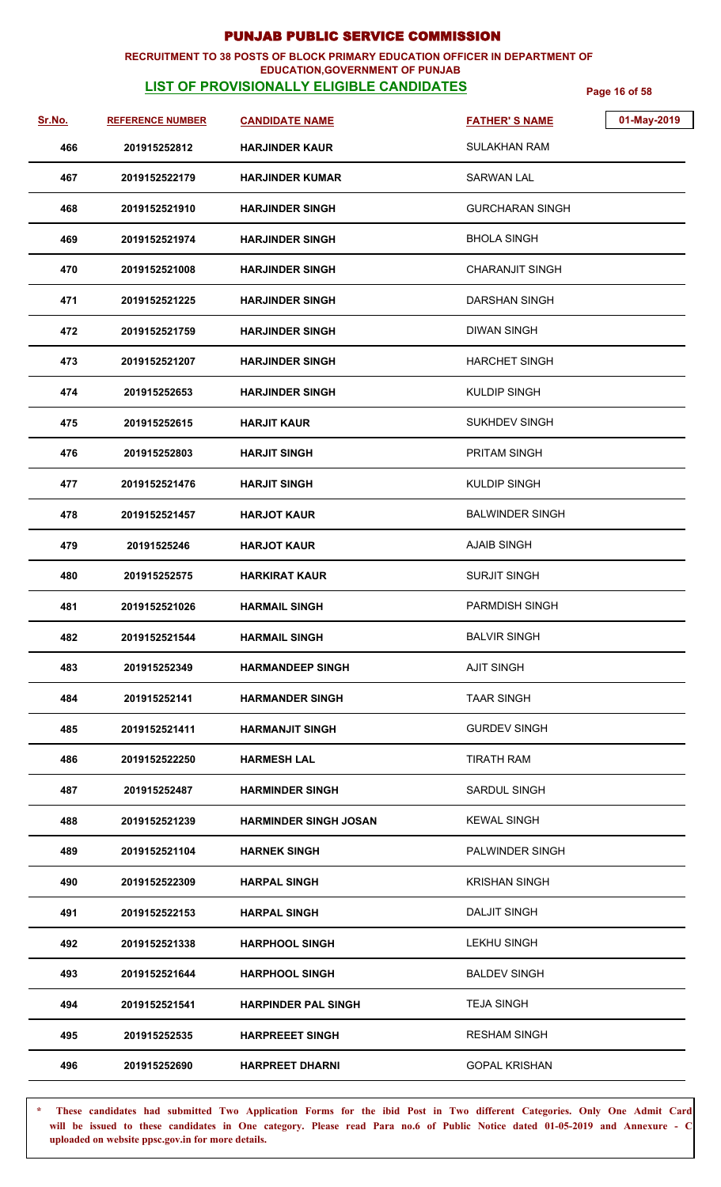# PUNJAB PUBLIC SERVICE COMMISSION

**RECRUITMENT TO 38 POSTS OF BLOCK PRIMARY EDUCATION OFFICER IN DEPARTMENT OF EDUCATION,GOVERNMENT OF PUNJAB**

**LIST OF PROVISIONALLY ELIGIBLE CANDIDATES**

01-May-2019

| Sr.No. | REFERENCE NUMBER | CANDIDATE NAME | FATHER' S NAME |
|---|---|---|---|
| 466 | 201915252812 | HARJINDER KAUR | SULAKHAN RAM |
| 467 | 2019152522179 | HARJINDER KUMAR | SARWAN LAL |
| 468 | 2019152521910 | HARJINDER SINGH | GURCHARAN SINGH |
| 469 | 2019152521974 | HARJINDER SINGH | BHOLA SINGH |
| 470 | 2019152521008 | HARJINDER SINGH | CHARANJIT SINGH |
| 471 | 2019152521225 | HARJINDER SINGH | DARSHAN SINGH |
| 472 | 2019152521759 | HARJINDER SINGH | DIWAN SINGH |
| 473 | 2019152521207 | HARJINDER SINGH | HARCHET SINGH |
| 474 | 201915252653 | HARJINDER SINGH | KULDIP SINGH |
| 475 | 201915252615 | HARJIT KAUR | SUKHDEV SINGH |
| 476 | 201915252803 | HARJIT SINGH | PRITAM SINGH |
| 477 | 2019152521476 | HARJIT SINGH | KULDIP SINGH |
| 478 | 2019152521457 | HARJOT KAUR | BALWINDER SINGH |
| 479 | 20191525246 | HARJOT KAUR | AJAIB SINGH |
| 480 | 201915252575 | HARKIRAT KAUR | SURJIT SINGH |
| 481 | 2019152521026 | HARMAIL SINGH | PARMDISH SINGH |
| 482 | 2019152521544 | HARMAIL SINGH | BALVIR SINGH |
| 483 | 201915252349 | HARMANDEEP SINGH | AJIT SINGH |
| 484 | 201915252141 | HARMANDER SINGH | TAAR SINGH |
| 485 | 2019152521411 | HARMANJIT SINGH | GURDEV SINGH |
| 486 | 2019152522250 | HARMESH LAL | TIRATH RAM |
| 487 | 201915252487 | HARMINDER SINGH | SARDUL SINGH |
| 488 | 2019152521239 | HARMINDER SINGH JOSAN | KEWAL SINGH |
| 489 | 2019152521104 | HARNEK SINGH | PALWINDER SINGH |
| 490 | 2019152522309 | HARPAL SINGH | KRISHAN SINGH |
| 491 | 2019152522153 | HARPAL SINGH | DALJIT SINGH |
| 492 | 2019152521338 | HARPHOOL SINGH | LEKHU SINGH |
| 493 | 2019152521644 | HARPHOOL SINGH | BALDEV SINGH |
| 494 | 2019152521541 | HARPINDER PAL SINGH | TEJA SINGH |
| 495 | 201915252535 | HARPREEET SINGH | RESHAM SINGH |
| 496 | 201915252690 | HARPREET DHARNI | GOPAL KRISHAN |

**\* These candidates had submitted Two Application Forms for the ibid Post in Two different Categories. Only One Admit Card will be issued to these candidates in One category. Please read Para no.6 of Public Notice dated 01-05-2019 and Annexure - C uploaded on website ppsc.gov.in for more details.**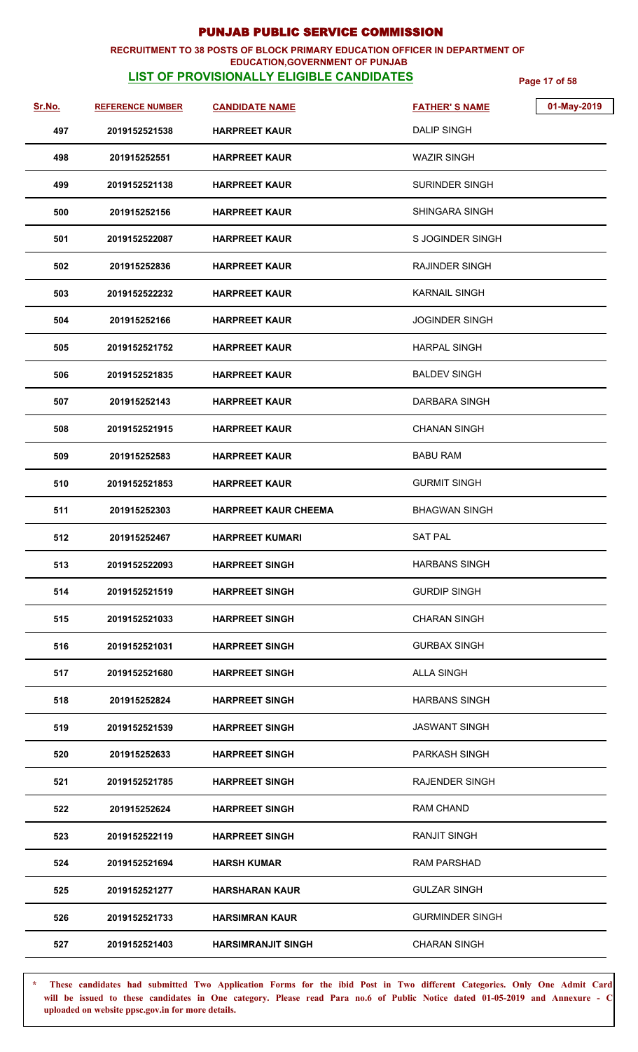# PUNJAB PUBLIC SERVICE COMMISSION

**RECRUITMENT TO 38 POSTS OF BLOCK PRIMARY EDUCATION OFFICER IN DEPARTMENT OF EDUCATION,GOVERNMENT OF PUNJAB**

**LIST OF PROVISIONALLY ELIGIBLE CANDIDATES**

01-May-2019

| Sr.No. | REFERENCE NUMBER | CANDIDATE NAME | FATHER' S NAME |
|---|---|---|---|
| 497 | 2019152521538 | HARPREET KAUR | DALIP SINGH |
| 498 | 201915252551 | HARPREET KAUR | WAZIR SINGH |
| 499 | 2019152521138 | HARPREET KAUR | SURINDER SINGH |
| 500 | 201915252156 | HARPREET KAUR | SHINGARA SINGH |
| 501 | 2019152522087 | HARPREET KAUR | S JOGINDER SINGH |
| 502 | 201915252836 | HARPREET KAUR | RAJINDER SINGH |
| 503 | 2019152522232 | HARPREET KAUR | KARNAIL SINGH |
| 504 | 201915252166 | HARPREET KAUR | JOGINDER SINGH |
| 505 | 2019152521752 | HARPREET KAUR | HARPAL SINGH |
| 506 | 2019152521835 | HARPREET KAUR | BALDEV SINGH |
| 507 | 201915252143 | HARPREET KAUR | DARBARA SINGH |
| 508 | 2019152521915 | HARPREET KAUR | CHANAN SINGH |
| 509 | 201915252583 | HARPREET KAUR | BABU RAM |
| 510 | 2019152521853 | HARPREET KAUR | GURMIT SINGH |
| 511 | 201915252303 | HARPREET KAUR CHEEMA | BHAGWAN SINGH |
| 512 | 201915252467 | HARPREET KUMARI | SAT PAL |
| 513 | 2019152522093 | HARPREET SINGH | HARBANS SINGH |
| 514 | 2019152521519 | HARPREET SINGH | GURDIP SINGH |
| 515 | 2019152521033 | HARPREET SINGH | CHARAN SINGH |
| 516 | 2019152521031 | HARPREET SINGH | GURBAX SINGH |
| 517 | 2019152521680 | HARPREET SINGH | ALLA SINGH |
| 518 | 201915252824 | HARPREET SINGH | HARBANS SINGH |
| 519 | 2019152521539 | HARPREET SINGH | JASWANT SINGH |
| 520 | 201915252633 | HARPREET SINGH | PARKASH SINGH |
| 521 | 2019152521785 | HARPREET SINGH | RAJENDER SINGH |
| 522 | 201915252624 | HARPREET SINGH | RAM CHAND |
| 523 | 2019152522119 | HARPREET SINGH | RANJIT SINGH |
| 524 | 2019152521694 | HARSH KUMAR | RAM PARSHAD |
| 525 | 2019152521277 | HARSHARAN KAUR | GULZAR SINGH |
| 526 | 2019152521733 | HARSIMRAN KAUR | GURMINDER SINGH |
| 527 | 2019152521403 | HARSIMRANJIT SINGH | CHARAN SINGH |

**\* These candidates had submitted Two Application Forms for the ibid Post in Two different Categories. Only One Admit Card will be issued to these candidates in One category. Please read Para no.6 of Public Notice dated 01-05-2019 and Annexure - C uploaded on website ppsc.gov.in for more details.**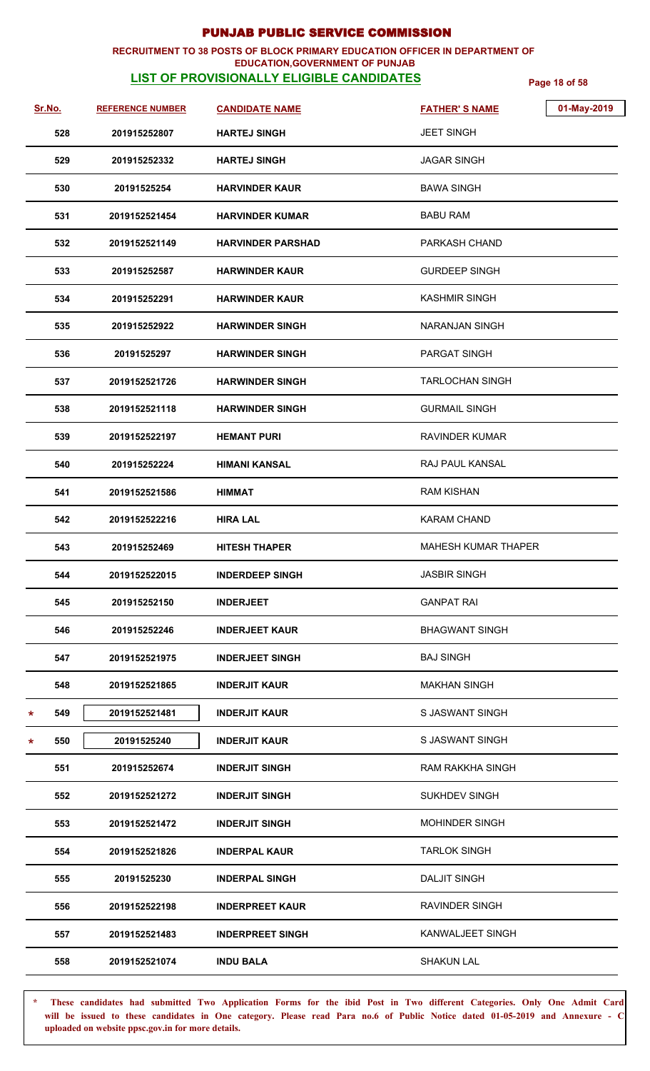# PUNJAB PUBLIC SERVICE COMMISSION

**RECRUITMENT TO 38 POSTS OF BLOCK PRIMARY EDUCATION OFFICER IN DEPARTMENT OF EDUCATION,GOVERNMENT OF PUNJAB**

**LIST OF PROVISIONALLY ELIGIBLE CANDIDATES**

01-May-2019

| | Sr.No. | REFERENCE NUMBER | CANDIDATE NAME | FATHER' S NAME |
|---|---|---|---|---|
| | 528 | 201915252807 | HARTEJ SINGH | JEET SINGH |
| | 529 | 201915252332 | HARTEJ SINGH | JAGAR SINGH |
| | 530 | 20191525254 | HARVINDER KAUR | BAWA SINGH |
| | 531 | 2019152521454 | HARVINDER KUMAR | BABU RAM |
| | 532 | 2019152521149 | HARVINDER PARSHAD | PARKASH CHAND |
| | 533 | 201915252587 | HARWINDER KAUR | GURDEEP SINGH |
| | 534 | 201915252291 | HARWINDER KAUR | KASHMIR SINGH |
| | 535 | 201915252922 | HARWINDER SINGH | NARANJAN SINGH |
| | 536 | 20191525297 | HARWINDER SINGH | PARGAT SINGH |
| | 537 | 2019152521726 | HARWINDER SINGH | TARLOCHAN SINGH |
| | 538 | 2019152521118 | HARWINDER SINGH | GURMAIL SINGH |
| | 539 | 2019152522197 | HEMANT PURI | RAVINDER KUMAR |
| | 540 | 201915252224 | HIMANI KANSAL | RAJ PAUL KANSAL |
| | 541 | 2019152521586 | HIMMAT | RAM KISHAN |
| | 542 | 2019152522216 | HIRA LAL | KARAM CHAND |
| | 543 | 201915252469 | HITESH THAPER | MAHESH KUMAR THAPER |
| | 544 | 2019152522015 | INDERDEEP SINGH | JASBIR SINGH |
| | 545 | 201915252150 | INDERJEET | GANPAT RAI |
| | 546 | 201915252246 | INDERJEET KAUR | BHAGWANT SINGH |
| | 547 | 2019152521975 | INDERJEET SINGH | BAJ SINGH |
| | 548 | 2019152521865 | INDERJIT KAUR | MAKHAN SINGH |
| * | 549 | 2019152521481 | INDERJIT KAUR | S JASWANT SINGH |
| * | 550 | 20191525240 | INDERJIT KAUR | S JASWANT SINGH |
| | 551 | 201915252674 | INDERJIT SINGH | RAM RAKKHA SINGH |
| | 552 | 2019152521272 | INDERJIT SINGH | SUKHDEV SINGH |
| | 553 | 2019152521472 | INDERJIT SINGH | MOHINDER SINGH |
| | 554 | 2019152521826 | INDERPAL KAUR | TARLOK SINGH |
| | 555 | 20191525230 | INDERPAL SINGH | DALJIT SINGH |
| | 556 | 2019152522198 | INDERPREET KAUR | RAVINDER SINGH |
| | 557 | 2019152521483 | INDERPREET SINGH | KANWALJEET SINGH |
| | 558 | 2019152521074 | INDU BALA | SHAKUN LAL |

\* **These candidates had submitted Two Application Forms for the ibid Post in Two different Categories. Only One Admit Card will be issued to these candidates in One category. Please read Para no.6 of Public Notice dated 01-05-2019 and Annexure - C uploaded on website ppsc.gov.in for more details.**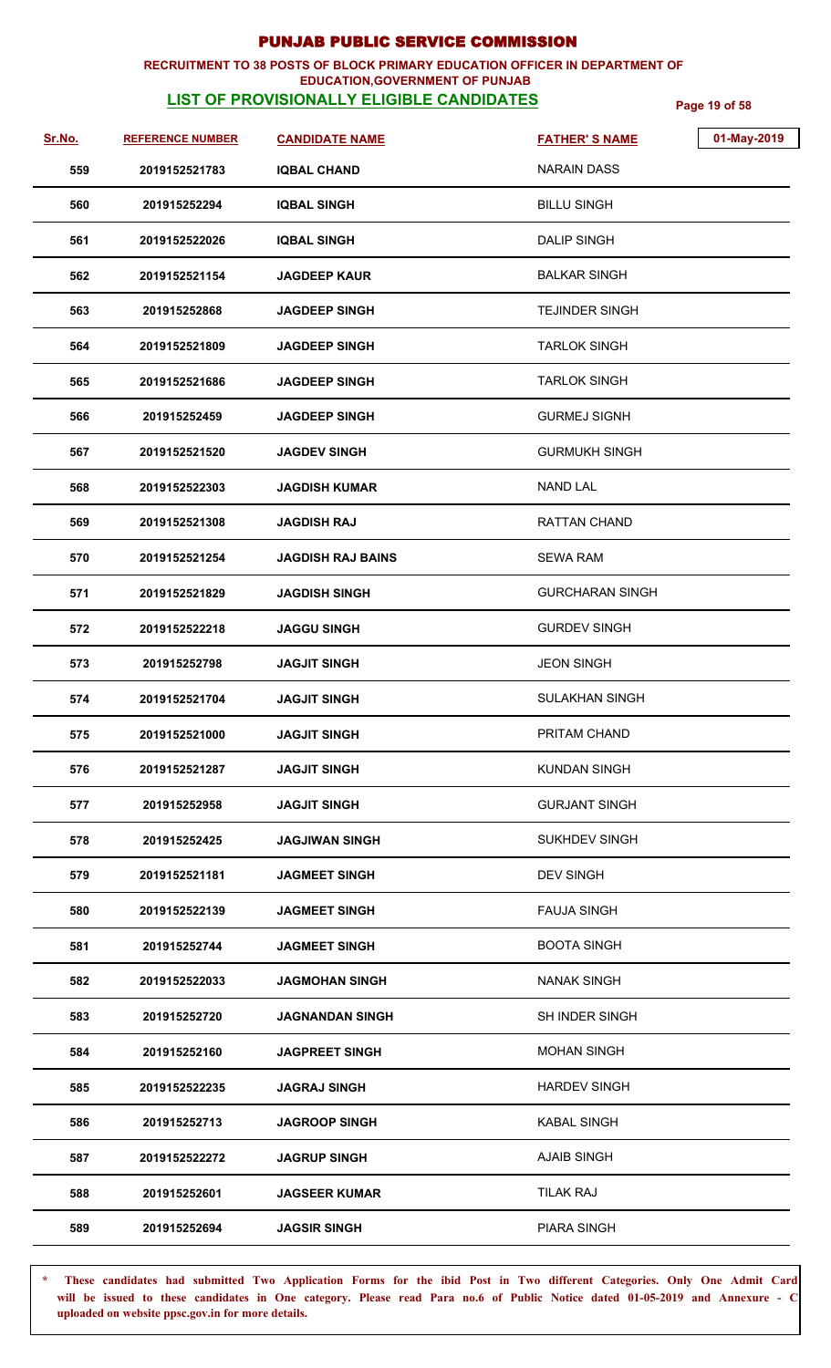# PUNJAB PUBLIC SERVICE COMMISSION

**RECRUITMENT TO 38 POSTS OF BLOCK PRIMARY EDUCATION OFFICER IN DEPARTMENT OF EDUCATION,GOVERNMENT OF PUNJAB**

**LIST OF PROVISIONALLY ELIGIBLE CANDIDATES**

01-May-2019

| Sr.No. | REFERENCE NUMBER | CANDIDATE NAME | FATHER' S NAME |
|---|---|---|---|
| 559 | 2019152521783 | IQBAL CHAND | NARAIN DASS |
| 560 | 201915252294 | IQBAL SINGH | BILLU SINGH |
| 561 | 2019152522026 | IQBAL SINGH | DALIP SINGH |
| 562 | 2019152521154 | JAGDEEP KAUR | BALKAR SINGH |
| 563 | 201915252868 | JAGDEEP SINGH | TEJINDER SINGH |
| 564 | 2019152521809 | JAGDEEP SINGH | TARLOK SINGH |
| 565 | 2019152521686 | JAGDEEP SINGH | TARLOK SINGH |
| 566 | 201915252459 | JAGDEEP SINGH | GURMEJ SIGNH |
| 567 | 2019152521520 | JAGDEV SINGH | GURMUKH SINGH |
| 568 | 2019152522303 | JAGDISH KUMAR | NAND LAL |
| 569 | 2019152521308 | JAGDISH RAJ | RATTAN CHAND |
| 570 | 2019152521254 | JAGDISH RAJ BAINS | SEWA RAM |
| 571 | 2019152521829 | JAGDISH SINGH | GURCHARAN SINGH |
| 572 | 2019152522218 | JAGGU SINGH | GURDEV SINGH |
| 573 | 201915252798 | JAGJIT SINGH | JEON SINGH |
| 574 | 2019152521704 | JAGJIT SINGH | SULAKHAN SINGH |
| 575 | 2019152521000 | JAGJIT SINGH | PRITAM CHAND |
| 576 | 2019152521287 | JAGJIT SINGH | KUNDAN SINGH |
| 577 | 201915252958 | JAGJIT SINGH | GURJANT SINGH |
| 578 | 201915252425 | JAGJIWAN SINGH | SUKHDEV SINGH |
| 579 | 2019152521181 | JAGMEET SINGH | DEV SINGH |
| 580 | 2019152522139 | JAGMEET SINGH | FAUJA SINGH |
| 581 | 201915252744 | JAGMEET SINGH | BOOTA SINGH |
| 582 | 2019152522033 | JAGMOHAN SINGH | NANAK SINGH |
| 583 | 201915252720 | JAGNANDAN SINGH | SH INDER SINGH |
| 584 | 201915252160 | JAGPREET SINGH | MOHAN SINGH |
| 585 | 2019152522235 | JAGRAJ SINGH | HARDEV SINGH |
| 586 | 201915252713 | JAGROOP SINGH | KABAL SINGH |
| 587 | 2019152522272 | JAGRUP SINGH | AJAIB SINGH |
| 588 | 201915252601 | JAGSEER KUMAR | TILAK RAJ |
| 589 | 201915252694 | JAGSIR SINGH | PIARA SINGH |

**\* These candidates had submitted Two Application Forms for the ibid Post in Two different Categories. Only One Admit Card will be issued to these candidates in One category. Please read Para no.6 of Public Notice dated 01-05-2019 and Annexure - C uploaded on website ppsc.gov.in for more details.**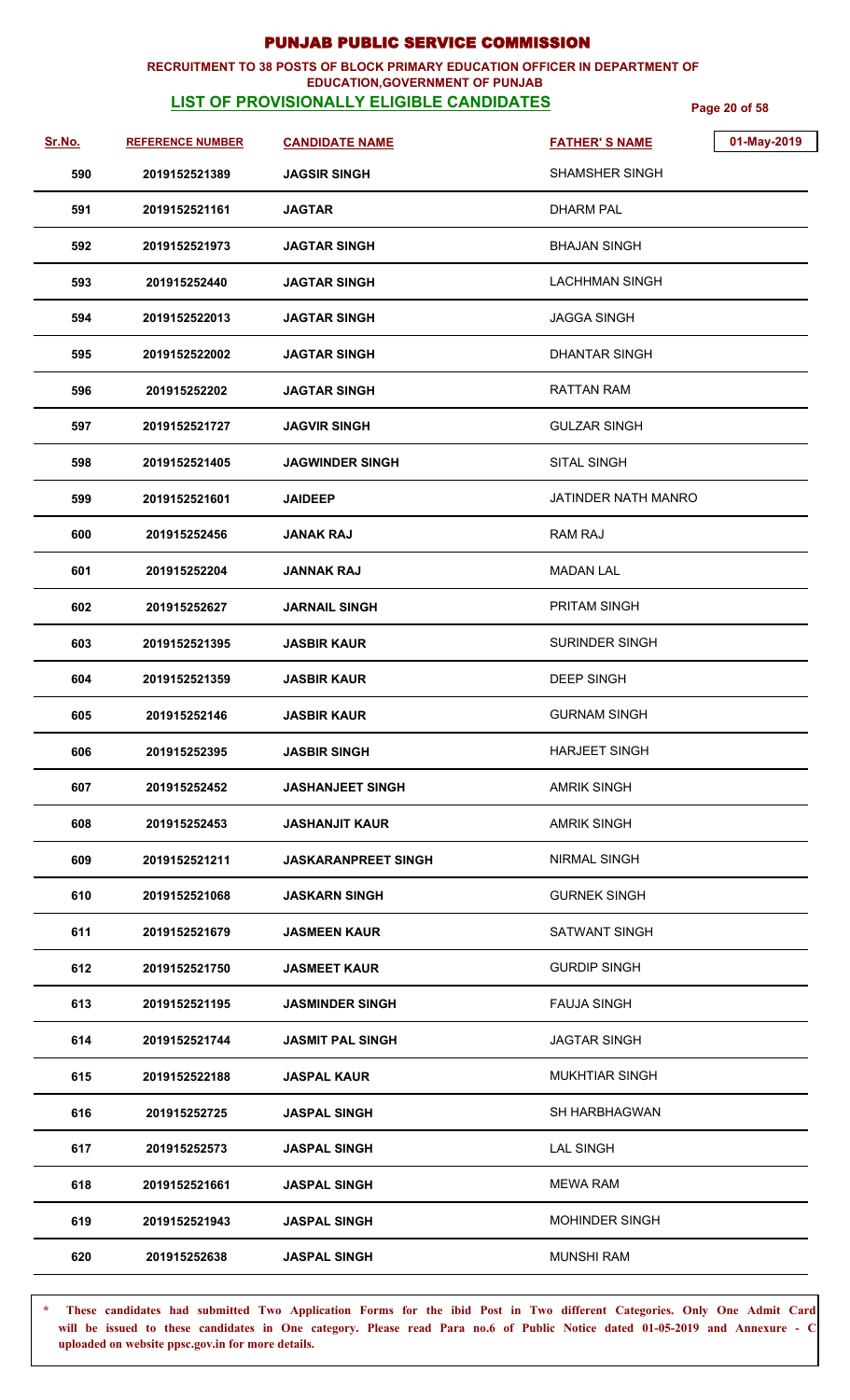# PUNJAB PUBLIC SERVICE COMMISSION

**RECRUITMENT TO 38 POSTS OF BLOCK PRIMARY EDUCATION OFFICER IN DEPARTMENT OF EDUCATION,GOVERNMENT OF PUNJAB**

**LIST OF PROVISIONALLY ELIGIBLE CANDIDATES**

01-May-2019

| Sr.No. | REFERENCE NUMBER | CANDIDATE NAME | FATHER' S NAME |
|---|---|---|---|
| 590 | 2019152521389 | JAGSIR SINGH | SHAMSHER SINGH |
| 591 | 2019152521161 | JAGTAR | DHARM PAL |
| 592 | 2019152521973 | JAGTAR SINGH | BHAJAN SINGH |
| 593 | 201915252440 | JAGTAR SINGH | LACHHMAN SINGH |
| 594 | 2019152522013 | JAGTAR SINGH | JAGGA SINGH |
| 595 | 2019152522002 | JAGTAR SINGH | DHANTAR SINGH |
| 596 | 201915252202 | JAGTAR SINGH | RATTAN RAM |
| 597 | 2019152521727 | JAGVIR SINGH | GULZAR SINGH |
| 598 | 2019152521405 | JAGWINDER SINGH | SITAL SINGH |
| 599 | 2019152521601 | JAIDEEP | JATINDER NATH MANRO |
| 600 | 201915252456 | JANAK RAJ | RAM RAJ |
| 601 | 201915252204 | JANNAK RAJ | MADAN LAL |
| 602 | 201915252627 | JARNAIL SINGH | PRITAM SINGH |
| 603 | 2019152521395 | JASBIR KAUR | SURINDER SINGH |
| 604 | 2019152521359 | JASBIR KAUR | DEEP SINGH |
| 605 | 201915252146 | JASBIR KAUR | GURNAM SINGH |
| 606 | 201915252395 | JASBIR SINGH | HARJEET SINGH |
| 607 | 201915252452 | JASHANJEET SINGH | AMRIK SINGH |
| 608 | 201915252453 | JASHANJIT KAUR | AMRIK SINGH |
| 609 | 2019152521211 | JASKARANPREET SINGH | NIRMAL SINGH |
| 610 | 2019152521068 | JASKARN SINGH | GURNEK SINGH |
| 611 | 2019152521679 | JASMEEN KAUR | SATWANT SINGH |
| 612 | 2019152521750 | JASMEET KAUR | GURDIP SINGH |
| 613 | 2019152521195 | JASMINDER SINGH | FAUJA SINGH |
| 614 | 2019152521744 | JASMIT PAL SINGH | JAGTAR SINGH |
| 615 | 2019152522188 | JASPAL KAUR | MUKHTIAR SINGH |
| 616 | 201915252725 | JASPAL SINGH | SH HARBHAGWAN |
| 617 | 201915252573 | JASPAL SINGH | LAL SINGH |
| 618 | 2019152521661 | JASPAL SINGH | MEWA RAM |
| 619 | 2019152521943 | JASPAL SINGH | MOHINDER SINGH |
| 620 | 201915252638 | JASPAL SINGH | MUNSHI RAM |

**\* These candidates had submitted Two Application Forms for the ibid Post in Two different Categories. Only One Admit Card will be issued to these candidates in One category. Please read Para no.6 of Public Notice dated 01-05-2019 and Annexure - C uploaded on website ppsc.gov.in for more details.**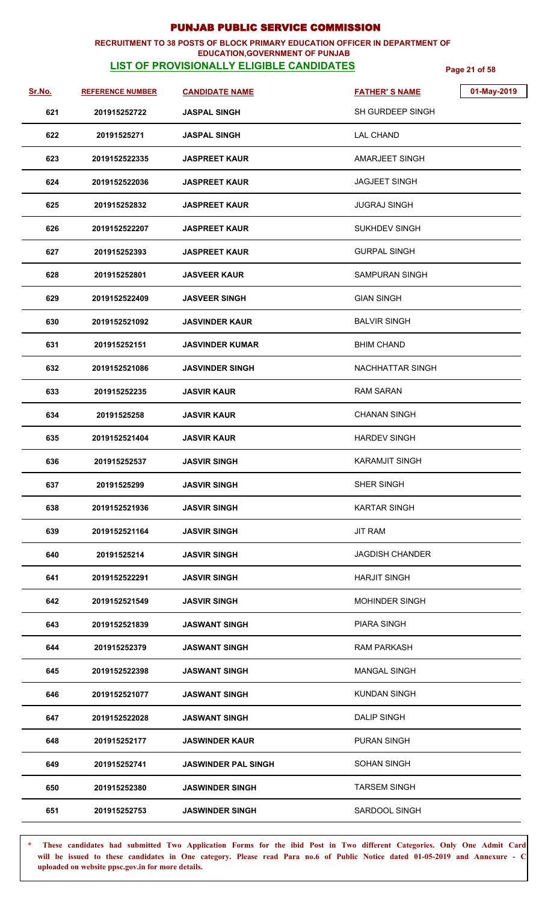# PUNJAB PUBLIC SERVICE COMMISSION

**RECRUITMENT TO 38 POSTS OF BLOCK PRIMARY EDUCATION OFFICER IN DEPARTMENT OF EDUCATION,GOVERNMENT OF PUNJAB**

**LIST OF PROVISIONALLY ELIGIBLE CANDIDATES**

01-May-2019

| Sr.No. | REFERENCE NUMBER | CANDIDATE NAME | FATHER' S NAME |
|---|---|---|---|
| 621 | 201915252722 | JASPAL SINGH | SH GURDEEP SINGH |
| 622 | 20191525271 | JASPAL SINGH | LAL CHAND |
| 623 | 2019152522335 | JASPREET KAUR | AMARJEET SINGH |
| 624 | 2019152522036 | JASPREET KAUR | JAGJEET SINGH |
| 625 | 201915252832 | JASPREET KAUR | JUGRAJ SINGH |
| 626 | 2019152522207 | JASPREET KAUR | SUKHDEV SINGH |
| 627 | 201915252393 | JASPREET KAUR | GURPAL SINGH |
| 628 | 201915252801 | JASVEER KAUR | SAMPURAN SINGH |
| 629 | 2019152522409 | JASVEER SINGH | GIAN SINGH |
| 630 | 2019152521092 | JASVINDER KAUR | BALVIR SINGH |
| 631 | 201915252151 | JASVINDER KUMAR | BHIM CHAND |
| 632 | 2019152521086 | JASVINDER SINGH | NACHHATTAR SINGH |
| 633 | 201915252235 | JASVIR KAUR | RAM SARAN |
| 634 | 20191525258 | JASVIR KAUR | CHANAN SINGH |
| 635 | 2019152521404 | JASVIR KAUR | HARDEV SINGH |
| 636 | 201915252537 | JASVIR SINGH | KARAMJIT SINGH |
| 637 | 20191525299 | JASVIR SINGH | SHER SINGH |
| 638 | 2019152521936 | JASVIR SINGH | KARTAR SINGH |
| 639 | 2019152521164 | JASVIR SINGH | JIT RAM |
| 640 | 20191525214 | JASVIR SINGH | JAGDISH CHANDER |
| 641 | 2019152522291 | JASVIR SINGH | HARJIT SINGH |
| 642 | 2019152521549 | JASVIR SINGH | MOHINDER SINGH |
| 643 | 2019152521839 | JASWANT SINGH | PIARA SINGH |
| 644 | 201915252379 | JASWANT SINGH | RAM PARKASH |
| 645 | 2019152522398 | JASWANT SINGH | MANGAL SINGH |
| 646 | 2019152521077 | JASWANT SINGH | KUNDAN SINGH |
| 647 | 2019152522028 | JASWANT SINGH | DALIP SINGH |
| 648 | 201915252177 | JASWINDER KAUR | PURAN SINGH |
| 649 | 201915252741 | JASWINDER PAL SINGH | SOHAN SINGH |
| 650 | 201915252380 | JASWINDER SINGH | TARSEM SINGH |
| 651 | 201915252753 | JASWINDER SINGH | SARDOOL SINGH |

\* **These candidates had submitted Two Application Forms for the ibid Post in Two different Categories. Only One Admit Card will be issued to these candidates in One category. Please read Para no.6 of Public Notice dated 01-05-2019 and Annexure - C uploaded on website ppsc.gov.in for more details.**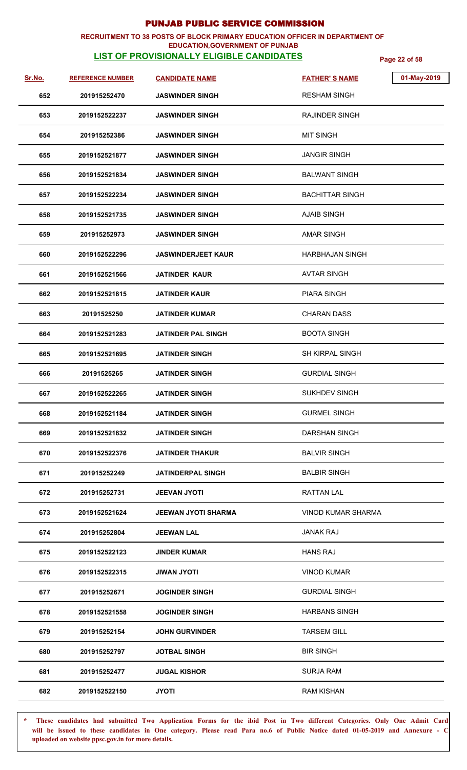# PUNJAB PUBLIC SERVICE COMMISSION

**RECRUITMENT TO 38 POSTS OF BLOCK PRIMARY EDUCATION OFFICER IN DEPARTMENT OF EDUCATION,GOVERNMENT OF PUNJAB**

**LIST OF PROVISIONALLY ELIGIBLE CANDIDATES**

01-May-2019

| Sr.No. | REFERENCE NUMBER | CANDIDATE NAME | FATHER' S NAME |
|---|---|---|---|
| 652 | 201915252470 | JASWINDER SINGH | RESHAM SINGH |
| 653 | 2019152522237 | JASWINDER SINGH | RAJINDER SINGH |
| 654 | 201915252386 | JASWINDER SINGH | MIT SINGH |
| 655 | 2019152521877 | JASWINDER SINGH | JANGIR SINGH |
| 656 | 2019152521834 | JASWINDER SINGH | BALWANT SINGH |
| 657 | 2019152522234 | JASWINDER SINGH | BACHITTAR SINGH |
| 658 | 2019152521735 | JASWINDER SINGH | AJAIB SINGH |
| 659 | 201915252973 | JASWINDER SINGH | AMAR SINGH |
| 660 | 2019152522296 | JASWINDERJEET KAUR | HARBHAJAN SINGH |
| 661 | 2019152521566 | JATINDER KAUR | AVTAR SINGH |
| 662 | 2019152521815 | JATINDER KAUR | PIARA SINGH |
| 663 | 20191525250 | JATINDER KUMAR | CHARAN DASS |
| 664 | 2019152521283 | JATINDER PAL SINGH | BOOTA SINGH |
| 665 | 2019152521695 | JATINDER SINGH | SH KIRPAL SINGH |
| 666 | 20191525265 | JATINDER SINGH | GURDIAL SINGH |
| 667 | 2019152522265 | JATINDER SINGH | SUKHDEV SINGH |
| 668 | 2019152521184 | JATINDER SINGH | GURMEL SINGH |
| 669 | 2019152521832 | JATINDER SINGH | DARSHAN SINGH |
| 670 | 2019152522376 | JATINDER THAKUR | BALVIR SINGH |
| 671 | 201915252249 | JATINDERPAL SINGH | BALBIR SINGH |
| 672 | 201915252731 | JEEVAN JYOTI | RATTAN LAL |
| 673 | 2019152521624 | JEEWAN JYOTI SHARMA | VINOD KUMAR SHARMA |
| 674 | 201915252804 | JEEWAN LAL | JANAK RAJ |
| 675 | 2019152522123 | JINDER KUMAR | HANS RAJ |
| 676 | 2019152522315 | JIWAN JYOTI | VINOD KUMAR |
| 677 | 201915252671 | JOGINDER SINGH | GURDIAL SINGH |
| 678 | 2019152521558 | JOGINDER SINGH | HARBANS SINGH |
| 679 | 201915252154 | JOHN GURVINDER | TARSEM GILL |
| 680 | 201915252797 | JOTBAL SINGH | BIR SINGH |
| 681 | 201915252477 | JUGAL KISHOR | SURJA RAM |
| 682 | 2019152522150 | JYOTI | RAM KISHAN |

**\* These candidates had submitted Two Application Forms for the ibid Post in Two different Categories. Only One Admit Card will be issued to these candidates in One category. Please read Para no.6 of Public Notice dated 01-05-2019 and Annexure - C uploaded on website ppsc.gov.in for more details.**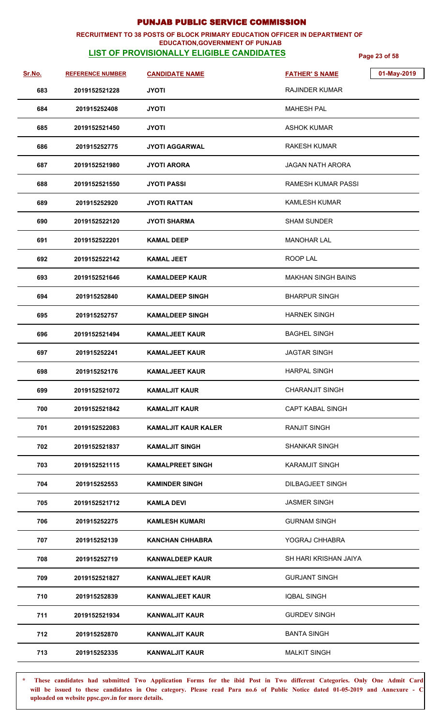# PUNJAB PUBLIC SERVICE COMMISSION

**RECRUITMENT TO 38 POSTS OF BLOCK PRIMARY EDUCATION OFFICER IN DEPARTMENT OF EDUCATION,GOVERNMENT OF PUNJAB**

**LIST OF PROVISIONALLY ELIGIBLE CANDIDATES**

01-May-2019

| Sr.No. | REFERENCE NUMBER | CANDIDATE NAME | FATHER' S NAME |
|---|---|---|---|
| 683 | 2019152521228 | JYOTI | RAJINDER KUMAR |
| 684 | 201915252408 | JYOTI | MAHESH PAL |
| 685 | 2019152521450 | JYOTI | ASHOK KUMAR |
| 686 | 201915252775 | JYOTI AGGARWAL | RAKESH KUMAR |
| 687 | 2019152521980 | JYOTI ARORA | JAGAN NATH ARORA |
| 688 | 2019152521550 | JYOTI PASSI | RAMESH KUMAR PASSI |
| 689 | 201915252920 | JYOTI RATTAN | KAMLESH KUMAR |
| 690 | 2019152522120 | JYOTI SHARMA | SHAM SUNDER |
| 691 | 2019152522201 | KAMAL DEEP | MANOHAR LAL |
| 692 | 2019152522142 | KAMAL JEET | ROOP LAL |
| 693 | 2019152521646 | KAMALDEEP KAUR | MAKHAN SINGH BAINS |
| 694 | 201915252840 | KAMALDEEP SINGH | BHARPUR SINGH |
| 695 | 201915252757 | KAMALDEEP SINGH | HARNEK SINGH |
| 696 | 2019152521494 | KAMALJEET KAUR | BAGHEL SINGH |
| 697 | 201915252241 | KAMALJEET KAUR | JAGTAR SINGH |
| 698 | 201915252176 | KAMALJEET KAUR | HARPAL SINGH |
| 699 | 2019152521072 | KAMALJIT KAUR | CHARANJIT SINGH |
| 700 | 2019152521842 | KAMALJIT KAUR | CAPT KABAL SINGH |
| 701 | 2019152522083 | KAMALJIT KAUR KALER | RANJIT SINGH |
| 702 | 2019152521837 | KAMALJIT SINGH | SHANKAR SINGH |
| 703 | 2019152521115 | KAMALPREET SINGH | KARAMJIT SINGH |
| 704 | 201915252553 | KAMINDER SINGH | DILBAGJEET SINGH |
| 705 | 2019152521712 | KAMLA DEVI | JASMER SINGH |
| 706 | 201915252275 | KAMLESH KUMARI | GURNAM SINGH |
| 707 | 201915252139 | KANCHAN CHHABRA | YOGRAJ CHHABRA |
| 708 | 201915252719 | KANWALDEEP KAUR | SH HARI KRISHAN JAIYA |
| 709 | 2019152521827 | KANWALJEET KAUR | GURJANT SINGH |
| 710 | 201915252839 | KANWALJEET KAUR | IQBAL SINGH |
| 711 | 2019152521934 | KANWALJIT KAUR | GURDEV SINGH |
| 712 | 201915252870 | KANWALJIT KAUR | BANTA SINGH |
| 713 | 201915252335 | KANWALJIT KAUR | MALKIT SINGH |

**\* These candidates had submitted Two Application Forms for the ibid Post in Two different Categories. Only One Admit Card will be issued to these candidates in One category. Please read Para no.6 of Public Notice dated 01-05-2019 and Annexure - C uploaded on website ppsc.gov.in for more details.**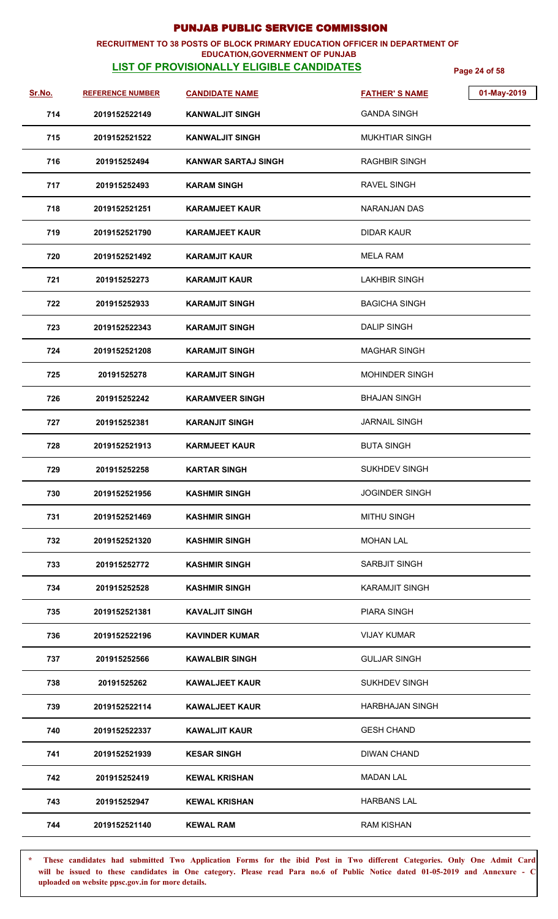# PUNJAB PUBLIC SERVICE COMMISSION

## RECRUITMENT TO 38 POSTS OF BLOCK PRIMARY EDUCATION OFFICER IN DEPARTMENT OF EDUCATION,GOVERNMENT OF PUNJAB

### LIST OF PROVISIONALLY ELIGIBLE CANDIDATES

01-May-2019

| Sr.No. | REFERENCE NUMBER | CANDIDATE NAME | FATHER' S NAME |
|---|---|---|---|
| 714 | 2019152522149 | KANWALJIT SINGH | GANDA SINGH |
| 715 | 2019152521522 | KANWALJIT SINGH | MUKHTIAR SINGH |
| 716 | 201915252494 | KANWAR SARTAJ SINGH | RAGHBIR SINGH |
| 717 | 201915252493 | KARAM SINGH | RAVEL SINGH |
| 718 | 2019152521251 | KARAMJEET KAUR | NARANJAN DAS |
| 719 | 2019152521790 | KARAMJEET KAUR | DIDAR KAUR |
| 720 | 2019152521492 | KARAMJIT KAUR | MELA RAM |
| 721 | 201915252273 | KARAMJIT KAUR | LAKHBIR SINGH |
| 722 | 201915252933 | KARAMJIT SINGH | BAGICHA SINGH |
| 723 | 2019152522343 | KARAMJIT SINGH | DALIP SINGH |
| 724 | 2019152521208 | KARAMJIT SINGH | MAGHAR SINGH |
| 725 | 20191525278 | KARAMJIT SINGH | MOHINDER SINGH |
| 726 | 201915252242 | KARAMVEER SINGH | BHAJAN SINGH |
| 727 | 201915252381 | KARANJIT SINGH | JARNAIL SINGH |
| 728 | 2019152521913 | KARMJEET KAUR | BUTA SINGH |
| 729 | 201915252258 | KARTAR SINGH | SUKHDEV SINGH |
| 730 | 2019152521956 | KASHMIR SINGH | JOGINDER SINGH |
| 731 | 2019152521469 | KASHMIR SINGH | MITHU SINGH |
| 732 | 2019152521320 | KASHMIR SINGH | MOHAN LAL |
| 733 | 201915252772 | KASHMIR SINGH | SARBJIT SINGH |
| 734 | 201915252528 | KASHMIR SINGH | KARAMJIT SINGH |
| 735 | 2019152521381 | KAVALJIT SINGH | PIARA SINGH |
| 736 | 2019152522196 | KAVINDER KUMAR | VIJAY KUMAR |
| 737 | 201915252566 | KAWALBIR SINGH | GULJAR SINGH |
| 738 | 20191525262 | KAWALJEET KAUR | SUKHDEV SINGH |
| 739 | 2019152522114 | KAWALJEET KAUR | HARBHAJAN SINGH |
| 740 | 2019152522337 | KAWALJIT KAUR | GESH CHAND |
| 741 | 2019152521939 | KESAR SINGH | DIWAN CHAND |
| 742 | 201915252419 | KEWAL KRISHAN | MADAN LAL |
| 743 | 201915252947 | KEWAL KRISHAN | HARBANS LAL |
| 744 | 2019152521140 | KEWAL RAM | RAM KISHAN |

**\* These candidates had submitted Two Application Forms for the ibid Post in Two different Categories. Only One Admit Card will be issued to these candidates in One category. Please read Para no.6 of Public Notice dated 01-05-2019 and Annexure - C uploaded on website ppsc.gov.in for more details.**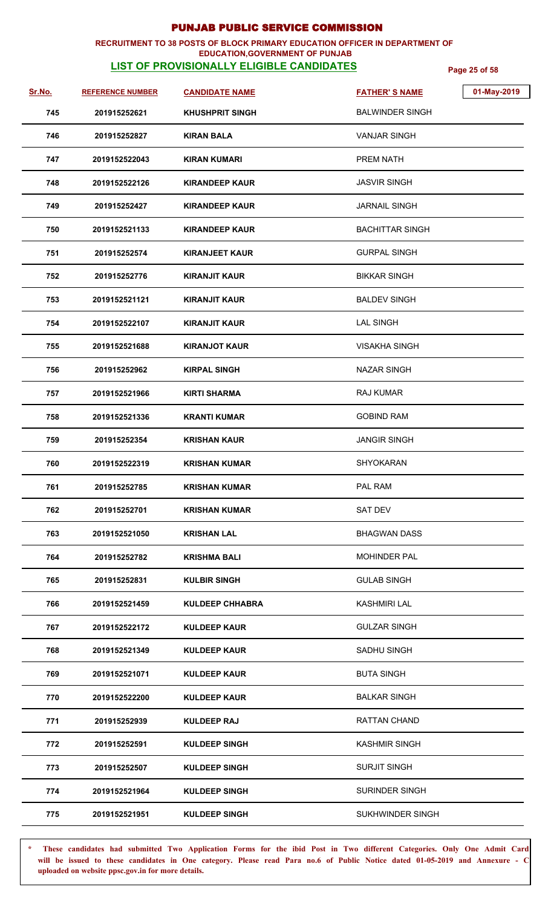# PUNJAB PUBLIC SERVICE COMMISSION

**RECRUITMENT TO 38 POSTS OF BLOCK PRIMARY EDUCATION OFFICER IN DEPARTMENT OF EDUCATION,GOVERNMENT OF PUNJAB**

**LIST OF PROVISIONALLY ELIGIBLE CANDIDATES**

01-May-2019

| Sr.No. | REFERENCE NUMBER | CANDIDATE NAME | FATHER' S NAME |
|---|---|---|---|
| 745 | 201915252621 | KHUSHPRIT SINGH | BALWINDER SINGH |
| 746 | 201915252827 | KIRAN BALA | VANJAR SINGH |
| 747 | 2019152522043 | KIRAN KUMARI | PREM NATH |
| 748 | 2019152522126 | KIRANDEEP KAUR | JASVIR SINGH |
| 749 | 201915252427 | KIRANDEEP KAUR | JARNAIL SINGH |
| 750 | 2019152521133 | KIRANDEEP KAUR | BACHITTAR SINGH |
| 751 | 201915252574 | KIRANJEET KAUR | GURPAL SINGH |
| 752 | 201915252776 | KIRANJIT KAUR | BIKKAR SINGH |
| 753 | 2019152521121 | KIRANJIT KAUR | BALDEV SINGH |
| 754 | 2019152522107 | KIRANJIT KAUR | LAL SINGH |
| 755 | 2019152521688 | KIRANJOT KAUR | VISAKHA SINGH |
| 756 | 201915252962 | KIRPAL SINGH | NAZAR SINGH |
| 757 | 2019152521966 | KIRTI SHARMA | RAJ KUMAR |
| 758 | 2019152521336 | KRANTI KUMAR | GOBIND RAM |
| 759 | 201915252354 | KRISHAN KAUR | JANGIR SINGH |
| 760 | 2019152522319 | KRISHAN KUMAR | SHYOKARAN |
| 761 | 201915252785 | KRISHAN KUMAR | PAL RAM |
| 762 | 201915252701 | KRISHAN KUMAR | SAT DEV |
| 763 | 2019152521050 | KRISHAN LAL | BHAGWAN DASS |
| 764 | 201915252782 | KRISHMA BALI | MOHINDER PAL |
| 765 | 201915252831 | KULBIR SINGH | GULAB SINGH |
| 766 | 2019152521459 | KULDEEP CHHABRA | KASHMIRI LAL |
| 767 | 2019152522172 | KULDEEP KAUR | GULZAR SINGH |
| 768 | 2019152521349 | KULDEEP KAUR | SADHU SINGH |
| 769 | 2019152521071 | KULDEEP KAUR | BUTA SINGH |
| 770 | 2019152522200 | KULDEEP KAUR | BALKAR SINGH |
| 771 | 201915252939 | KULDEEP RAJ | RATTAN CHAND |
| 772 | 201915252591 | KULDEEP SINGH | KASHMIR SINGH |
| 773 | 201915252507 | KULDEEP SINGH | SURJIT SINGH |
| 774 | 2019152521964 | KULDEEP SINGH | SURINDER SINGH |
| 775 | 2019152521951 | KULDEEP SINGH | SUKHWINDER SINGH |

\* These candidates had submitted Two Application Forms for the ibid Post in Two different Categories. Only One Admit Card will be issued to these candidates in One category. Please read Para no.6 of Public Notice dated 01-05-2019 and Annexure - C uploaded on website ppsc.gov.in for more details.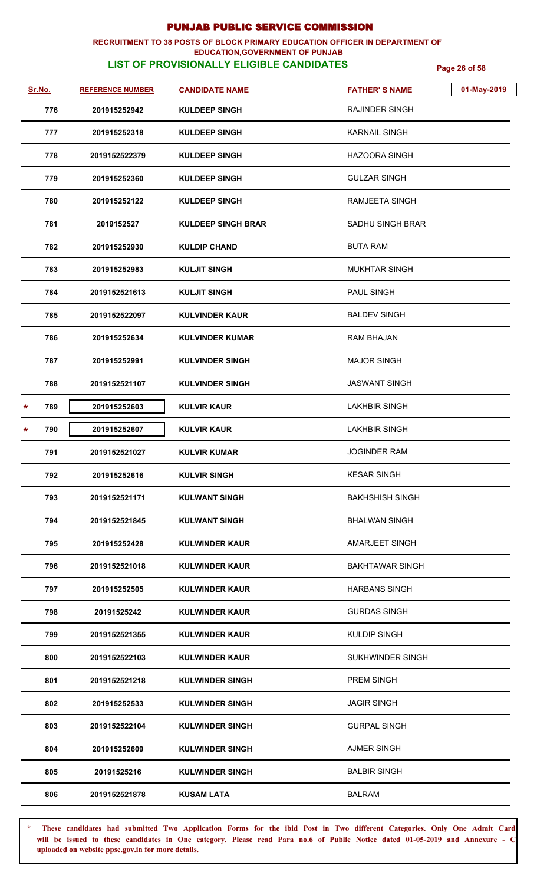# PUNJAB PUBLIC SERVICE COMMISSION

**RECRUITMENT TO 38 POSTS OF BLOCK PRIMARY EDUCATION OFFICER IN DEPARTMENT OF EDUCATION,GOVERNMENT OF PUNJAB**

**LIST OF PROVISIONALLY ELIGIBLE CANDIDATES**

01-May-2019

| | Sr.No. | REFERENCE NUMBER | CANDIDATE NAME | FATHER' S NAME |
|---|---|---|---|---|
| | 776 | 201915252942 | KULDEEP SINGH | RAJINDER SINGH |
| | 777 | 201915252318 | KULDEEP SINGH | KARNAIL SINGH |
| | 778 | 2019152522379 | KULDEEP SINGH | HAZOORA SINGH |
| | 779 | 201915252360 | KULDEEP SINGH | GULZAR SINGH |
| | 780 | 201915252122 | KULDEEP SINGH | RAMJEETA SINGH |
| | 781 | 2019152527 | KULDEEP SINGH BRAR | SADHU SINGH BRAR |
| | 782 | 201915252930 | KULDIP CHAND | BUTA RAM |
| | 783 | 201915252983 | KULJIT SINGH | MUKHTAR SINGH |
| | 784 | 2019152521613 | KULJIT SINGH | PAUL SINGH |
| | 785 | 2019152522097 | KULVINDER KAUR | BALDEV SINGH |
| | 786 | 201915252634 | KULVINDER KUMAR | RAM BHAJAN |
| | 787 | 201915252991 | KULVINDER SINGH | MAJOR SINGH |
| | 788 | 2019152521107 | KULVINDER SINGH | JASWANT SINGH |
| * | 789 | 201915252603 | KULVIR KAUR | LAKHBIR SINGH |
| * | 790 | 201915252607 | KULVIR KAUR | LAKHBIR SINGH |
| | 791 | 2019152521027 | KULVIR KUMAR | JOGINDER RAM |
| | 792 | 201915252616 | KULVIR SINGH | KESAR SINGH |
| | 793 | 2019152521171 | KULWANT SINGH | BAKHSHISH SINGH |
| | 794 | 2019152521845 | KULWANT SINGH | BHALWAN SINGH |
| | 795 | 201915252428 | KULWINDER KAUR | AMARJEET SINGH |
| | 796 | 2019152521018 | KULWINDER KAUR | BAKHTAWAR SINGH |
| | 797 | 201915252505 | KULWINDER KAUR | HARBANS SINGH |
| | 798 | 20191525242 | KULWINDER KAUR | GURDAS SINGH |
| | 799 | 2019152521355 | KULWINDER KAUR | KULDIP SINGH |
| | 800 | 2019152522103 | KULWINDER KAUR | SUKHWINDER SINGH |
| | 801 | 2019152521218 | KULWINDER SINGH | PREM SINGH |
| | 802 | 201915252533 | KULWINDER SINGH | JAGIR SINGH |
| | 803 | 2019152522104 | KULWINDER SINGH | GURPAL SINGH |
| | 804 | 201915252609 | KULWINDER SINGH | AJMER SINGH |
| | 805 | 20191525216 | KULWINDER SINGH | BALBIR SINGH |
| | 806 | 2019152521878 | KUSAM LATA | BALRAM |

\* These candidates had submitted Two Application Forms for the ibid Post in Two different Categories. Only One Admit Card will be issued to these candidates in One category. Please read Para no.6 of Public Notice dated 01-05-2019 and Annexure - C uploaded on website ppsc.gov.in for more details.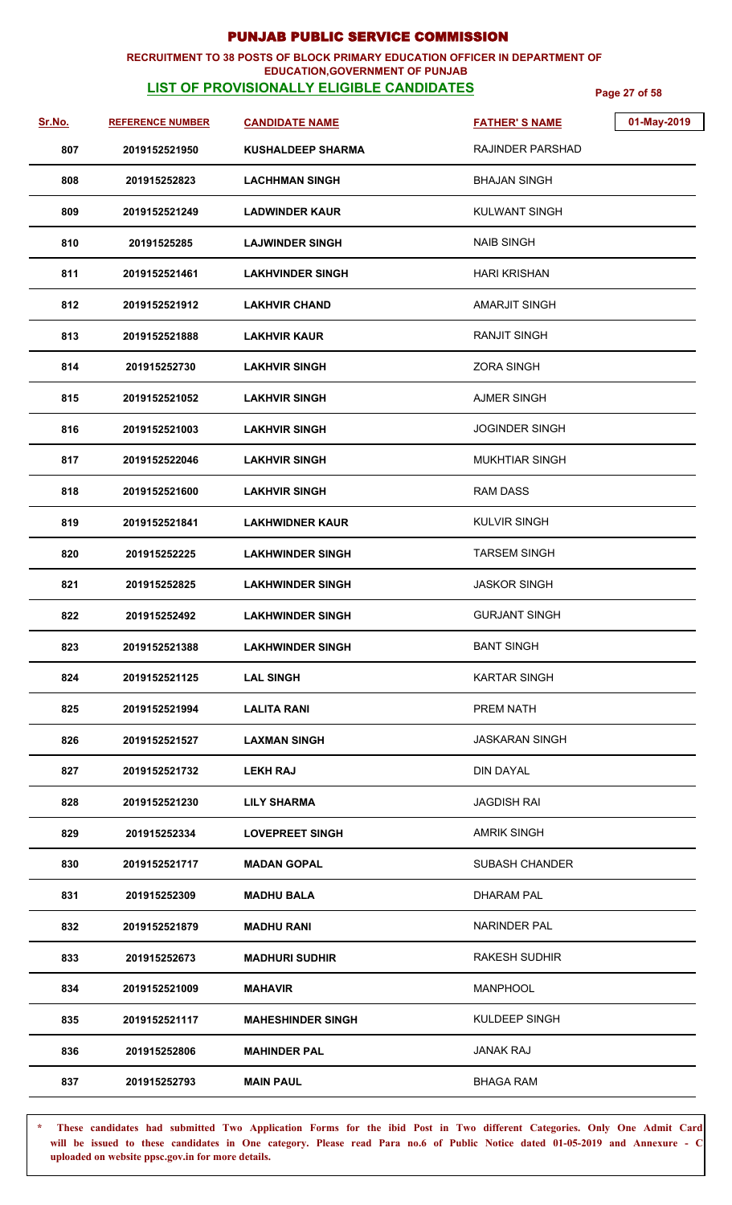# PUNJAB PUBLIC SERVICE COMMISSION

**RECRUITMENT TO 38 POSTS OF BLOCK PRIMARY EDUCATION OFFICER IN DEPARTMENT OF EDUCATION,GOVERNMENT OF PUNJAB**

**LIST OF PROVISIONALLY ELIGIBLE CANDIDATES**

01-May-2019

| Sr.No. | REFERENCE NUMBER | CANDIDATE NAME | FATHER' S NAME |
|---|---|---|---|
| 807 | 2019152521950 | KUSHALDEEP SHARMA | RAJINDER PARSHAD |
| 808 | 201915252823 | LACHHMAN SINGH | BHAJAN SINGH |
| 809 | 2019152521249 | LADWINDER KAUR | KULWANT SINGH |
| 810 | 20191525285 | LAJWINDER SINGH | NAIB SINGH |
| 811 | 2019152521461 | LAKHVINDER SINGH | HARI KRISHAN |
| 812 | 2019152521912 | LAKHVIR CHAND | AMARJIT SINGH |
| 813 | 2019152521888 | LAKHVIR KAUR | RANJIT SINGH |
| 814 | 201915252730 | LAKHVIR SINGH | ZORA SINGH |
| 815 | 2019152521052 | LAKHVIR SINGH | AJMER SINGH |
| 816 | 2019152521003 | LAKHVIR SINGH | JOGINDER SINGH |
| 817 | 2019152522046 | LAKHVIR SINGH | MUKHTIAR SINGH |
| 818 | 2019152521600 | LAKHVIR SINGH | RAM DASS |
| 819 | 2019152521841 | LAKHWIDNER KAUR | KULVIR SINGH |
| 820 | 201915252225 | LAKHWINDER SINGH | TARSEM SINGH |
| 821 | 201915252825 | LAKHWINDER SINGH | JASKOR SINGH |
| 822 | 201915252492 | LAKHWINDER SINGH | GURJANT SINGH |
| 823 | 2019152521388 | LAKHWINDER SINGH | BANT SINGH |
| 824 | 2019152521125 | LAL SINGH | KARTAR SINGH |
| 825 | 2019152521994 | LALITA RANI | PREM NATH |
| 826 | 2019152521527 | LAXMAN SINGH | JASKARAN SINGH |
| 827 | 2019152521732 | LEKH RAJ | DIN DAYAL |
| 828 | 2019152521230 | LILY SHARMA | JAGDISH RAI |
| 829 | 201915252334 | LOVEPREET SINGH | AMRIK SINGH |
| 830 | 2019152521717 | MADAN GOPAL | SUBASH CHANDER |
| 831 | 201915252309 | MADHU BALA | DHARAM PAL |
| 832 | 2019152521879 | MADHU RANI | NARINDER PAL |
| 833 | 201915252673 | MADHURI SUDHIR | RAKESH SUDHIR |
| 834 | 2019152521009 | MAHAVIR | MANPHOOL |
| 835 | 2019152521117 | MAHESHINDER SINGH | KULDEEP SINGH |
| 836 | 201915252806 | MAHINDER PAL | JANAK RAJ |
| 837 | 201915252793 | MAIN PAUL | BHAGA RAM |

\* **These candidates had submitted Two Application Forms for the ibid Post in Two different Categories. Only One Admit Card will be issued to these candidates in One category. Please read Para no.6 of Public Notice dated 01-05-2019 and Annexure - C uploaded on website ppsc.gov.in for more details.**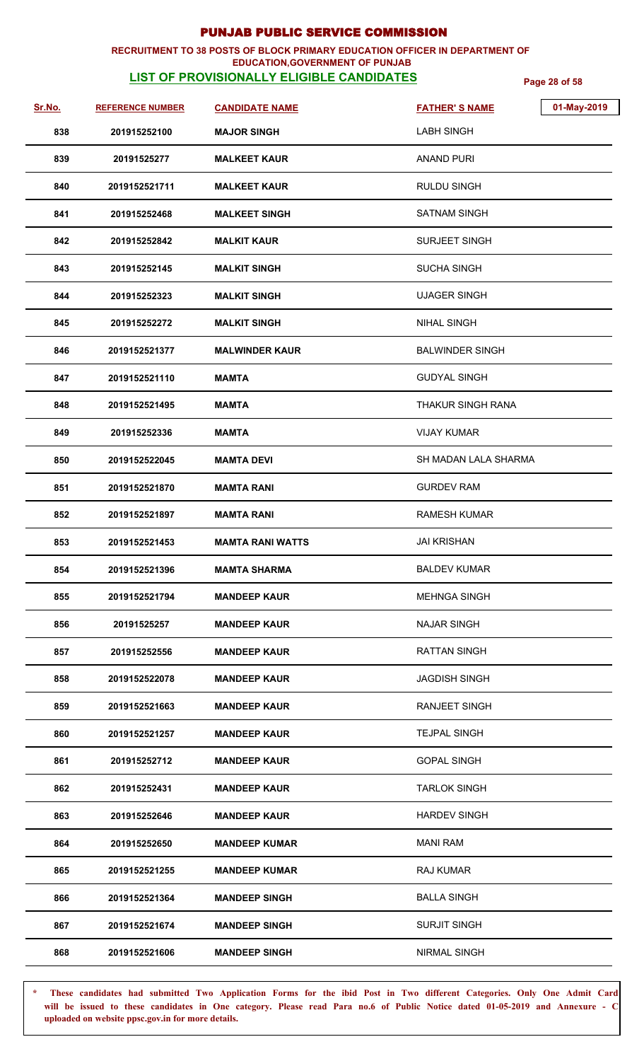# PUNJAB PUBLIC SERVICE COMMISSION

**RECRUITMENT TO 38 POSTS OF BLOCK PRIMARY EDUCATION OFFICER IN DEPARTMENT OF EDUCATION,GOVERNMENT OF PUNJAB**

**LIST OF PROVISIONALLY ELIGIBLE CANDIDATES**

01-May-2019

| Sr.No. | REFERENCE NUMBER | CANDIDATE NAME | FATHER'S NAME |
|---|---|---|---|
| 838 | 201915252100 | MAJOR SINGH | LABH SINGH |
| 839 | 20191525277 | MALKEET KAUR | ANAND PURI |
| 840 | 2019152521711 | MALKEET KAUR | RULDU SINGH |
| 841 | 201915252468 | MALKEET SINGH | SATNAM SINGH |
| 842 | 201915252842 | MALKIT KAUR | SURJEET SINGH |
| 843 | 201915252145 | MALKIT SINGH | SUCHA SINGH |
| 844 | 201915252323 | MALKIT SINGH | UJAGER SINGH |
| 845 | 201915252272 | MALKIT SINGH | NIHAL SINGH |
| 846 | 2019152521377 | MALWINDER KAUR | BALWINDER SINGH |
| 847 | 2019152521110 | MAMTA | GUDYAL SINGH |
| 848 | 2019152521495 | MAMTA | THAKUR SINGH RANA |
| 849 | 201915252336 | MAMTA | VIJAY KUMAR |
| 850 | 2019152522045 | MAMTA DEVI | SH MADAN LALA SHARMA |
| 851 | 2019152521870 | MAMTA RANI | GURDEV RAM |
| 852 | 2019152521897 | MAMTA RANI | RAMESH KUMAR |
| 853 | 2019152521453 | MAMTA RANI WATTS | JAI KRISHAN |
| 854 | 2019152521396 | MAMTA SHARMA | BALDEV KUMAR |
| 855 | 2019152521794 | MANDEEP KAUR | MEHNGA SINGH |
| 856 | 20191525257 | MANDEEP KAUR | NAJAR SINGH |
| 857 | 201915252556 | MANDEEP KAUR | RATTAN SINGH |
| 858 | 2019152522078 | MANDEEP KAUR | JAGDISH SINGH |
| 859 | 2019152521663 | MANDEEP KAUR | RANJEET SINGH |
| 860 | 2019152521257 | MANDEEP KAUR | TEJPAL SINGH |
| 861 | 201915252712 | MANDEEP KAUR | GOPAL SINGH |
| 862 | 201915252431 | MANDEEP KAUR | TARLOK SINGH |
| 863 | 201915252646 | MANDEEP KAUR | HARDEV SINGH |
| 864 | 201915252650 | MANDEEP KUMAR | MANI RAM |
| 865 | 2019152521255 | MANDEEP KUMAR | RAJ KUMAR |
| 866 | 2019152521364 | MANDEEP SINGH | BALLA SINGH |
| 867 | 2019152521674 | MANDEEP SINGH | SURJIT SINGH |
| 868 | 2019152521606 | MANDEEP SINGH | NIRMAL SINGH |

\* These candidates had submitted Two Application Forms for the ibid Post in Two different Categories. Only One Admit Card will be issued to these candidates in One category. Please read Para no.6 of Public Notice dated 01-05-2019 and Annexure - C uploaded on website ppsc.gov.in for more details.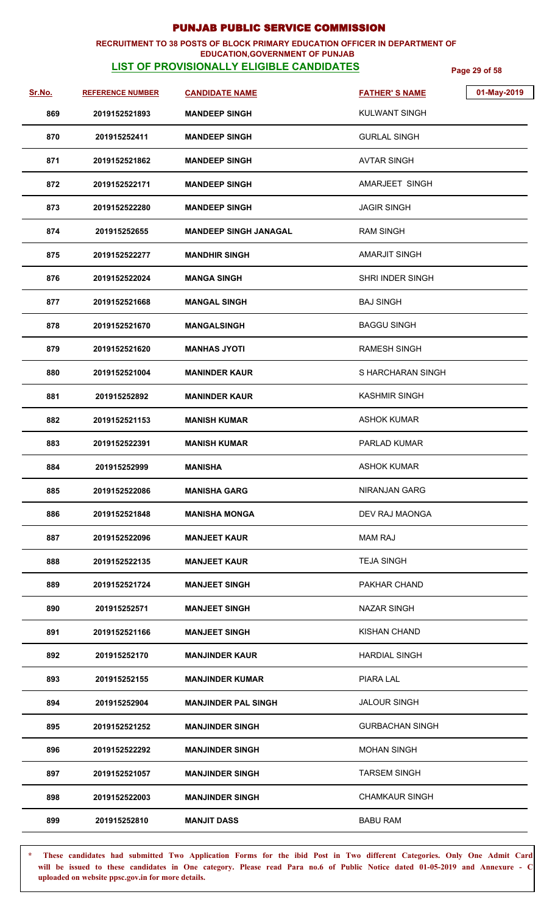# PUNJAB PUBLIC SERVICE COMMISSION

**RECRUITMENT TO 38 POSTS OF BLOCK PRIMARY EDUCATION OFFICER IN DEPARTMENT OF EDUCATION,GOVERNMENT OF PUNJAB**

**LIST OF PROVISIONALLY ELIGIBLE CANDIDATES**

01-May-2019

| Sr.No. | REFERENCE NUMBER | CANDIDATE NAME | FATHER' S NAME |
|---|---|---|---|
| 869 | 2019152521893 | MANDEEP SINGH | KULWANT SINGH |
| 870 | 201915252411 | MANDEEP SINGH | GURLAL SINGH |
| 871 | 2019152521862 | MANDEEP SINGH | AVTAR SINGH |
| 872 | 2019152522171 | MANDEEP SINGH | AMARJEET SINGH |
| 873 | 2019152522280 | MANDEEP SINGH | JAGIR SINGH |
| 874 | 201915252655 | MANDEEP SINGH JANAGAL | RAM SINGH |
| 875 | 2019152522277 | MANDHIR SINGH | AMARJIT SINGH |
| 876 | 2019152522024 | MANGA SINGH | SHRI INDER SINGH |
| 877 | 2019152521668 | MANGAL SINGH | BAJ SINGH |
| 878 | 2019152521670 | MANGALSINGH | BAGGU SINGH |
| 879 | 2019152521620 | MANHAS JYOTI | RAMESH SINGH |
| 880 | 2019152521004 | MANINDER KAUR | S HARCHARAN SINGH |
| 881 | 201915252892 | MANINDER KAUR | KASHMIR SINGH |
| 882 | 2019152521153 | MANISH KUMAR | ASHOK KUMAR |
| 883 | 2019152522391 | MANISH KUMAR | PARLAD KUMAR |
| 884 | 201915252999 | MANISHA | ASHOK KUMAR |
| 885 | 2019152522086 | MANISHA GARG | NIRANJAN GARG |
| 886 | 2019152521848 | MANISHA MONGA | DEV RAJ MAONGA |
| 887 | 2019152522096 | MANJEET KAUR | MAM RAJ |
| 888 | 2019152522135 | MANJEET KAUR | TEJA SINGH |
| 889 | 2019152521724 | MANJEET SINGH | PAKHAR CHAND |
| 890 | 201915252571 | MANJEET SINGH | NAZAR SINGH |
| 891 | 2019152521166 | MANJEET SINGH | KISHAN CHAND |
| 892 | 201915252170 | MANJINDER KAUR | HARDIAL SINGH |
| 893 | 201915252155 | MANJINDER KUMAR | PIARA LAL |
| 894 | 201915252904 | MANJINDER PAL SINGH | JALOUR SINGH |
| 895 | 2019152521252 | MANJINDER SINGH | GURBACHAN SINGH |
| 896 | 2019152522292 | MANJINDER SINGH | MOHAN SINGH |
| 897 | 2019152521057 | MANJINDER SINGH | TARSEM SINGH |
| 898 | 2019152522003 | MANJINDER SINGH | CHAMKAUR SINGH |
| 899 | 201915252810 | MANJIT DASS | BABU RAM |

\* These candidates had submitted Two Application Forms for the ibid Post in Two different Categories. Only One Admit Card will be issued to these candidates in One category. Please read Para no.6 of Public Notice dated 01-05-2019 and Annexure - C uploaded on website ppsc.gov.in for more details.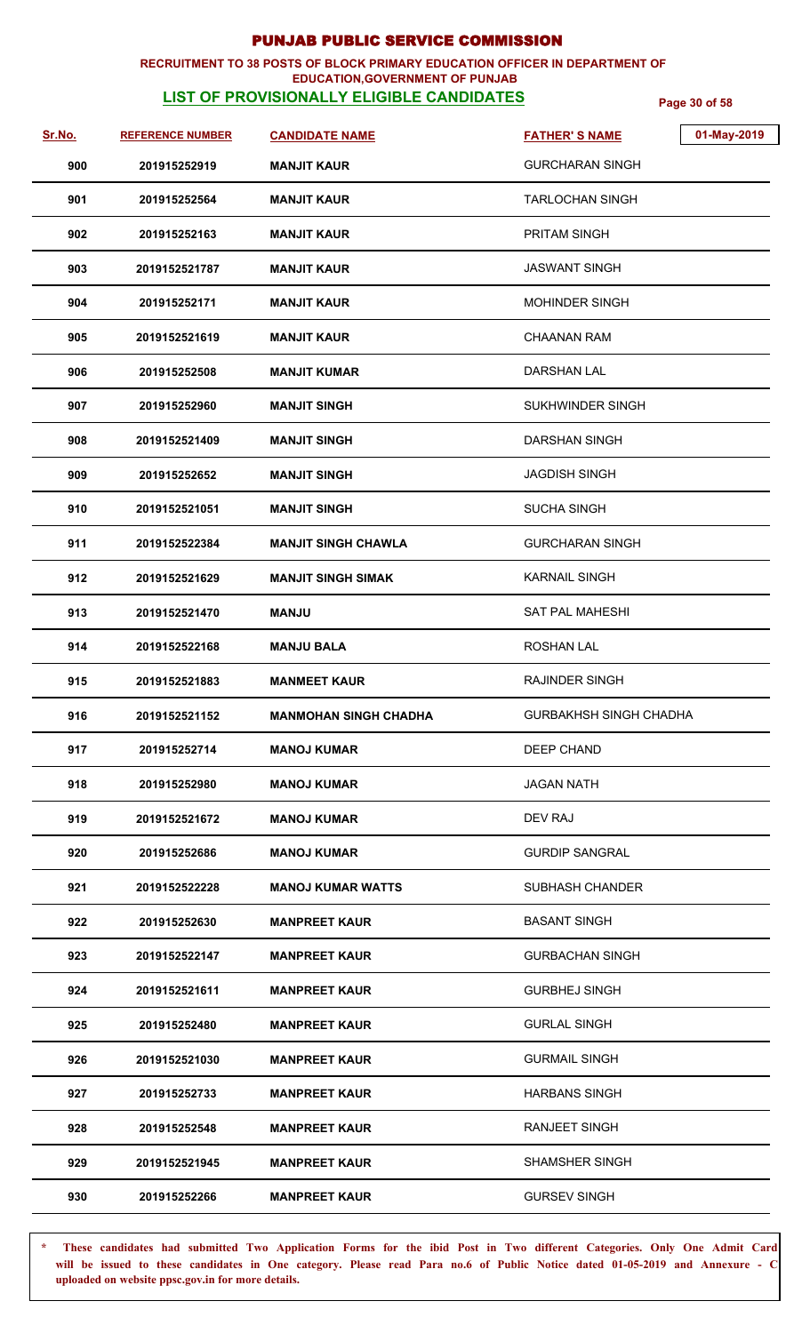# PUNJAB PUBLIC SERVICE COMMISSION

**RECRUITMENT TO 38 POSTS OF BLOCK PRIMARY EDUCATION OFFICER IN DEPARTMENT OF EDUCATION,GOVERNMENT OF PUNJAB**

**LIST OF PROVISIONALLY ELIGIBLE CANDIDATES**

01-May-2019

| Sr.No. | REFERENCE NUMBER | CANDIDATE NAME | FATHER' S NAME |
|---|---|---|---|
| 900 | 201915252919 | MANJIT KAUR | GURCHARAN SINGH |
| 901 | 201915252564 | MANJIT KAUR | TARLOCHAN SINGH |
| 902 | 201915252163 | MANJIT KAUR | PRITAM SINGH |
| 903 | 2019152521787 | MANJIT KAUR | JASWANT SINGH |
| 904 | 201915252171 | MANJIT KAUR | MOHINDER SINGH |
| 905 | 2019152521619 | MANJIT KAUR | CHAANAN RAM |
| 906 | 201915252508 | MANJIT KUMAR | DARSHAN LAL |
| 907 | 201915252960 | MANJIT SINGH | SUKHWINDER SINGH |
| 908 | 2019152521409 | MANJIT SINGH | DARSHAN SINGH |
| 909 | 201915252652 | MANJIT SINGH | JAGDISH SINGH |
| 910 | 2019152521051 | MANJIT SINGH | SUCHA SINGH |
| 911 | 2019152522384 | MANJIT SINGH CHAWLA | GURCHARAN SINGH |
| 912 | 2019152521629 | MANJIT SINGH SIMAK | KARNAIL SINGH |
| 913 | 2019152521470 | MANJU | SAT PAL MAHESHI |
| 914 | 2019152522168 | MANJU BALA | ROSHAN LAL |
| 915 | 2019152521883 | MANMEET KAUR | RAJINDER SINGH |
| 916 | 2019152521152 | MANMOHAN SINGH CHADHA | GURBAKHSH SINGH CHADHA |
| 917 | 201915252714 | MANOJ KUMAR | DEEP CHAND |
| 918 | 201915252980 | MANOJ KUMAR | JAGAN NATH |
| 919 | 2019152521672 | MANOJ KUMAR | DEV RAJ |
| 920 | 201915252686 | MANOJ KUMAR | GURDIP SANGRAL |
| 921 | 2019152522228 | MANOJ KUMAR WATTS | SUBHASH CHANDER |
| 922 | 201915252630 | MANPREET KAUR | BASANT SINGH |
| 923 | 2019152522147 | MANPREET KAUR | GURBACHAN SINGH |
| 924 | 2019152521611 | MANPREET KAUR | GURBHEJ SINGH |
| 925 | 201915252480 | MANPREET KAUR | GURLAL SINGH |
| 926 | 2019152521030 | MANPREET KAUR | GURMAIL SINGH |
| 927 | 201915252733 | MANPREET KAUR | HARBANS SINGH |
| 928 | 201915252548 | MANPREET KAUR | RANJEET SINGH |
| 929 | 2019152521945 | MANPREET KAUR | SHAMSHER SINGH |
| 930 | 201915252266 | MANPREET KAUR | GURSEV SINGH |

**\* These candidates had submitted Two Application Forms for the ibid Post in Two different Categories. Only One Admit Card will be issued to these candidates in One category. Please read Para no.6 of Public Notice dated 01-05-2019 and Annexure - C uploaded on website ppsc.gov.in for more details.**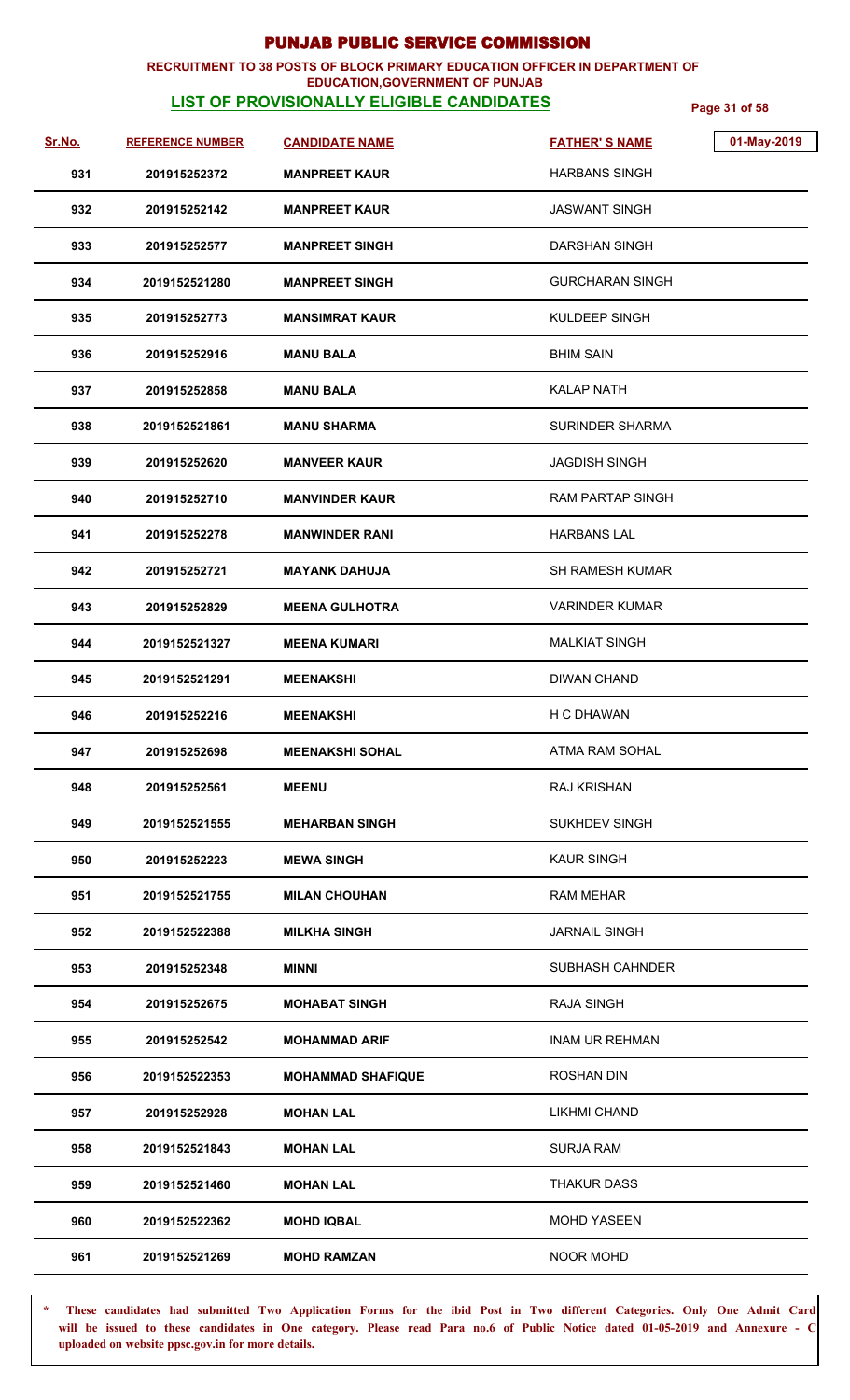# PUNJAB PUBLIC SERVICE COMMISSION

**RECRUITMENT TO 38 POSTS OF BLOCK PRIMARY EDUCATION OFFICER IN DEPARTMENT OF EDUCATION,GOVERNMENT OF PUNJAB**

**LIST OF PROVISIONALLY ELIGIBLE CANDIDATES**

01-May-2019

| Sr.No. | REFERENCE NUMBER | CANDIDATE NAME | FATHER' S NAME |
|---|---|---|---|
| 931 | 201915252372 | MANPREET KAUR | HARBANS SINGH |
| 932 | 201915252142 | MANPREET KAUR | JASWANT SINGH |
| 933 | 201915252577 | MANPREET SINGH | DARSHAN SINGH |
| 934 | 2019152521280 | MANPREET SINGH | GURCHARAN SINGH |
| 935 | 201915252773 | MANSIMRAT KAUR | KULDEEP SINGH |
| 936 | 201915252916 | MANU BALA | BHIM SAIN |
| 937 | 201915252858 | MANU BALA | KALAP NATH |
| 938 | 2019152521861 | MANU SHARMA | SURINDER SHARMA |
| 939 | 201915252620 | MANVEER KAUR | JAGDISH SINGH |
| 940 | 201915252710 | MANVINDER KAUR | RAM PARTAP SINGH |
| 941 | 201915252278 | MANWINDER RANI | HARBANS LAL |
| 942 | 201915252721 | MAYANK DAHUJA | SH RAMESH KUMAR |
| 943 | 201915252829 | MEENA GULHOTRA | VARINDER KUMAR |
| 944 | 2019152521327 | MEENA KUMARI | MALKIAT SINGH |
| 945 | 2019152521291 | MEENAKSHI | DIWAN CHAND |
| 946 | 201915252216 | MEENAKSHI | H C DHAWAN |
| 947 | 201915252698 | MEENAKSHI SOHAL | ATMA RAM SOHAL |
| 948 | 201915252561 | MEENU | RAJ KRISHAN |
| 949 | 2019152521555 | MEHARBAN SINGH | SUKHDEV SINGH |
| 950 | 201915252223 | MEWA SINGH | KAUR SINGH |
| 951 | 2019152521755 | MILAN CHOUHAN | RAM MEHAR |
| 952 | 2019152522388 | MILKHA SINGH | JARNAIL SINGH |
| 953 | 201915252348 | MINNI | SUBHASH CAHNDER |
| 954 | 201915252675 | MOHABAT SINGH | RAJA SINGH |
| 955 | 201915252542 | MOHAMMAD ARIF | INAM UR REHMAN |
| 956 | 2019152522353 | MOHAMMAD SHAFIQUE | ROSHAN DIN |
| 957 | 201915252928 | MOHAN LAL | LIKHMI CHAND |
| 958 | 2019152521843 | MOHAN LAL | SURJA RAM |
| 959 | 2019152521460 | MOHAN LAL | THAKUR DASS |
| 960 | 2019152522362 | MOHD IQBAL | MOHD YASEEN |
| 961 | 2019152521269 | MOHD RAMZAN | NOOR MOHD |

**\* These candidates had submitted Two Application Forms for the ibid Post in Two different Categories. Only One Admit Card will be issued to these candidates in One category. Please read Para no.6 of Public Notice dated 01-05-2019 and Annexure - C uploaded on website ppsc.gov.in for more details.**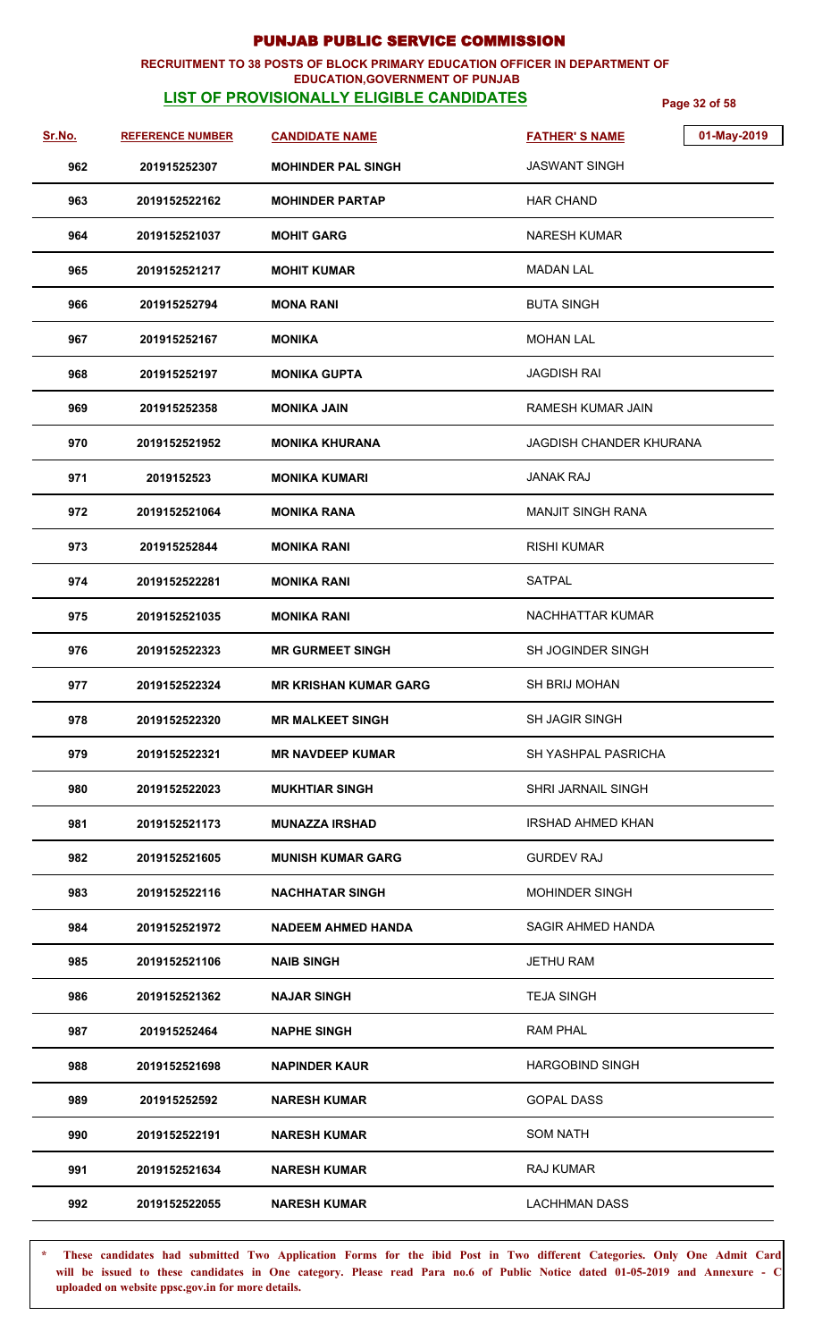# PUNJAB PUBLIC SERVICE COMMISSION

**RECRUITMENT TO 38 POSTS OF BLOCK PRIMARY EDUCATION OFFICER IN DEPARTMENT OF EDUCATION,GOVERNMENT OF PUNJAB**

**LIST OF PROVISIONALLY ELIGIBLE CANDIDATES**

01-May-2019

| Sr.No. | REFERENCE NUMBER | CANDIDATE NAME | FATHER' S NAME |
|---|---|---|---|
| 962 | 201915252307 | MOHINDER PAL SINGH | JASWANT SINGH |
| 963 | 2019152522162 | MOHINDER PARTAP | HAR CHAND |
| 964 | 2019152521037 | MOHIT GARG | NARESH KUMAR |
| 965 | 2019152521217 | MOHIT KUMAR | MADAN LAL |
| 966 | 201915252794 | MONA RANI | BUTA SINGH |
| 967 | 201915252167 | MONIKA | MOHAN LAL |
| 968 | 201915252197 | MONIKA GUPTA | JAGDISH RAI |
| 969 | 201915252358 | MONIKA JAIN | RAMESH KUMAR JAIN |
| 970 | 2019152521952 | MONIKA KHURANA | JAGDISH CHANDER KHURANA |
| 971 | 2019152523 | MONIKA KUMARI | JANAK RAJ |
| 972 | 2019152521064 | MONIKA RANA | MANJIT SINGH RANA |
| 973 | 201915252844 | MONIKA RANI | RISHI KUMAR |
| 974 | 2019152522281 | MONIKA RANI | SATPAL |
| 975 | 2019152521035 | MONIKA RANI | NACHHATTAR KUMAR |
| 976 | 2019152522323 | MR GURMEET SINGH | SH JOGINDER SINGH |
| 977 | 2019152522324 | MR KRISHAN KUMAR GARG | SH BRIJ MOHAN |
| 978 | 2019152522320 | MR MALKEET SINGH | SH JAGIR SINGH |
| 979 | 2019152522321 | MR NAVDEEP KUMAR | SH YASHPAL PASRICHA |
| 980 | 2019152522023 | MUKHTIAR SINGH | SHRI JARNAIL SINGH |
| 981 | 2019152521173 | MUNAZZA IRSHAD | IRSHAD AHMED KHAN |
| 982 | 2019152521605 | MUNISH KUMAR GARG | GURDEV RAJ |
| 983 | 2019152522116 | NACHHATAR SINGH | MOHINDER SINGH |
| 984 | 2019152521972 | NADEEM AHMED HANDA | SAGIR AHMED HANDA |
| 985 | 2019152521106 | NAIB SINGH | JETHU RAM |
| 986 | 2019152521362 | NAJAR SINGH | TEJA SINGH |
| 987 | 201915252464 | NAPHE SINGH | RAM PHAL |
| 988 | 2019152521698 | NAPINDER KAUR | HARGOBIND SINGH |
| 989 | 201915252592 | NARESH KUMAR | GOPAL DASS |
| 990 | 2019152522191 | NARESH KUMAR | SOM NATH |
| 991 | 2019152521634 | NARESH KUMAR | RAJ KUMAR |
| 992 | 2019152522055 | NARESH KUMAR | LACHHMAN DASS |

**\* These candidates had submitted Two Application Forms for the ibid Post in Two different Categories. Only One Admit Card will be issued to these candidates in One category. Please read Para no.6 of Public Notice dated 01-05-2019 and Annexure - C uploaded on website ppsc.gov.in for more details.**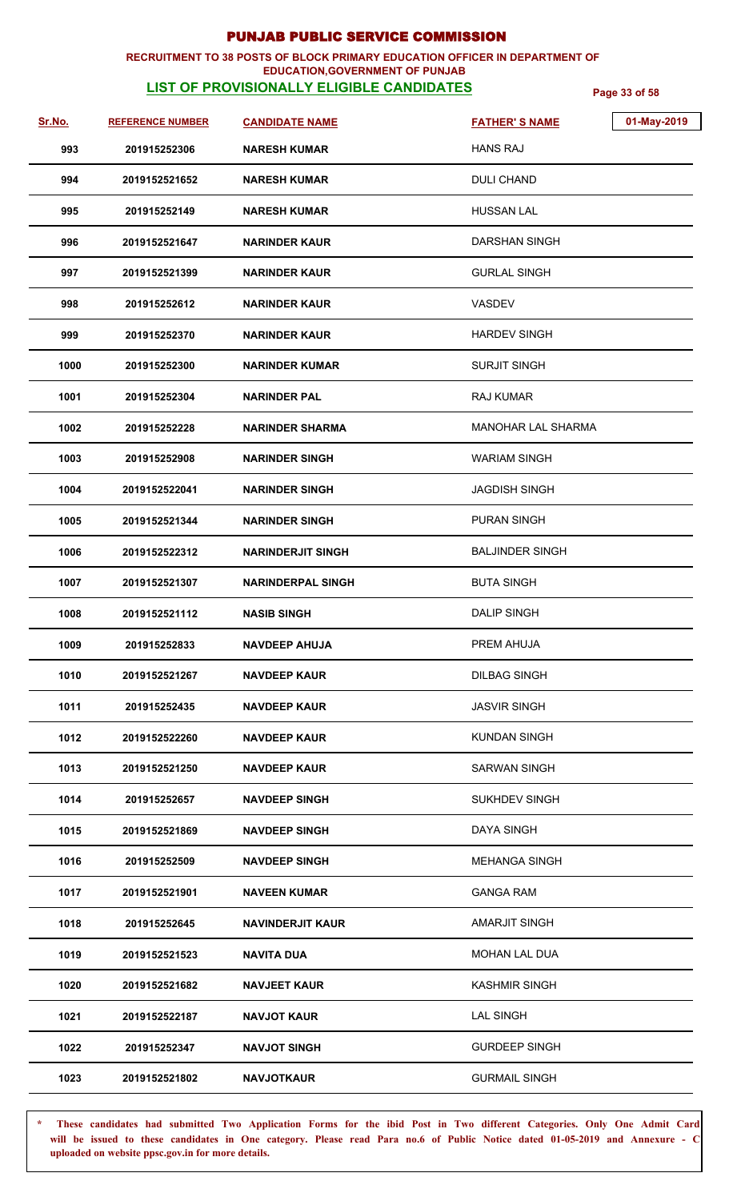# PUNJAB PUBLIC SERVICE COMMISSION

**RECRUITMENT TO 38 POSTS OF BLOCK PRIMARY EDUCATION OFFICER IN DEPARTMENT OF EDUCATION,GOVERNMENT OF PUNJAB**

## LIST OF PROVISIONALLY ELIGIBLE CANDIDATES

01-May-2019

| Sr.No. | REFERENCE NUMBER | CANDIDATE NAME | FATHER' S NAME |
|---|---|---|---|
| 993 | 201915252306 | NARESH KUMAR | HANS RAJ |
| 994 | 2019152521652 | NARESH KUMAR | DULI CHAND |
| 995 | 201915252149 | NARESH KUMAR | HUSSAN LAL |
| 996 | 2019152521647 | NARINDER KAUR | DARSHAN SINGH |
| 997 | 2019152521399 | NARINDER KAUR | GURLAL SINGH |
| 998 | 201915252612 | NARINDER KAUR | VASDEV |
| 999 | 201915252370 | NARINDER KAUR | HARDEV SINGH |
| 1000 | 201915252300 | NARINDER KUMAR | SURJIT SINGH |
| 1001 | 201915252304 | NARINDER PAL | RAJ KUMAR |
| 1002 | 201915252228 | NARINDER SHARMA | MANOHAR LAL SHARMA |
| 1003 | 201915252908 | NARINDER SINGH | WARIAM SINGH |
| 1004 | 2019152522041 | NARINDER SINGH | JAGDISH SINGH |
| 1005 | 2019152521344 | NARINDER SINGH | PURAN SINGH |
| 1006 | 2019152522312 | NARINDERJIT SINGH | BALJINDER SINGH |
| 1007 | 2019152521307 | NARINDERPAL SINGH | BUTA SINGH |
| 1008 | 2019152521112 | NASIB SINGH | DALIP SINGH |
| 1009 | 201915252833 | NAVDEEP AHUJA | PREM AHUJA |
| 1010 | 2019152521267 | NAVDEEP KAUR | DILBAG SINGH |
| 1011 | 201915252435 | NAVDEEP KAUR | JASVIR SINGH |
| 1012 | 2019152522260 | NAVDEEP KAUR | KUNDAN SINGH |
| 1013 | 2019152521250 | NAVDEEP KAUR | SARWAN SINGH |
| 1014 | 201915252657 | NAVDEEP SINGH | SUKHDEV SINGH |
| 1015 | 2019152521869 | NAVDEEP SINGH | DAYA SINGH |
| 1016 | 201915252509 | NAVDEEP SINGH | MEHANGA SINGH |
| 1017 | 2019152521901 | NAVEEN KUMAR | GANGA RAM |
| 1018 | 201915252645 | NAVINDERJIT KAUR | AMARJIT SINGH |
| 1019 | 2019152521523 | NAVITA DUA | MOHAN LAL DUA |
| 1020 | 2019152521682 | NAVJEET KAUR | KASHMIR SINGH |
| 1021 | 2019152522187 | NAVJOT KAUR | LAL SINGH |
| 1022 | 201915252347 | NAVJOT SINGH | GURDEEP SINGH |
| 1023 | 2019152521802 | NAVJOTKAUR | GURMAIL SINGH |

**\* These candidates had submitted Two Application Forms for the ibid Post in Two different Categories. Only One Admit Card will be issued to these candidates in One category. Please read Para no.6 of Public Notice dated 01-05-2019 and Annexure - C uploaded on website ppsc.gov.in for more details.**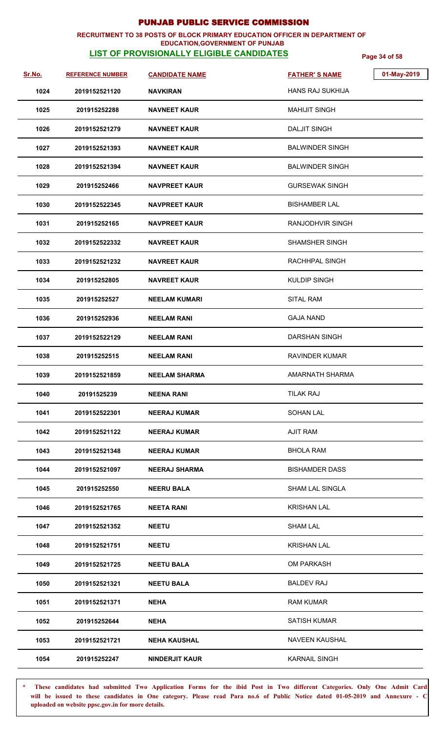# PUNJAB PUBLIC SERVICE COMMISSION

**RECRUITMENT TO 38 POSTS OF BLOCK PRIMARY EDUCATION OFFICER IN DEPARTMENT OF EDUCATION,GOVERNMENT OF PUNJAB**

**LIST OF PROVISIONALLY ELIGIBLE CANDIDATES**

01-May-2019

| Sr.No. | REFERENCE NUMBER | CANDIDATE NAME | FATHER' S NAME |
|---|---|---|---|
| 1024 | 2019152521120 | NAVKIRAN | HANS RAJ SUKHIJA |
| 1025 | 201915252288 | NAVNEET KAUR | MAHIJIT SINGH |
| 1026 | 2019152521279 | NAVNEET KAUR | DALJIT SINGH |
| 1027 | 2019152521393 | NAVNEET KAUR | BALWINDER SINGH |
| 1028 | 2019152521394 | NAVNEET KAUR | BALWINDER SINGH |
| 1029 | 201915252466 | NAVPREET KAUR | GURSEWAK SINGH |
| 1030 | 2019152522345 | NAVPREET KAUR | BISHAMBER LAL |
| 1031 | 201915252165 | NAVPREET KAUR | RANJODHVIR SINGH |
| 1032 | 2019152522332 | NAVREET KAUR | SHAMSHER SINGH |
| 1033 | 2019152521232 | NAVREET KAUR | RACHHPAL SINGH |
| 1034 | 201915252805 | NAVREET KAUR | KULDIP SINGH |
| 1035 | 201915252527 | NEELAM KUMARI | SITAL RAM |
| 1036 | 201915252936 | NEELAM RANI | GAJA NAND |
| 1037 | 2019152522129 | NEELAM RANI | DARSHAN SINGH |
| 1038 | 201915252515 | NEELAM RANI | RAVINDER KUMAR |
| 1039 | 2019152521859 | NEELAM SHARMA | AMARNATH SHARMA |
| 1040 | 20191525239 | NEENA RANI | TILAK RAJ |
| 1041 | 2019152522301 | NEERAJ KUMAR | SOHAN LAL |
| 1042 | 2019152521122 | NEERAJ KUMAR | AJIT RAM |
| 1043 | 2019152521348 | NEERAJ KUMAR | BHOLA RAM |
| 1044 | 2019152521097 | NEERAJ SHARMA | BISHAMDER DASS |
| 1045 | 201915252550 | NEERU BALA | SHAM LAL SINGLA |
| 1046 | 2019152521765 | NEETA RANI | KRISHAN LAL |
| 1047 | 2019152521352 | NEETU | SHAM LAL |
| 1048 | 2019152521751 | NEETU | KRISHAN LAL |
| 1049 | 2019152521725 | NEETU BALA | OM PARKASH |
| 1050 | 2019152521321 | NEETU BALA | BALDEV RAJ |
| 1051 | 2019152521371 | NEHA | RAM KUMAR |
| 1052 | 201915252644 | NEHA | SATISH KUMAR |
| 1053 | 2019152521721 | NEHA KAUSHAL | NAVEEN KAUSHAL |
| 1054 | 201915252247 | NINDERJIT KAUR | KARNAIL SINGH |

**\* These candidates had submitted Two Application Forms for the ibid Post in Two different Categories. Only One Admit Card will be issued to these candidates in One category. Please read Para no.6 of Public Notice dated 01-05-2019 and Annexure - C uploaded on website ppsc.gov.in for more details.**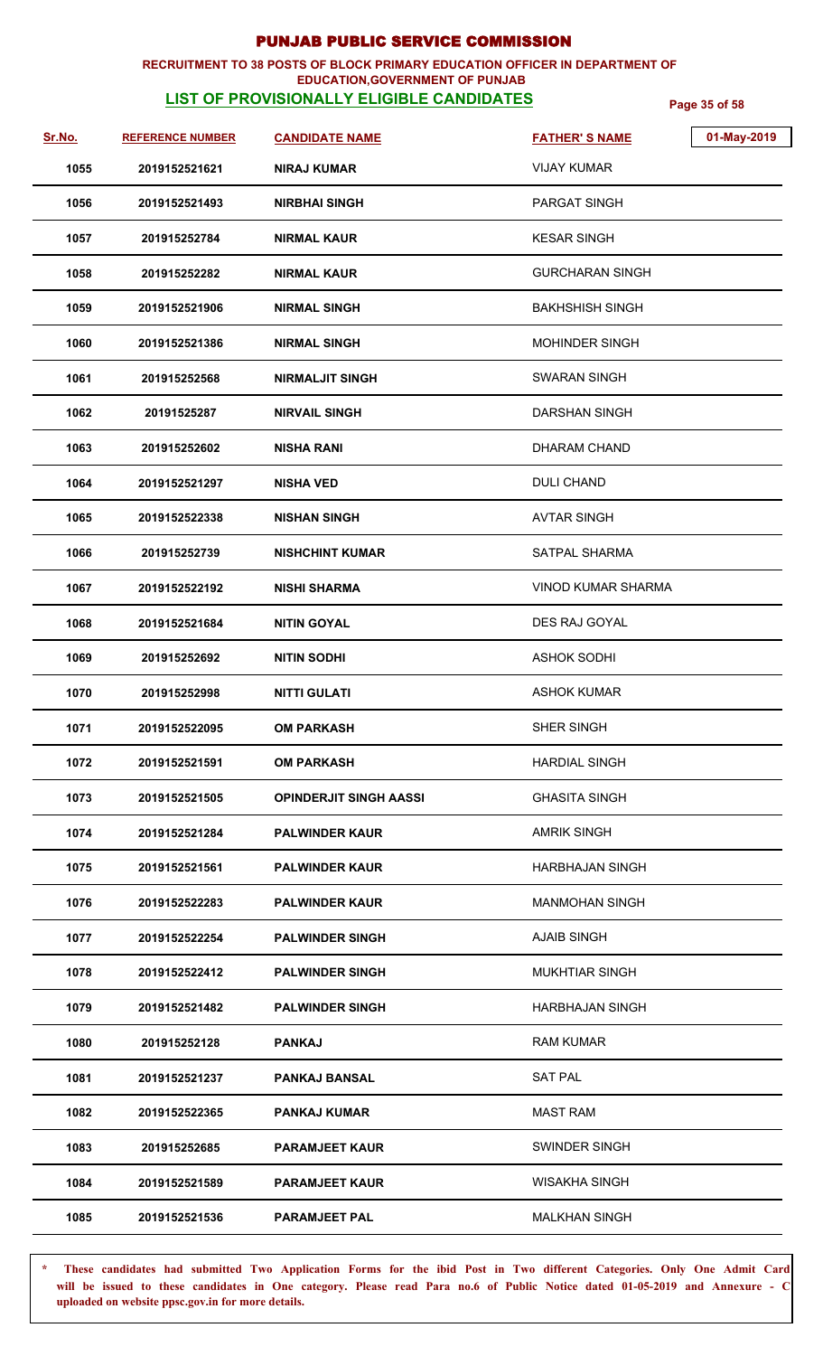# PUNJAB PUBLIC SERVICE COMMISSION

**RECRUITMENT TO 38 POSTS OF BLOCK PRIMARY EDUCATION OFFICER IN DEPARTMENT OF EDUCATION,GOVERNMENT OF PUNJAB**

**LIST OF PROVISIONALLY ELIGIBLE CANDIDATES**

01-May-2019

| Sr.No. | REFERENCE NUMBER | CANDIDATE NAME | FATHER' S NAME |
|---|---|---|---|
| 1055 | 2019152521621 | NIRAJ KUMAR | VIJAY KUMAR |
| 1056 | 2019152521493 | NIRBHAI SINGH | PARGAT SINGH |
| 1057 | 201915252784 | NIRMAL KAUR | KESAR SINGH |
| 1058 | 201915252282 | NIRMAL KAUR | GURCHARAN SINGH |
| 1059 | 2019152521906 | NIRMAL SINGH | BAKHSHISH SINGH |
| 1060 | 2019152521386 | NIRMAL SINGH | MOHINDER SINGH |
| 1061 | 201915252568 | NIRMALJIT SINGH | SWARAN SINGH |
| 1062 | 20191525287 | NIRVAIL SINGH | DARSHAN SINGH |
| 1063 | 201915252602 | NISHA RANI | DHARAM CHAND |
| 1064 | 2019152521297 | NISHA VED | DULI CHAND |
| 1065 | 2019152522338 | NISHAN SINGH | AVTAR SINGH |
| 1066 | 201915252739 | NISHCHINT KUMAR | SATPAL SHARMA |
| 1067 | 2019152522192 | NISHI SHARMA | VINOD KUMAR SHARMA |
| 1068 | 2019152521684 | NITIN GOYAL | DES RAJ GOYAL |
| 1069 | 201915252692 | NITIN SODHI | ASHOK SODHI |
| 1070 | 201915252998 | NITTI GULATI | ASHOK KUMAR |
| 1071 | 2019152522095 | OM PARKASH | SHER SINGH |
| 1072 | 2019152521591 | OM PARKASH | HARDIAL SINGH |
| 1073 | 2019152521505 | OPINDERJIT SINGH AASSI | GHASITA SINGH |
| 1074 | 2019152521284 | PALWINDER KAUR | AMRIK SINGH |
| 1075 | 2019152521561 | PALWINDER KAUR | HARBHAJAN SINGH |
| 1076 | 2019152522283 | PALWINDER KAUR | MANMOHAN SINGH |
| 1077 | 2019152522254 | PALWINDER SINGH | AJAIB SINGH |
| 1078 | 2019152522412 | PALWINDER SINGH | MUKHTIAR SINGH |
| 1079 | 2019152521482 | PALWINDER SINGH | HARBHAJAN SINGH |
| 1080 | 201915252128 | PANKAJ | RAM KUMAR |
| 1081 | 2019152521237 | PANKAJ BANSAL | SAT PAL |
| 1082 | 2019152522365 | PANKAJ KUMAR | MAST RAM |
| 1083 | 201915252685 | PARAMJEET KAUR | SWINDER SINGH |
| 1084 | 2019152521589 | PARAMJEET KAUR | WISAKHA SINGH |
| 1085 | 2019152521536 | PARAMJEET PAL | MALKHAN SINGH |

**\* These candidates had submitted Two Application Forms for the ibid Post in Two different Categories. Only One Admit Card will be issued to these candidates in One category. Please read Para no.6 of Public Notice dated 01-05-2019 and Annexure - C uploaded on website ppsc.gov.in for more details.**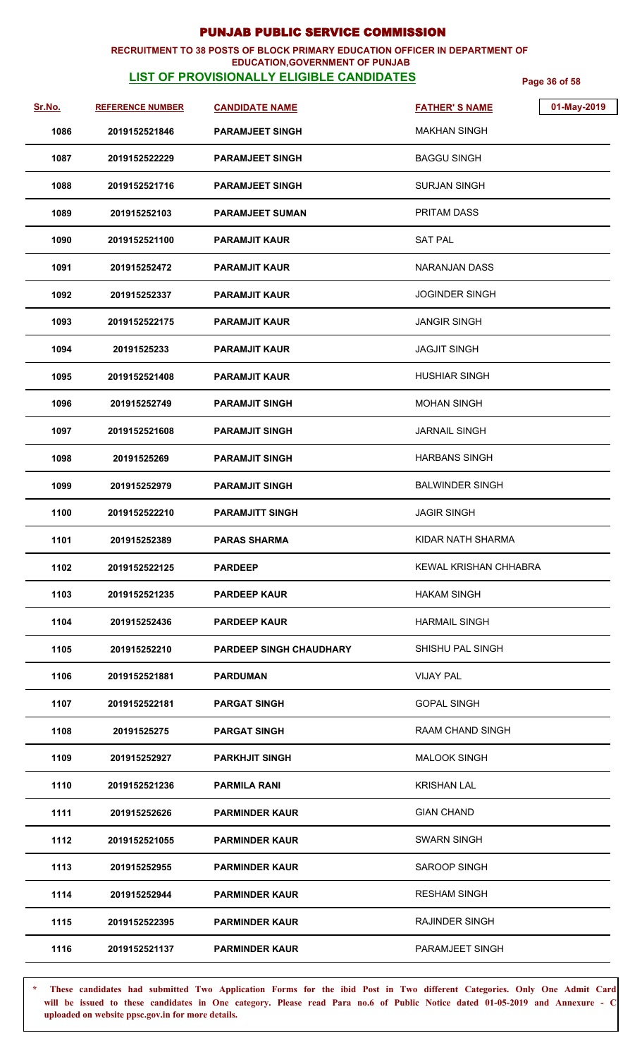# PUNJAB PUBLIC SERVICE COMMISSION

**RECRUITMENT TO 38 POSTS OF BLOCK PRIMARY EDUCATION OFFICER IN DEPARTMENT OF EDUCATION,GOVERNMENT OF PUNJAB**

**LIST OF PROVISIONALLY ELIGIBLE CANDIDATES**

01-May-2019

| Sr.No. | REFERENCE NUMBER | CANDIDATE NAME | FATHER' S NAME |
|---|---|---|---|
| 1086 | 2019152521846 | PARAMJEET SINGH | MAKHAN SINGH |
| 1087 | 2019152522229 | PARAMJEET SINGH | BAGGU SINGH |
| 1088 | 2019152521716 | PARAMJEET SINGH | SURJAN SINGH |
| 1089 | 201915252103 | PARAMJEET SUMAN | PRITAM DASS |
| 1090 | 2019152521100 | PARAMJIT KAUR | SAT PAL |
| 1091 | 201915252472 | PARAMJIT KAUR | NARANJAN DASS |
| 1092 | 201915252337 | PARAMJIT KAUR | JOGINDER SINGH |
| 1093 | 2019152522175 | PARAMJIT KAUR | JANGIR SINGH |
| 1094 | 20191525233 | PARAMJIT KAUR | JAGJIT SINGH |
| 1095 | 2019152521408 | PARAMJIT KAUR | HUSHIAR SINGH |
| 1096 | 201915252749 | PARAMJIT SINGH | MOHAN SINGH |
| 1097 | 2019152521608 | PARAMJIT SINGH | JARNAIL SINGH |
| 1098 | 20191525269 | PARAMJIT SINGH | HARBANS SINGH |
| 1099 | 201915252979 | PARAMJIT SINGH | BALWINDER SINGH |
| 1100 | 2019152522210 | PARAMJITT SINGH | JAGIR SINGH |
| 1101 | 201915252389 | PARAS SHARMA | KIDAR NATH SHARMA |
| 1102 | 2019152522125 | PARDEEP | KEWAL KRISHAN CHHABRA |
| 1103 | 2019152521235 | PARDEEP KAUR | HAKAM SINGH |
| 1104 | 201915252436 | PARDEEP KAUR | HARMAIL SINGH |
| 1105 | 201915252210 | PARDEEP SINGH CHAUDHARY | SHISHU PAL SINGH |
| 1106 | 2019152521881 | PARDUMAN | VIJAY PAL |
| 1107 | 2019152522181 | PARGAT SINGH | GOPAL SINGH |
| 1108 | 20191525275 | PARGAT SINGH | RAAM CHAND SINGH |
| 1109 | 201915252927 | PARKHJIT SINGH | MALOOK SINGH |
| 1110 | 2019152521236 | PARMILA RANI | KRISHAN LAL |
| 1111 | 201915252626 | PARMINDER KAUR | GIAN CHAND |
| 1112 | 2019152521055 | PARMINDER KAUR | SWARN SINGH |
| 1113 | 201915252955 | PARMINDER KAUR | SAROOP SINGH |
| 1114 | 201915252944 | PARMINDER KAUR | RESHAM SINGH |
| 1115 | 2019152522395 | PARMINDER KAUR | RAJINDER SINGH |
| 1116 | 2019152521137 | PARMINDER KAUR | PARAMJEET SINGH |

\* **These candidates had submitted Two Application Forms for the ibid Post in Two different Categories. Only One Admit Card will be issued to these candidates in One category. Please read Para no.6 of Public Notice dated 01-05-2019 and Annexure - C uploaded on website ppsc.gov.in for more details.**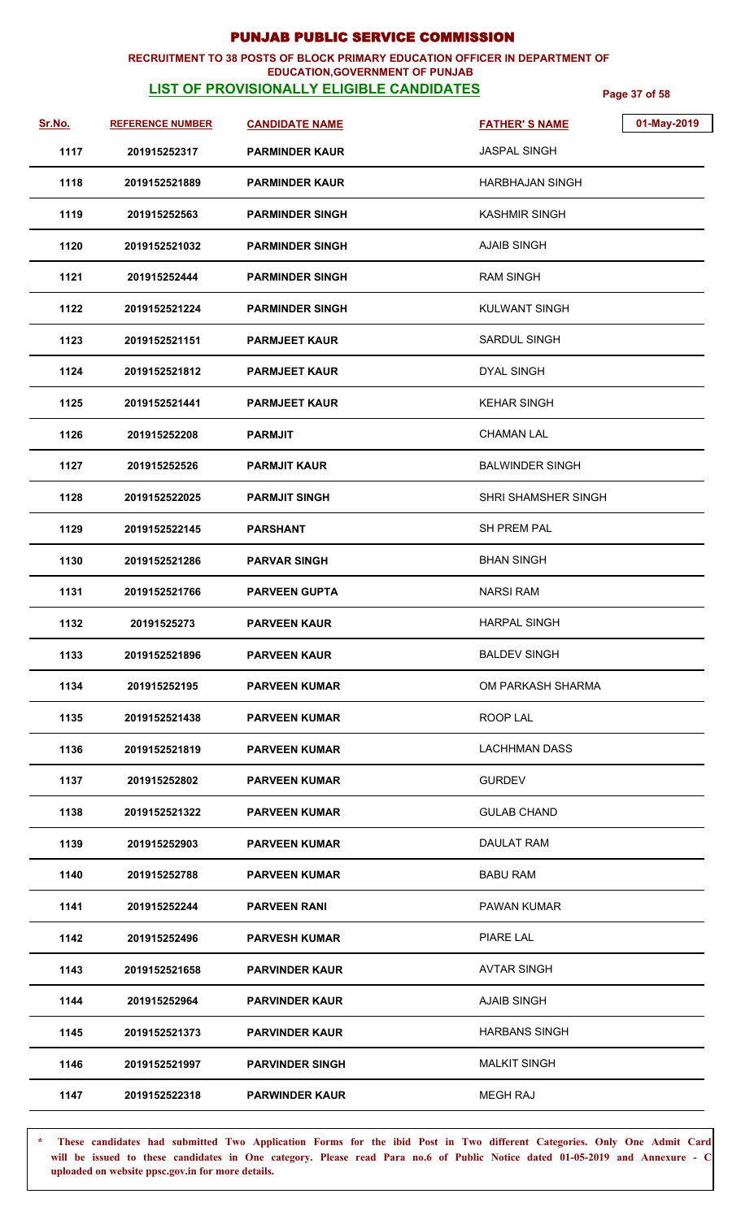# PUNJAB PUBLIC SERVICE COMMISSION

**RECRUITMENT TO 38 POSTS OF BLOCK PRIMARY EDUCATION OFFICER IN DEPARTMENT OF EDUCATION,GOVERNMENT OF PUNJAB**

**LIST OF PROVISIONALLY ELIGIBLE CANDIDATES**

01-May-2019

| Sr.No. | REFERENCE NUMBER | CANDIDATE NAME | FATHER' S NAME |
|---|---|---|---|
| 1117 | 201915252317 | PARMINDER KAUR | JASPAL SINGH |
| 1118 | 2019152521889 | PARMINDER KAUR | HARBHAJAN SINGH |
| 1119 | 201915252563 | PARMINDER SINGH | KASHMIR SINGH |
| 1120 | 2019152521032 | PARMINDER SINGH | AJAIB SINGH |
| 1121 | 201915252444 | PARMINDER SINGH | RAM SINGH |
| 1122 | 2019152521224 | PARMINDER SINGH | KULWANT SINGH |
| 1123 | 2019152521151 | PARMJEET KAUR | SARDUL SINGH |
| 1124 | 2019152521812 | PARMJEET KAUR | DYAL SINGH |
| 1125 | 2019152521441 | PARMJEET KAUR | KEHAR SINGH |
| 1126 | 201915252208 | PARMJIT | CHAMAN LAL |
| 1127 | 201915252526 | PARMJIT KAUR | BALWINDER SINGH |
| 1128 | 2019152522025 | PARMJIT SINGH | SHRI SHAMSHER SINGH |
| 1129 | 2019152522145 | PARSHANT | SH PREM PAL |
| 1130 | 2019152521286 | PARVAR SINGH | BHAN SINGH |
| 1131 | 2019152521766 | PARVEEN GUPTA | NARSI RAM |
| 1132 | 20191525273 | PARVEEN KAUR | HARPAL SINGH |
| 1133 | 2019152521896 | PARVEEN KAUR | BALDEV SINGH |
| 1134 | 201915252195 | PARVEEN KUMAR | OM PARKASH SHARMA |
| 1135 | 2019152521438 | PARVEEN KUMAR | ROOP LAL |
| 1136 | 2019152521819 | PARVEEN KUMAR | LACHHMAN DASS |
| 1137 | 201915252802 | PARVEEN KUMAR | GURDEV |
| 1138 | 2019152521322 | PARVEEN KUMAR | GULAB CHAND |
| 1139 | 201915252903 | PARVEEN KUMAR | DAULAT RAM |
| 1140 | 201915252788 | PARVEEN KUMAR | BABU RAM |
| 1141 | 201915252244 | PARVEEN RANI | PAWAN KUMAR |
| 1142 | 201915252496 | PARVESH KUMAR | PIARE LAL |
| 1143 | 2019152521658 | PARVINDER KAUR | AVTAR SINGH |
| 1144 | 201915252964 | PARVINDER KAUR | AJAIB SINGH |
| 1145 | 2019152521373 | PARVINDER KAUR | HARBANS SINGH |
| 1146 | 2019152521997 | PARVINDER SINGH | MALKIT SINGH |
| 1147 | 2019152522318 | PARWINDER KAUR | MEGH RAJ |

\* These candidates had submitted Two Application Forms for the ibid Post in Two different Categories. Only One Admit Card will be issued to these candidates in One category. Please read Para no.6 of Public Notice dated 01-05-2019 and Annexure - C uploaded on website ppsc.gov.in for more details.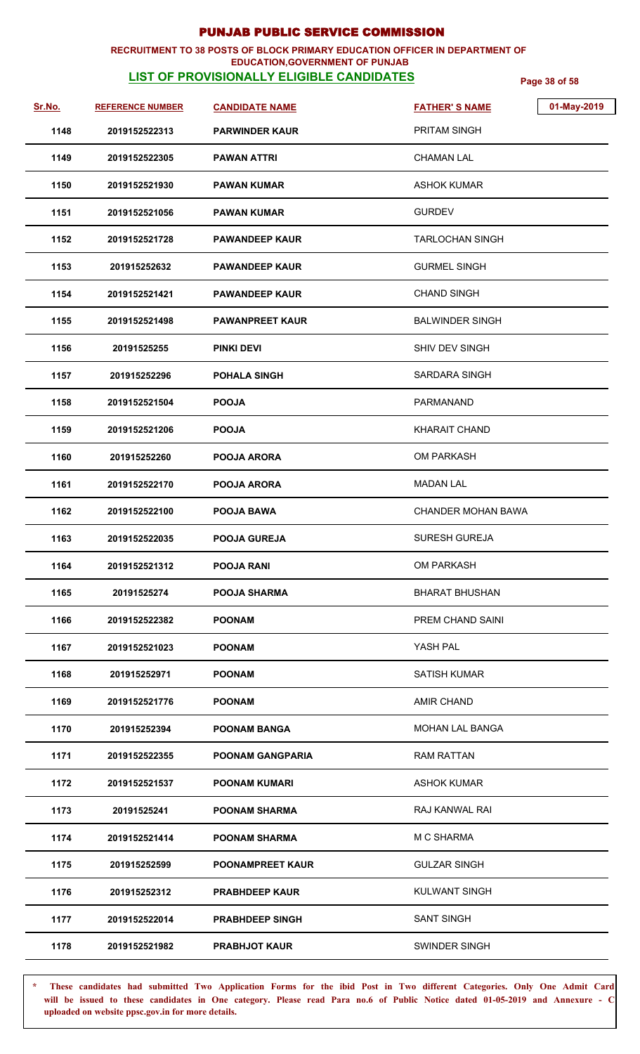# PUNJAB PUBLIC SERVICE COMMISSION

**RECRUITMENT TO 38 POSTS OF BLOCK PRIMARY EDUCATION OFFICER IN DEPARTMENT OF EDUCATION,GOVERNMENT OF PUNJAB**

**LIST OF PROVISIONALLY ELIGIBLE CANDIDATES**

01-May-2019

| Sr.No. | REFERENCE NUMBER | CANDIDATE NAME | FATHER' S NAME |
|---|---|---|---|
| 1148 | 2019152522313 | PARWINDER KAUR | PRITAM SINGH |
| 1149 | 2019152522305 | PAWAN ATTRI | CHAMAN LAL |
| 1150 | 2019152521930 | PAWAN KUMAR | ASHOK KUMAR |
| 1151 | 2019152521056 | PAWAN KUMAR | GURDEV |
| 1152 | 2019152521728 | PAWANDEEP KAUR | TARLOCHAN SINGH |
| 1153 | 201915252632 | PAWANDEEP KAUR | GURMEL SINGH |
| 1154 | 2019152521421 | PAWANDEEP KAUR | CHAND SINGH |
| 1155 | 2019152521498 | PAWANPREET KAUR | BALWINDER SINGH |
| 1156 | 20191525255 | PINKI DEVI | SHIV DEV SINGH |
| 1157 | 201915252296 | POHALA SINGH | SARDARA SINGH |
| 1158 | 2019152521504 | POOJA | PARMANAND |
| 1159 | 2019152521206 | POOJA | KHARAIT CHAND |
| 1160 | 201915252260 | POOJA ARORA | OM PARKASH |
| 1161 | 2019152522170 | POOJA ARORA | MADAN LAL |
| 1162 | 2019152522100 | POOJA BAWA | CHANDER MOHAN BAWA |
| 1163 | 2019152522035 | POOJA GUREJA | SURESH GUREJA |
| 1164 | 2019152521312 | POOJA RANI | OM PARKASH |
| 1165 | 20191525274 | POOJA SHARMA | BHARAT BHUSHAN |
| 1166 | 2019152522382 | POONAM | PREM CHAND SAINI |
| 1167 | 2019152521023 | POONAM | YASH PAL |
| 1168 | 201915252971 | POONAM | SATISH KUMAR |
| 1169 | 2019152521776 | POONAM | AMIR CHAND |
| 1170 | 201915252394 | POONAM BANGA | MOHAN LAL BANGA |
| 1171 | 2019152522355 | POONAM GANGPARIA | RAM RATTAN |
| 1172 | 2019152521537 | POONAM KUMARI | ASHOK KUMAR |
| 1173 | 20191525241 | POONAM SHARMA | RAJ KANWAL RAI |
| 1174 | 2019152521414 | POONAM SHARMA | M C SHARMA |
| 1175 | 201915252599 | POONAMPREET KAUR | GULZAR SINGH |
| 1176 | 201915252312 | PRABHDEEP KAUR | KULWANT SINGH |
| 1177 | 2019152522014 | PRABHDEEP SINGH | SANT SINGH |
| 1178 | 2019152521982 | PRABHJOT KAUR | SWINDER SINGH |

\* These candidates had submitted Two Application Forms for the ibid Post in Two different Categories. Only One Admit Card will be issued to these candidates in One category. Please read Para no.6 of Public Notice dated 01-05-2019 and Annexure - C uploaded on website ppsc.gov.in for more details.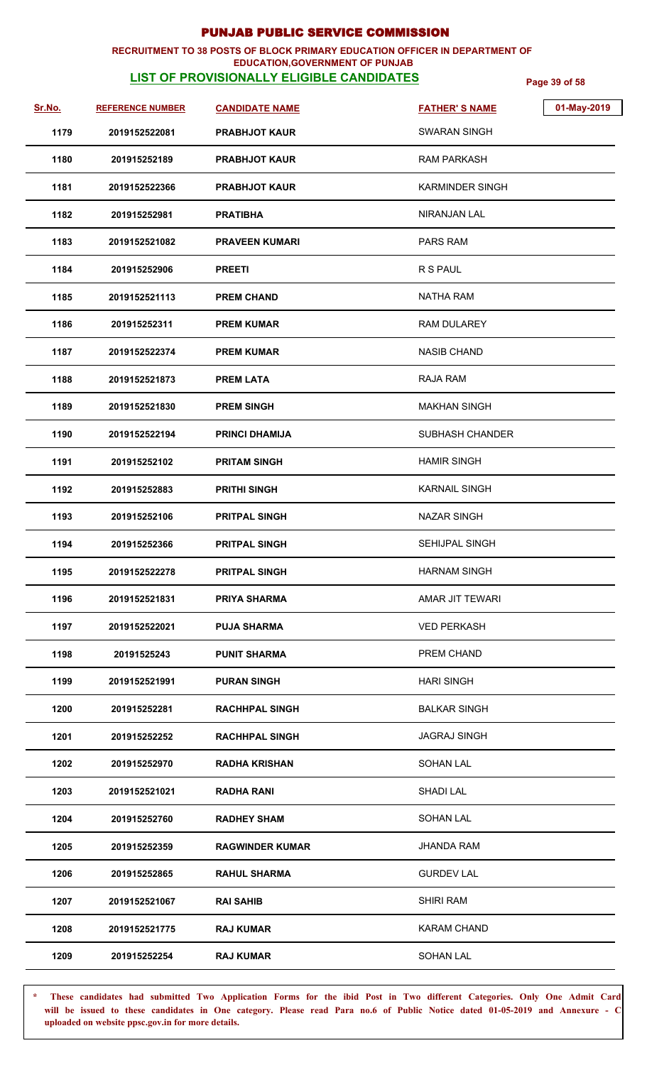# PUNJAB PUBLIC SERVICE COMMISSION

**RECRUITMENT TO 38 POSTS OF BLOCK PRIMARY EDUCATION OFFICER IN DEPARTMENT OF EDUCATION,GOVERNMENT OF PUNJAB**

**LIST OF PROVISIONALLY ELIGIBLE CANDIDATES**

01-May-2019

| Sr.No. | REFERENCE NUMBER | CANDIDATE NAME | FATHER' S NAME |
|---|---|---|---|
| 1179 | 2019152522081 | PRABHJOT KAUR | SWARAN SINGH |
| 1180 | 201915252189 | PRABHJOT KAUR | RAM PARKASH |
| 1181 | 2019152522366 | PRABHJOT KAUR | KARMINDER SINGH |
| 1182 | 201915252981 | PRATIBHA | NIRANJAN LAL |
| 1183 | 2019152521082 | PRAVEEN KUMARI | PARS RAM |
| 1184 | 201915252906 | PREETI | R S PAUL |
| 1185 | 2019152521113 | PREM CHAND | NATHA RAM |
| 1186 | 201915252311 | PREM KUMAR | RAM DULAREY |
| 1187 | 2019152522374 | PREM KUMAR | NASIB CHAND |
| 1188 | 2019152521873 | PREM LATA | RAJA RAM |
| 1189 | 2019152521830 | PREM SINGH | MAKHAN SINGH |
| 1190 | 2019152522194 | PRINCI DHAMIJA | SUBHASH CHANDER |
| 1191 | 201915252102 | PRITAM SINGH | HAMIR SINGH |
| 1192 | 201915252883 | PRITHI SINGH | KARNAIL SINGH |
| 1193 | 201915252106 | PRITPAL SINGH | NAZAR SINGH |
| 1194 | 201915252366 | PRITPAL SINGH | SEHIJPAL SINGH |
| 1195 | 2019152522278 | PRITPAL SINGH | HARNAM SINGH |
| 1196 | 2019152521831 | PRIYA SHARMA | AMAR JIT TEWARI |
| 1197 | 2019152522021 | PUJA SHARMA | VED PERKASH |
| 1198 | 20191525243 | PUNIT SHARMA | PREM CHAND |
| 1199 | 2019152521991 | PURAN SINGH | HARI SINGH |
| 1200 | 201915252281 | RACHHPAL SINGH | BALKAR SINGH |
| 1201 | 201915252252 | RACHHPAL SINGH | JAGRAJ SINGH |
| 1202 | 201915252970 | RADHA KRISHAN | SOHAN LAL |
| 1203 | 2019152521021 | RADHA RANI | SHADI LAL |
| 1204 | 201915252760 | RADHEY SHAM | SOHAN LAL |
| 1205 | 201915252359 | RAGWINDER KUMAR | JHANDA RAM |
| 1206 | 201915252865 | RAHUL SHARMA | GURDEV LAL |
| 1207 | 2019152521067 | RAI SAHIB | SHIRI RAM |
| 1208 | 2019152521775 | RAJ KUMAR | KARAM CHAND |
| 1209 | 201915252254 | RAJ KUMAR | SOHAN LAL |

**\* These candidates had submitted Two Application Forms for the ibid Post in Two different Categories. Only One Admit Card will be issued to these candidates in One category. Please read Para no.6 of Public Notice dated 01-05-2019 and Annexure - C uploaded on website ppsc.gov.in for more details.**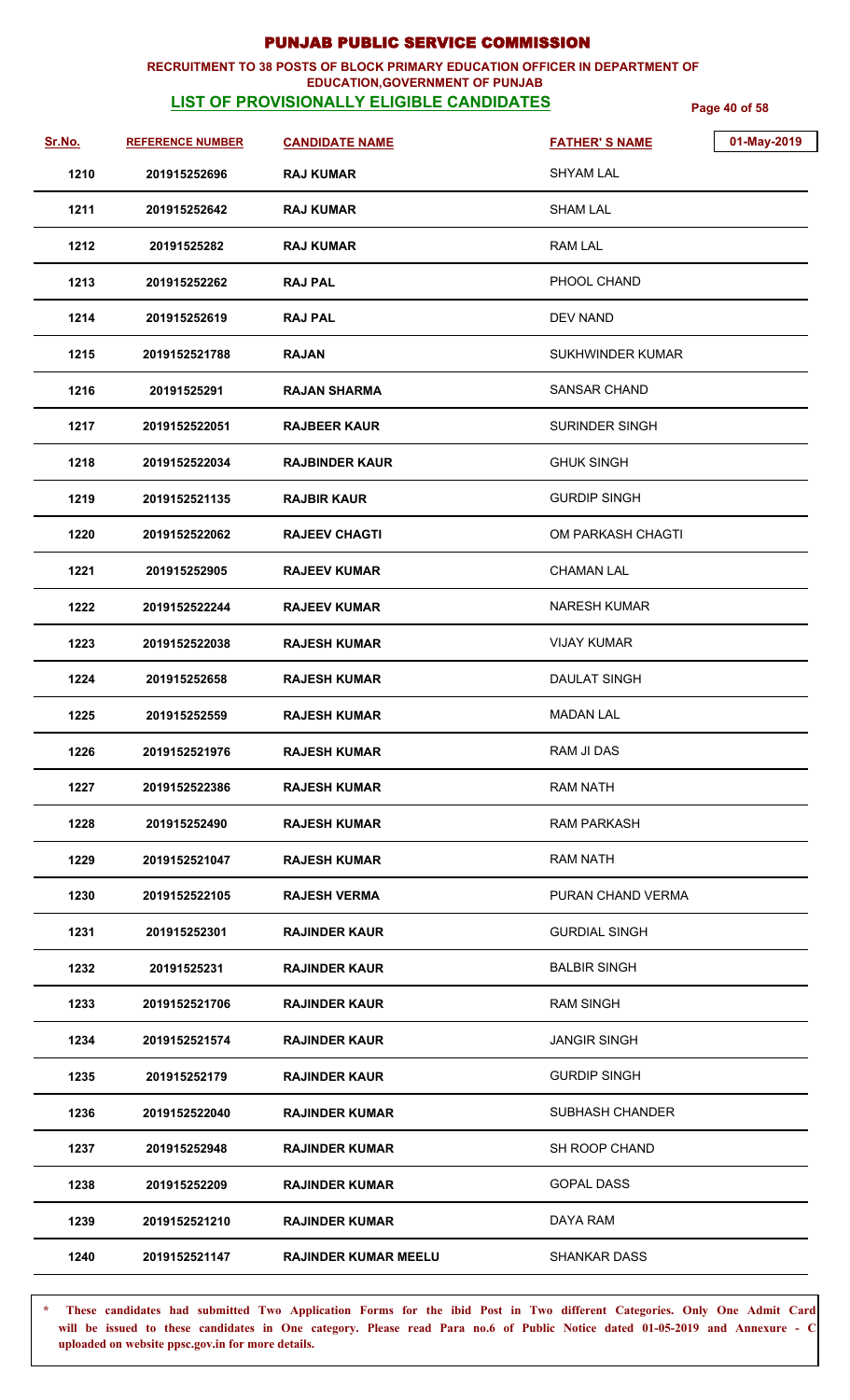# PUNJAB PUBLIC SERVICE COMMISSION

**RECRUITMENT TO 38 POSTS OF BLOCK PRIMARY EDUCATION OFFICER IN DEPARTMENT OF EDUCATION,GOVERNMENT OF PUNJAB**

**LIST OF PROVISIONALLY ELIGIBLE CANDIDATES**

01-May-2019

| Sr.No. | REFERENCE NUMBER | CANDIDATE NAME | FATHER' S NAME |
|---|---|---|---|
| 1210 | 201915252696 | RAJ KUMAR | SHYAM LAL |
| 1211 | 201915252642 | RAJ KUMAR | SHAM LAL |
| 1212 | 20191525282 | RAJ KUMAR | RAM LAL |
| 1213 | 201915252262 | RAJ PAL | PHOOL CHAND |
| 1214 | 201915252619 | RAJ PAL | DEV NAND |
| 1215 | 2019152521788 | RAJAN | SUKHWINDER KUMAR |
| 1216 | 20191525291 | RAJAN SHARMA | SANSAR CHAND |
| 1217 | 2019152522051 | RAJBEER KAUR | SURINDER SINGH |
| 1218 | 2019152522034 | RAJBINDER KAUR | GHUK SINGH |
| 1219 | 2019152521135 | RAJBIR KAUR | GURDIP SINGH |
| 1220 | 2019152522062 | RAJEEV CHAGTI | OM PARKASH CHAGTI |
| 1221 | 201915252905 | RAJEEV KUMAR | CHAMAN LAL |
| 1222 | 2019152522244 | RAJEEV KUMAR | NARESH KUMAR |
| 1223 | 2019152522038 | RAJESH KUMAR | VIJAY KUMAR |
| 1224 | 201915252658 | RAJESH KUMAR | DAULAT SINGH |
| 1225 | 201915252559 | RAJESH KUMAR | MADAN LAL |
| 1226 | 2019152521976 | RAJESH KUMAR | RAM JI DAS |
| 1227 | 2019152522386 | RAJESH KUMAR | RAM NATH |
| 1228 | 201915252490 | RAJESH KUMAR | RAM PARKASH |
| 1229 | 2019152521047 | RAJESH KUMAR | RAM NATH |
| 1230 | 2019152522105 | RAJESH VERMA | PURAN CHAND VERMA |
| 1231 | 201915252301 | RAJINDER KAUR | GURDIAL SINGH |
| 1232 | 20191525231 | RAJINDER KAUR | BALBIR SINGH |
| 1233 | 2019152521706 | RAJINDER KAUR | RAM SINGH |
| 1234 | 2019152521574 | RAJINDER KAUR | JANGIR SINGH |
| 1235 | 201915252179 | RAJINDER KAUR | GURDIP SINGH |
| 1236 | 2019152522040 | RAJINDER KUMAR | SUBHASH CHANDER |
| 1237 | 201915252948 | RAJINDER KUMAR | SH ROOP CHAND |
| 1238 | 201915252209 | RAJINDER KUMAR | GOPAL DASS |
| 1239 | 2019152521210 | RAJINDER KUMAR | DAYA RAM |
| 1240 | 2019152521147 | RAJINDER KUMAR MEELU | SHANKAR DASS |

**\* These candidates had submitted Two Application Forms for the ibid Post in Two different Categories. Only One Admit Card will be issued to these candidates in One category. Please read Para no.6 of Public Notice dated 01-05-2019 and Annexure - C uploaded on website ppsc.gov.in for more details.**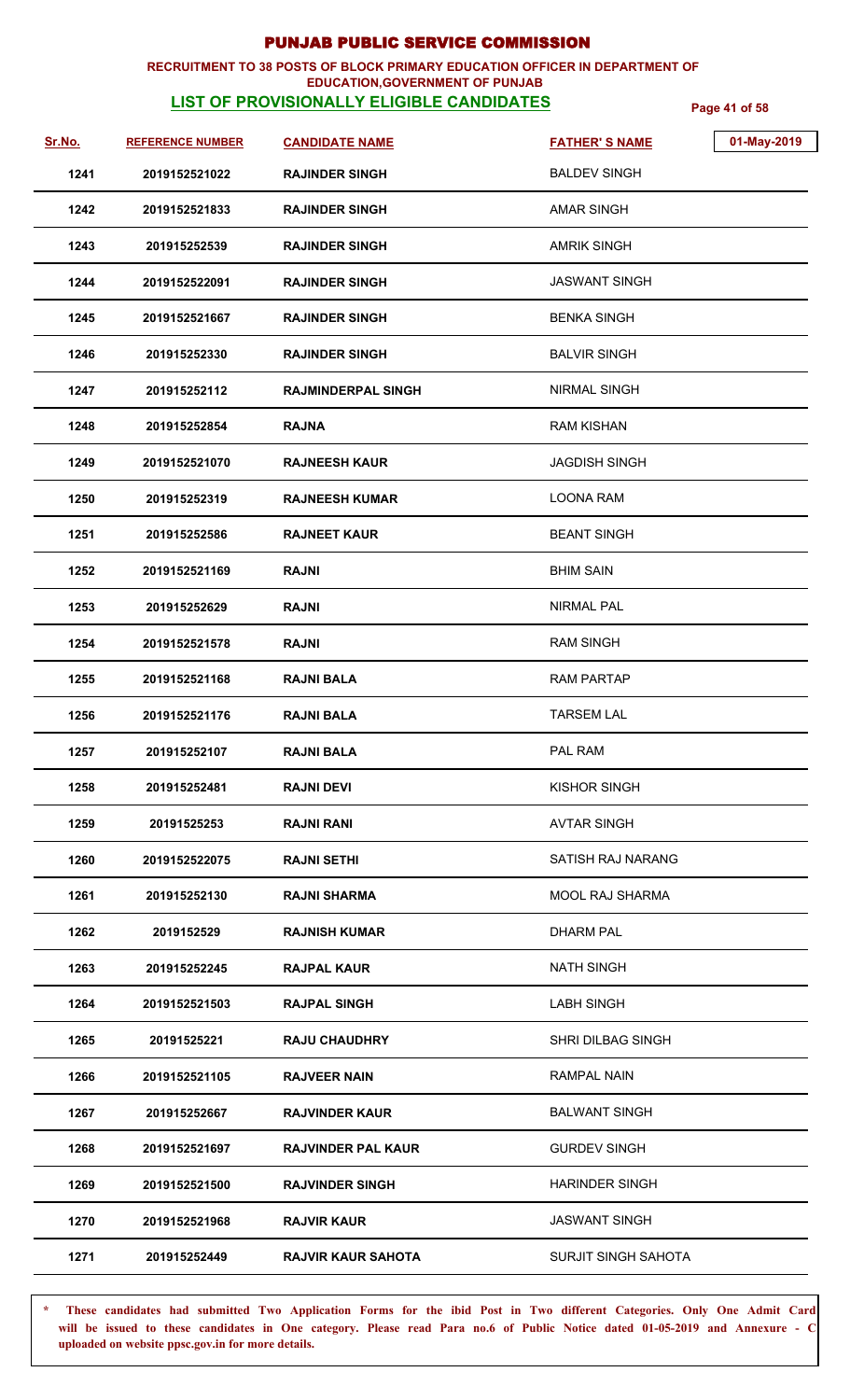# PUNJAB PUBLIC SERVICE COMMISSION

## RECRUITMENT TO 38 POSTS OF BLOCK PRIMARY EDUCATION OFFICER IN DEPARTMENT OF EDUCATION,GOVERNMENT OF PUNJAB

### LIST OF PROVISIONALLY ELIGIBLE CANDIDATES

01-May-2019

| Sr.No. | REFERENCE NUMBER | CANDIDATE NAME | FATHER' S NAME |
|---|---|---|---|
| 1241 | 2019152521022 | RAJINDER SINGH | BALDEV SINGH |
| 1242 | 2019152521833 | RAJINDER SINGH | AMAR SINGH |
| 1243 | 201915252539 | RAJINDER SINGH | AMRIK SINGH |
| 1244 | 2019152522091 | RAJINDER SINGH | JASWANT SINGH |
| 1245 | 2019152521667 | RAJINDER SINGH | BENKA SINGH |
| 1246 | 201915252330 | RAJINDER SINGH | BALVIR SINGH |
| 1247 | 201915252112 | RAJMINDERPAL SINGH | NIRMAL SINGH |
| 1248 | 201915252854 | RAJNA | RAM KISHAN |
| 1249 | 2019152521070 | RAJNEESH KAUR | JAGDISH SINGH |
| 1250 | 201915252319 | RAJNEESH KUMAR | LOONA RAM |
| 1251 | 201915252586 | RAJNEET KAUR | BEANT SINGH |
| 1252 | 2019152521169 | RAJNI | BHIM SAIN |
| 1253 | 201915252629 | RAJNI | NIRMAL PAL |
| 1254 | 2019152521578 | RAJNI | RAM SINGH |
| 1255 | 2019152521168 | RAJNI BALA | RAM PARTAP |
| 1256 | 2019152521176 | RAJNI BALA | TARSEM LAL |
| 1257 | 201915252107 | RAJNI BALA | PAL RAM |
| 1258 | 201915252481 | RAJNI DEVI | KISHOR SINGH |
| 1259 | 20191525253 | RAJNI RANI | AVTAR SINGH |
| 1260 | 2019152522075 | RAJNI SETHI | SATISH RAJ NARANG |
| 1261 | 201915252130 | RAJNI SHARMA | MOOL RAJ SHARMA |
| 1262 | 2019152529 | RAJNISH KUMAR | DHARM PAL |
| 1263 | 201915252245 | RAJPAL KAUR | NATH SINGH |
| 1264 | 2019152521503 | RAJPAL SINGH | LABH SINGH |
| 1265 | 20191525221 | RAJU CHAUDHRY | SHRI DILBAG SINGH |
| 1266 | 2019152521105 | RAJVEER NAIN | RAMPAL NAIN |
| 1267 | 201915252667 | RAJVINDER KAUR | BALWANT SINGH |
| 1268 | 2019152521697 | RAJVINDER PAL KAUR | GURDEV SINGH |
| 1269 | 2019152521500 | RAJVINDER SINGH | HARINDER SINGH |
| 1270 | 2019152521968 | RAJVIR KAUR | JASWANT SINGH |
| 1271 | 201915252449 | RAJVIR KAUR SAHOTA | SURJIT SINGH SAHOTA |

\* These candidates had submitted Two Application Forms for the ibid Post in Two different Categories. Only One Admit Card will be issued to these candidates in One category. Please read Para no.6 of Public Notice dated 01-05-2019 and Annexure - C uploaded on website ppsc.gov.in for more details.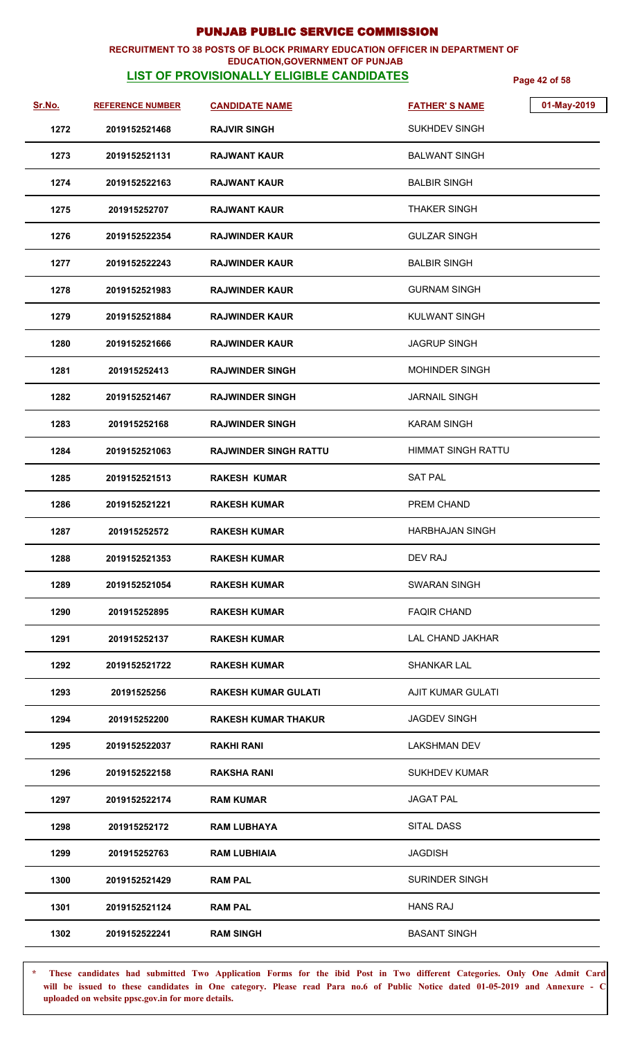# PUNJAB PUBLIC SERVICE COMMISSION

**RECRUITMENT TO 38 POSTS OF BLOCK PRIMARY EDUCATION OFFICER IN DEPARTMENT OF EDUCATION,GOVERNMENT OF PUNJAB**

**LIST OF PROVISIONALLY ELIGIBLE CANDIDATES**

01-May-2019

| Sr.No. | REFERENCE NUMBER | CANDIDATE NAME | FATHER' S NAME |
|---|---|---|---|
| 1272 | 2019152521468 | RAJVIR SINGH | SUKHDEV SINGH |
| 1273 | 2019152521131 | RAJWANT KAUR | BALWANT SINGH |
| 1274 | 2019152522163 | RAJWANT KAUR | BALBIR SINGH |
| 1275 | 201915252707 | RAJWANT KAUR | THAKER SINGH |
| 1276 | 2019152522354 | RAJWINDER KAUR | GULZAR SINGH |
| 1277 | 2019152522243 | RAJWINDER KAUR | BALBIR SINGH |
| 1278 | 2019152521983 | RAJWINDER KAUR | GURNAM SINGH |
| 1279 | 2019152521884 | RAJWINDER KAUR | KULWANT SINGH |
| 1280 | 2019152521666 | RAJWINDER KAUR | JAGRUP SINGH |
| 1281 | 201915252413 | RAJWINDER SINGH | MOHINDER SINGH |
| 1282 | 2019152521467 | RAJWINDER SINGH | JARNAIL SINGH |
| 1283 | 201915252168 | RAJWINDER SINGH | KARAM SINGH |
| 1284 | 2019152521063 | RAJWINDER SINGH RATTU | HIMMAT SINGH RATTU |
| 1285 | 2019152521513 | RAKESH KUMAR | SAT PAL |
| 1286 | 2019152521221 | RAKESH KUMAR | PREM CHAND |
| 1287 | 201915252572 | RAKESH KUMAR | HARBHAJAN SINGH |
| 1288 | 2019152521353 | RAKESH KUMAR | DEV RAJ |
| 1289 | 2019152521054 | RAKESH KUMAR | SWARAN SINGH |
| 1290 | 201915252895 | RAKESH KUMAR | FAQIR CHAND |
| 1291 | 201915252137 | RAKESH KUMAR | LAL CHAND JAKHAR |
| 1292 | 2019152521722 | RAKESH KUMAR | SHANKAR LAL |
| 1293 | 20191525256 | RAKESH KUMAR GULATI | AJIT KUMAR GULATI |
| 1294 | 201915252200 | RAKESH KUMAR THAKUR | JAGDEV SINGH |
| 1295 | 2019152522037 | RAKHI RANI | LAKSHMAN DEV |
| 1296 | 2019152522158 | RAKSHA RANI | SUKHDEV KUMAR |
| 1297 | 2019152522174 | RAM KUMAR | JAGAT PAL |
| 1298 | 201915252172 | RAM LUBHAYA | SITAL DASS |
| 1299 | 201915252763 | RAM LUBHIAIA | JAGDISH |
| 1300 | 2019152521429 | RAM PAL | SURINDER SINGH |
| 1301 | 2019152521124 | RAM PAL | HANS RAJ |
| 1302 | 2019152522241 | RAM SINGH | BASANT SINGH |

**\* These candidates had submitted Two Application Forms for the ibid Post in Two different Categories. Only One Admit Card will be issued to these candidates in One category. Please read Para no.6 of Public Notice dated 01-05-2019 and Annexure - C uploaded on website ppsc.gov.in for more details.**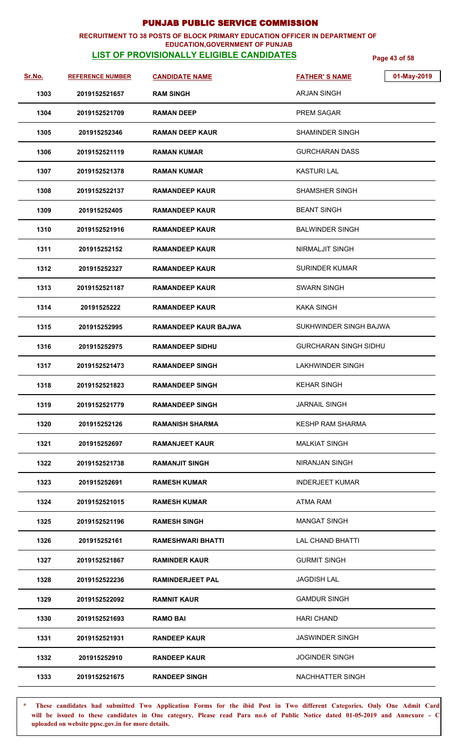# PUNJAB PUBLIC SERVICE COMMISSION

**RECRUITMENT TO 38 POSTS OF BLOCK PRIMARY EDUCATION OFFICER IN DEPARTMENT OF EDUCATION,GOVERNMENT OF PUNJAB**

## LIST OF PROVISIONALLY ELIGIBLE CANDIDATES

01-May-2019

| Sr.No. | REFERENCE NUMBER | CANDIDATE NAME | FATHER' S NAME |
|---|---|---|---|
| 1303 | 2019152521657 | RAM SINGH | ARJAN SINGH |
| 1304 | 2019152521709 | RAMAN DEEP | PREM SAGAR |
| 1305 | 201915252346 | RAMAN DEEP KAUR | SHAMINDER SINGH |
| 1306 | 2019152521119 | RAMAN KUMAR | GURCHARAN DASS |
| 1307 | 2019152521378 | RAMAN KUMAR | KASTURI LAL |
| 1308 | 2019152522137 | RAMANDEEP KAUR | SHAMSHER SINGH |
| 1309 | 201915252405 | RAMANDEEP KAUR | BEANT SINGH |
| 1310 | 2019152521916 | RAMANDEEP KAUR | BALWINDER SINGH |
| 1311 | 201915252152 | RAMANDEEP KAUR | NIRMALJIT SINGH |
| 1312 | 201915252327 | RAMANDEEP KAUR | SURINDER KUMAR |
| 1313 | 2019152521187 | RAMANDEEP KAUR | SWARN SINGH |
| 1314 | 20191525222 | RAMANDEEP KAUR | KAKA SINGH |
| 1315 | 201915252995 | RAMANDEEP KAUR BAJWA | SUKHWINDER SINGH BAJWA |
| 1316 | 201915252975 | RAMANDEEP SIDHU | GURCHARAN SINGH SIDHU |
| 1317 | 2019152521473 | RAMANDEEP SINGH | LAKHWINDER SINGH |
| 1318 | 2019152521823 | RAMANDEEP SINGH | KEHAR SINGH |
| 1319 | 2019152521779 | RAMANDEEP SINGH | JARNAIL SINGH |
| 1320 | 201915252126 | RAMANISH SHARMA | KESHP RAM SHARMA |
| 1321 | 201915252697 | RAMANJEET KAUR | MALKIAT SINGH |
| 1322 | 2019152521738 | RAMANJIT SINGH | NIRANJAN SINGH |
| 1323 | 201915252691 | RAMESH KUMAR | INDERJEET KUMAR |
| 1324 | 2019152521015 | RAMESH KUMAR | ATMA RAM |
| 1325 | 2019152521196 | RAMESH SINGH | MANGAT SINGH |
| 1326 | 201915252161 | RAMESHWARI BHATTI | LAL CHAND BHATTI |
| 1327 | 2019152521867 | RAMINDER KAUR | GURMIT SINGH |
| 1328 | 2019152522236 | RAMINDERJEET PAL | JAGDISH LAL |
| 1329 | 2019152522092 | RAMNIT KAUR | GAMDUR SINGH |
| 1330 | 2019152521693 | RAMO BAI | HARI CHAND |
| 1331 | 2019152521931 | RANDEEP KAUR | JASWINDER SINGH |
| 1332 | 201915252910 | RANDEEP KAUR | JOGINDER SINGH |
| 1333 | 2019152521675 | RANDEEP SINGH | NACHHATTER SINGH |

\* These candidates had submitted Two Application Forms for the ibid Post in Two different Categories. Only One Admit Card will be issued to these candidates in One category. Please read Para no.6 of Public Notice dated 01-05-2019 and Annexure - C uploaded on website ppsc.gov.in for more details.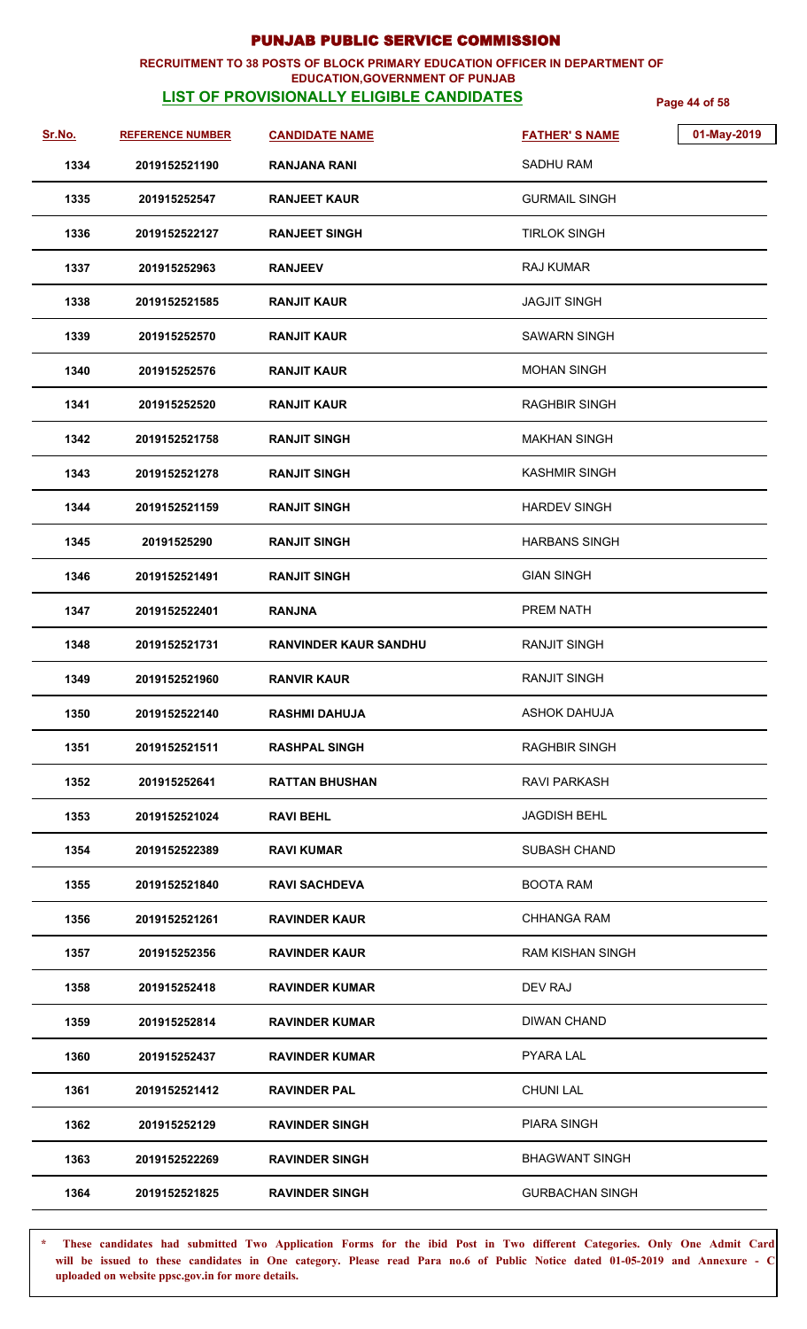# PUNJAB PUBLIC SERVICE COMMISSION

**RECRUITMENT TO 38 POSTS OF BLOCK PRIMARY EDUCATION OFFICER IN DEPARTMENT OF EDUCATION,GOVERNMENT OF PUNJAB**

**LIST OF PROVISIONALLY ELIGIBLE CANDIDATES**

01-May-2019

| Sr.No. | REFERENCE NUMBER | CANDIDATE NAME | FATHER' S NAME |
|---|---|---|---|
| 1334 | 2019152521190 | RANJANA RANI | SADHU RAM |
| 1335 | 201915252547 | RANJEET KAUR | GURMAIL SINGH |
| 1336 | 2019152522127 | RANJEET SINGH | TIRLOK SINGH |
| 1337 | 201915252963 | RANJEEV | RAJ KUMAR |
| 1338 | 2019152521585 | RANJIT KAUR | JAGJIT SINGH |
| 1339 | 201915252570 | RANJIT KAUR | SAWARN SINGH |
| 1340 | 201915252576 | RANJIT KAUR | MOHAN SINGH |
| 1341 | 201915252520 | RANJIT KAUR | RAGHBIR SINGH |
| 1342 | 2019152521758 | RANJIT SINGH | MAKHAN SINGH |
| 1343 | 2019152521278 | RANJIT SINGH | KASHMIR SINGH |
| 1344 | 2019152521159 | RANJIT SINGH | HARDEV SINGH |
| 1345 | 20191525290 | RANJIT SINGH | HARBANS SINGH |
| 1346 | 2019152521491 | RANJIT SINGH | GIAN SINGH |
| 1347 | 2019152522401 | RANJNA | PREM NATH |
| 1348 | 2019152521731 | RANVINDER KAUR SANDHU | RANJIT SINGH |
| 1349 | 2019152521960 | RANVIR KAUR | RANJIT SINGH |
| 1350 | 2019152522140 | RASHMI DAHUJA | ASHOK DAHUJA |
| 1351 | 2019152521511 | RASHPAL SINGH | RAGHBIR SINGH |
| 1352 | 201915252641 | RATTAN BHUSHAN | RAVI PARKASH |
| 1353 | 2019152521024 | RAVI BEHL | JAGDISH BEHL |
| 1354 | 2019152522389 | RAVI KUMAR | SUBASH CHAND |
| 1355 | 2019152521840 | RAVI SACHDEVA | BOOTA RAM |
| 1356 | 2019152521261 | RAVINDER KAUR | CHHANGA RAM |
| 1357 | 201915252356 | RAVINDER KAUR | RAM KISHAN SINGH |
| 1358 | 201915252418 | RAVINDER KUMAR | DEV RAJ |
| 1359 | 201915252814 | RAVINDER KUMAR | DIWAN CHAND |
| 1360 | 201915252437 | RAVINDER KUMAR | PYARA LAL |
| 1361 | 2019152521412 | RAVINDER PAL | CHUNI LAL |
| 1362 | 201915252129 | RAVINDER SINGH | PIARA SINGH |
| 1363 | 2019152522269 | RAVINDER SINGH | BHAGWANT SINGH |
| 1364 | 2019152521825 | RAVINDER SINGH | GURBACHAN SINGH |

**\* These candidates had submitted Two Application Forms for the ibid Post in Two different Categories. Only One Admit Card will be issued to these candidates in One category. Please read Para no.6 of Public Notice dated 01-05-2019 and Annexure - C uploaded on website ppsc.gov.in for more details.**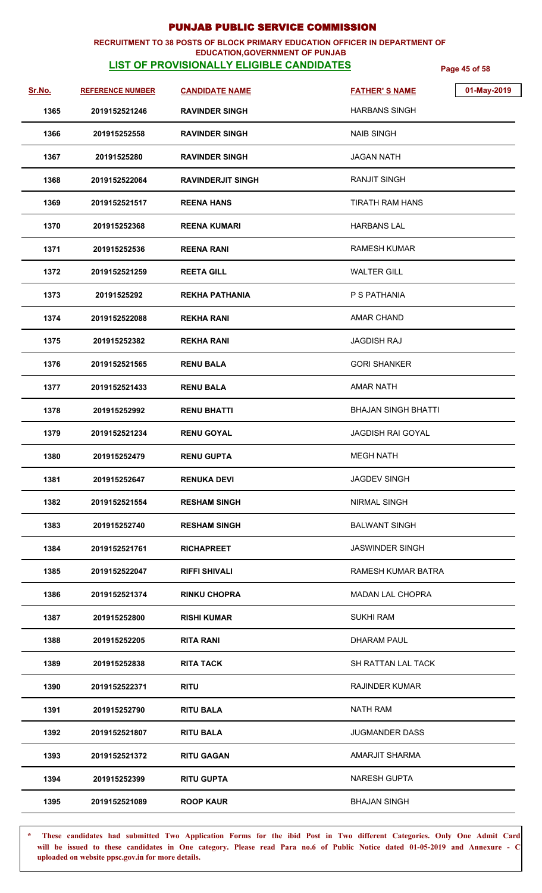# PUNJAB PUBLIC SERVICE COMMISSION

**RECRUITMENT TO 38 POSTS OF BLOCK PRIMARY EDUCATION OFFICER IN DEPARTMENT OF EDUCATION,GOVERNMENT OF PUNJAB**

**LIST OF PROVISIONALLY ELIGIBLE CANDIDATES**

01-May-2019

| Sr.No. | REFERENCE NUMBER | CANDIDATE NAME | FATHER' S NAME |
|---|---|---|---|
| 1365 | 2019152521246 | RAVINDER SINGH | HARBANS SINGH |
| 1366 | 201915252558 | RAVINDER SINGH | NAIB SINGH |
| 1367 | 20191525280 | RAVINDER SINGH | JAGAN NATH |
| 1368 | 2019152522064 | RAVINDERJIT SINGH | RANJIT SINGH |
| 1369 | 2019152521517 | REENA HANS | TIRATH RAM HANS |
| 1370 | 201915252368 | REENA KUMARI | HARBANS LAL |
| 1371 | 201915252536 | REENA RANI | RAMESH KUMAR |
| 1372 | 2019152521259 | REETA GILL | WALTER GILL |
| 1373 | 20191525292 | REKHA PATHANIA | P S PATHANIA |
| 1374 | 2019152522088 | REKHA RANI | AMAR CHAND |
| 1375 | 201915252382 | REKHA RANI | JAGDISH RAJ |
| 1376 | 2019152521565 | RENU BALA | GORI SHANKER |
| 1377 | 2019152521433 | RENU BALA | AMAR NATH |
| 1378 | 201915252992 | RENU BHATTI | BHAJAN SINGH BHATTI |
| 1379 | 2019152521234 | RENU GOYAL | JAGDISH RAI GOYAL |
| 1380 | 201915252479 | RENU GUPTA | MEGH NATH |
| 1381 | 201915252647 | RENUKA DEVI | JAGDEV SINGH |
| 1382 | 2019152521554 | RESHAM SINGH | NIRMAL SINGH |
| 1383 | 201915252740 | RESHAM SINGH | BALWANT SINGH |
| 1384 | 2019152521761 | RICHAPREET | JASWINDER SINGH |
| 1385 | 2019152522047 | RIFFI SHIVALI | RAMESH KUMAR BATRA |
| 1386 | 2019152521374 | RINKU CHOPRA | MADAN LAL CHOPRA |
| 1387 | 201915252800 | RISHI KUMAR | SUKHI RAM |
| 1388 | 201915252205 | RITA RANI | DHARAM PAUL |
| 1389 | 201915252838 | RITA TACK | SH RATTAN LAL TACK |
| 1390 | 2019152522371 | RITU | RAJINDER KUMAR |
| 1391 | 201915252790 | RITU BALA | NATH RAM |
| 1392 | 2019152521807 | RITU BALA | JUGMANDER DASS |
| 1393 | 2019152521372 | RITU GAGAN | AMARJIT SHARMA |
| 1394 | 201915252399 | RITU GUPTA | NARESH GUPTA |
| 1395 | 2019152521089 | ROOP KAUR | BHAJAN SINGH |

\* These candidates had submitted Two Application Forms for the ibid Post in Two different Categories. Only One Admit Card will be issued to these candidates in One category. Please read Para no.6 of Public Notice dated 01-05-2019 and Annexure - C uploaded on website ppsc.gov.in for more details.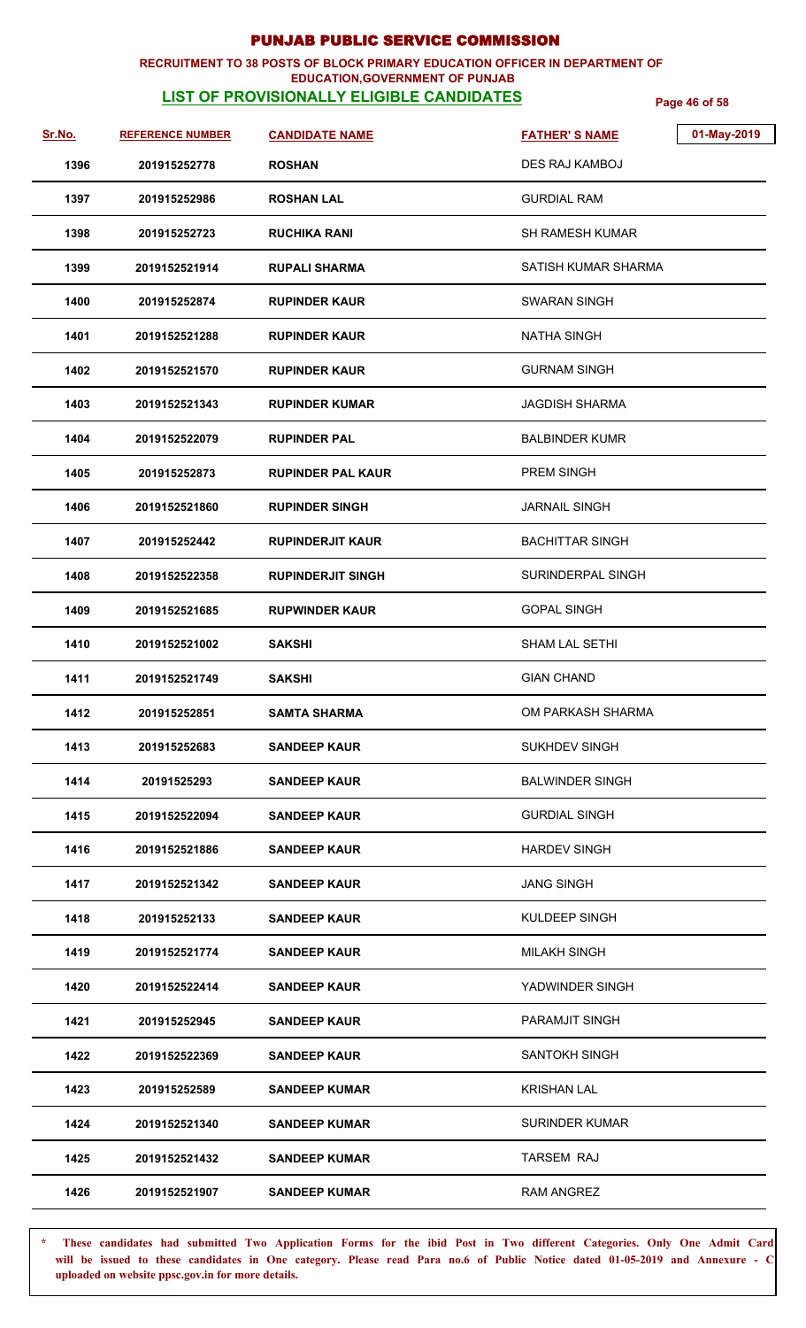# PUNJAB PUBLIC SERVICE COMMISSION

**RECRUITMENT TO 38 POSTS OF BLOCK PRIMARY EDUCATION OFFICER IN DEPARTMENT OF EDUCATION,GOVERNMENT OF PUNJAB**

**LIST OF PROVISIONALLY ELIGIBLE CANDIDATES**

01-May-2019

| Sr.No. | REFERENCE NUMBER | CANDIDATE NAME | FATHER' S NAME |
|---|---|---|---|
| 1396 | 201915252778 | ROSHAN | DES RAJ KAMBOJ |
| 1397 | 201915252986 | ROSHAN LAL | GURDIAL RAM |
| 1398 | 201915252723 | RUCHIKA RANI | SH RAMESH KUMAR |
| 1399 | 2019152521914 | RUPALI SHARMA | SATISH KUMAR SHARMA |
| 1400 | 201915252874 | RUPINDER KAUR | SWARAN SINGH |
| 1401 | 2019152521288 | RUPINDER KAUR | NATHA SINGH |
| 1402 | 2019152521570 | RUPINDER KAUR | GURNAM SINGH |
| 1403 | 2019152521343 | RUPINDER KUMAR | JAGDISH SHARMA |
| 1404 | 2019152522079 | RUPINDER PAL | BALBINDER KUMR |
| 1405 | 201915252873 | RUPINDER PAL KAUR | PREM SINGH |
| 1406 | 2019152521860 | RUPINDER SINGH | JARNAIL SINGH |
| 1407 | 201915252442 | RUPINDERJIT KAUR | BACHITTAR SINGH |
| 1408 | 2019152522358 | RUPINDERJIT SINGH | SURINDERPAL SINGH |
| 1409 | 2019152521685 | RUPWINDER KAUR | GOPAL SINGH |
| 1410 | 2019152521002 | SAKSHI | SHAM LAL SETHI |
| 1411 | 2019152521749 | SAKSHI | GIAN CHAND |
| 1412 | 201915252851 | SAMTA SHARMA | OM PARKASH SHARMA |
| 1413 | 201915252683 | SANDEEP KAUR | SUKHDEV SINGH |
| 1414 | 20191525293 | SANDEEP KAUR | BALWINDER SINGH |
| 1415 | 2019152522094 | SANDEEP KAUR | GURDIAL SINGH |
| 1416 | 2019152521886 | SANDEEP KAUR | HARDEV SINGH |
| 1417 | 2019152521342 | SANDEEP KAUR | JANG SINGH |
| 1418 | 201915252133 | SANDEEP KAUR | KULDEEP SINGH |
| 1419 | 2019152521774 | SANDEEP KAUR | MILAKH SINGH |
| 1420 | 2019152522414 | SANDEEP KAUR | YADWINDER SINGH |
| 1421 | 201915252945 | SANDEEP KAUR | PARAMJIT SINGH |
| 1422 | 2019152522369 | SANDEEP KAUR | SANTOKH SINGH |
| 1423 | 201915252589 | SANDEEP KUMAR | KRISHAN LAL |
| 1424 | 2019152521340 | SANDEEP KUMAR | SURINDER KUMAR |
| 1425 | 2019152521432 | SANDEEP KUMAR | TARSEM RAJ |
| 1426 | 2019152521907 | SANDEEP KUMAR | RAM ANGREZ |

* **These candidates had submitted Two Application Forms for the ibid Post in Two different Categories. Only One Admit Card will be issued to these candidates in One category. Please read Para no.6 of Public Notice dated 01-05-2019 and Annexure - C uploaded on website ppsc.gov.in for more details.**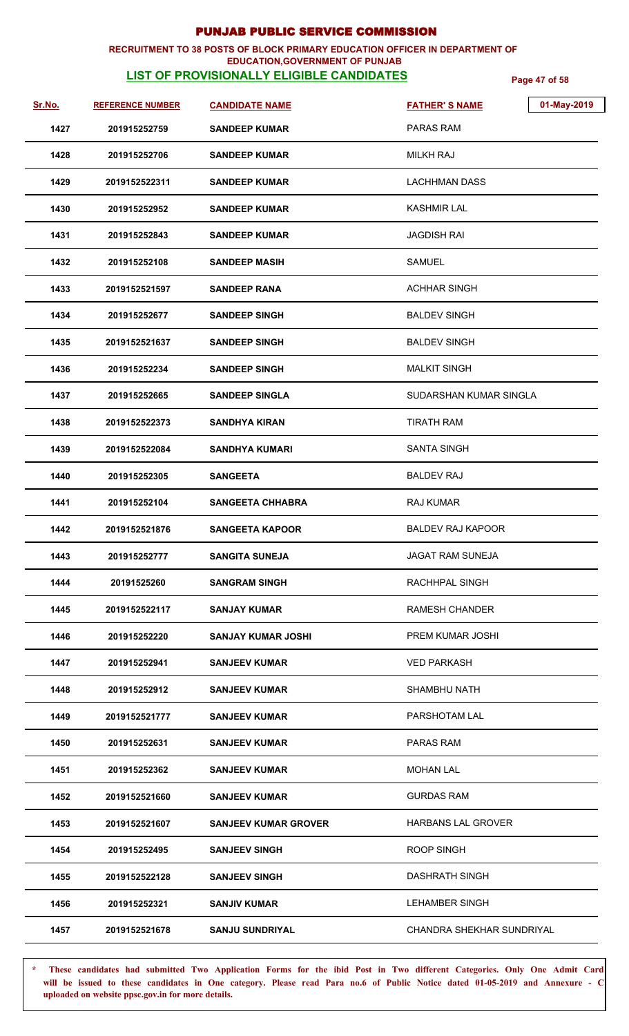# PUNJAB PUBLIC SERVICE COMMISSION

**RECRUITMENT TO 38 POSTS OF BLOCK PRIMARY EDUCATION OFFICER IN DEPARTMENT OF EDUCATION,GOVERNMENT OF PUNJAB**

**LIST OF PROVISIONALLY ELIGIBLE CANDIDATES**

01-May-2019

| Sr.No. | REFERENCE NUMBER | CANDIDATE NAME | FATHER' S NAME |
|---|---|---|---|
| 1427 | 201915252759 | SANDEEP KUMAR | PARAS RAM |
| 1428 | 201915252706 | SANDEEP KUMAR | MILKH RAJ |
| 1429 | 2019152522311 | SANDEEP KUMAR | LACHHMAN DASS |
| 1430 | 201915252952 | SANDEEP KUMAR | KASHMIR LAL |
| 1431 | 201915252843 | SANDEEP KUMAR | JAGDISH RAI |
| 1432 | 201915252108 | SANDEEP MASIH | SAMUEL |
| 1433 | 2019152521597 | SANDEEP RANA | ACHHAR SINGH |
| 1434 | 201915252677 | SANDEEP SINGH | BALDEV SINGH |
| 1435 | 2019152521637 | SANDEEP SINGH | BALDEV SINGH |
| 1436 | 201915252234 | SANDEEP SINGH | MALKIT SINGH |
| 1437 | 201915252665 | SANDEEP SINGLA | SUDARSHAN KUMAR SINGLA |
| 1438 | 2019152522373 | SANDHYA KIRAN | TIRATH RAM |
| 1439 | 2019152522084 | SANDHYA KUMARI | SANTA SINGH |
| 1440 | 201915252305 | SANGEETA | BALDEV RAJ |
| 1441 | 201915252104 | SANGEETA CHHABRA | RAJ KUMAR |
| 1442 | 2019152521876 | SANGEETA KAPOOR | BALDEV RAJ KAPOOR |
| 1443 | 201915252777 | SANGITA SUNEJA | JAGAT RAM SUNEJA |
| 1444 | 20191525260 | SANGRAM SINGH | RACHHPAL SINGH |
| 1445 | 2019152522117 | SANJAY KUMAR | RAMESH CHANDER |
| 1446 | 201915252220 | SANJAY KUMAR JOSHI | PREM KUMAR JOSHI |
| 1447 | 201915252941 | SANJEEV KUMAR | VED PARKASH |
| 1448 | 201915252912 | SANJEEV KUMAR | SHAMBHU NATH |
| 1449 | 2019152521777 | SANJEEV KUMAR | PARSHOTAM LAL |
| 1450 | 201915252631 | SANJEEV KUMAR | PARAS RAM |
| 1451 | 201915252362 | SANJEEV KUMAR | MOHAN LAL |
| 1452 | 2019152521660 | SANJEEV KUMAR | GURDAS RAM |
| 1453 | 2019152521607 | SANJEEV KUMAR GROVER | HARBANS LAL GROVER |
| 1454 | 201915252495 | SANJEEV SINGH | ROOP SINGH |
| 1455 | 2019152522128 | SANJEEV SINGH | DASHRATH SINGH |
| 1456 | 201915252321 | SANJIV KUMAR | LEHAMBER SINGH |
| 1457 | 2019152521678 | SANJU SUNDRIYAL | CHANDRA SHEKHAR SUNDRIYAL |

**\* These candidates had submitted Two Application Forms for the ibid Post in Two different Categories. Only One Admit Card will be issued to these candidates in One category. Please read Para no.6 of Public Notice dated 01-05-2019 and Annexure - C uploaded on website ppsc.gov.in for more details.**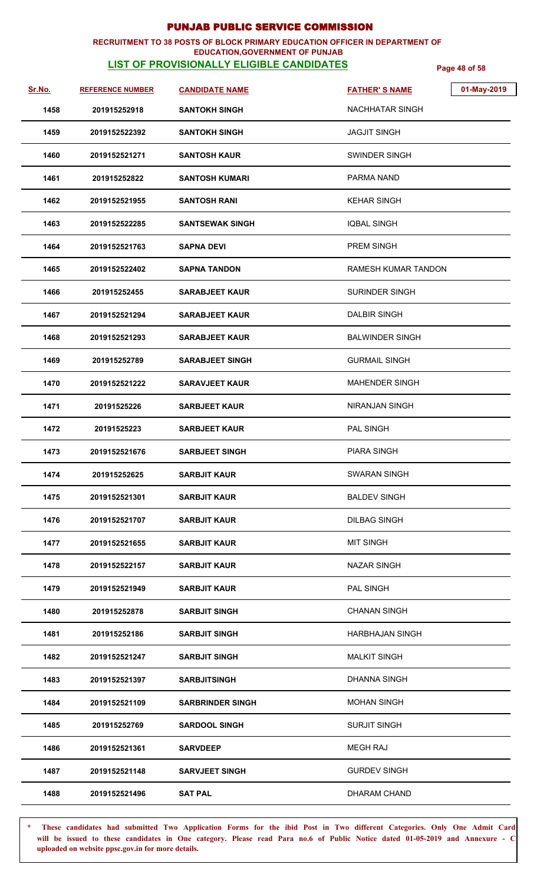# PUNJAB PUBLIC SERVICE COMMISSION

**RECRUITMENT TO 38 POSTS OF BLOCK PRIMARY EDUCATION OFFICER IN DEPARTMENT OF EDUCATION,GOVERNMENT OF PUNJAB**

## LIST OF PROVISIONALLY ELIGIBLE CANDIDATES

01-May-2019

| Sr.No. | REFERENCE NUMBER | CANDIDATE NAME | FATHER' S NAME |
|---|---|---|---|
| 1458 | 201915252918 | SANTOKH SINGH | NACHHATAR SINGH |
| 1459 | 2019152522392 | SANTOKH SINGH | JAGJIT SINGH |
| 1460 | 2019152521271 | SANTOSH KAUR | SWINDER SINGH |
| 1461 | 201915252822 | SANTOSH KUMARI | PARMA NAND |
| 1462 | 2019152521955 | SANTOSH RANI | KEHAR SINGH |
| 1463 | 2019152522285 | SANTSEWAK SINGH | IQBAL SINGH |
| 1464 | 2019152521763 | SAPNA DEVI | PREM SINGH |
| 1465 | 2019152522402 | SAPNA TANDON | RAMESH KUMAR TANDON |
| 1466 | 201915252455 | SARABJEET KAUR | SURINDER SINGH |
| 1467 | 2019152521294 | SARABJEET KAUR | DALBIR SINGH |
| 1468 | 2019152521293 | SARABJEET KAUR | BALWINDER SINGH |
| 1469 | 201915252789 | SARABJEET SINGH | GURMAIL SINGH |
| 1470 | 2019152521222 | SARAVJEET KAUR | MAHENDER SINGH |
| 1471 | 20191525226 | SARBJEET KAUR | NIRANJAN SINGH |
| 1472 | 20191525223 | SARBJEET KAUR | PAL SINGH |
| 1473 | 2019152521676 | SARBJEET SINGH | PIARA SINGH |
| 1474 | 201915252625 | SARBJIT KAUR | SWARAN SINGH |
| 1475 | 2019152521301 | SARBJIT KAUR | BALDEV SINGH |
| 1476 | 2019152521707 | SARBJIT KAUR | DILBAG SINGH |
| 1477 | 2019152521655 | SARBJIT KAUR | MIT SINGH |
| 1478 | 2019152522157 | SARBJIT KAUR | NAZAR SINGH |
| 1479 | 2019152521949 | SARBJIT KAUR | PAL SINGH |
| 1480 | 201915252878 | SARBJIT SINGH | CHANAN SINGH |
| 1481 | 201915252186 | SARBJIT SINGH | HARBHAJAN SINGH |
| 1482 | 2019152521247 | SARBJIT SINGH | MALKIT SINGH |
| 1483 | 2019152521397 | SARBJITSINGH | DHANNA SINGH |
| 1484 | 2019152521109 | SARBRINDER SINGH | MOHAN SINGH |
| 1485 | 201915252769 | SARDOOL SINGH | SURJIT SINGH |
| 1486 | 2019152521361 | SARVDEEP | MEGH RAJ |
| 1487 | 2019152521148 | SARVJEET SINGH | GURDEV SINGH |
| 1488 | 2019152521496 | SAT PAL | DHARAM CHAND |

**\* These candidates had submitted Two Application Forms for the ibid Post in Two different Categories. Only One Admit Card will be issued to these candidates in One category. Please read Para no.6 of Public Notice dated 01-05-2019 and Annexure - C uploaded on website ppsc.gov.in for more details.**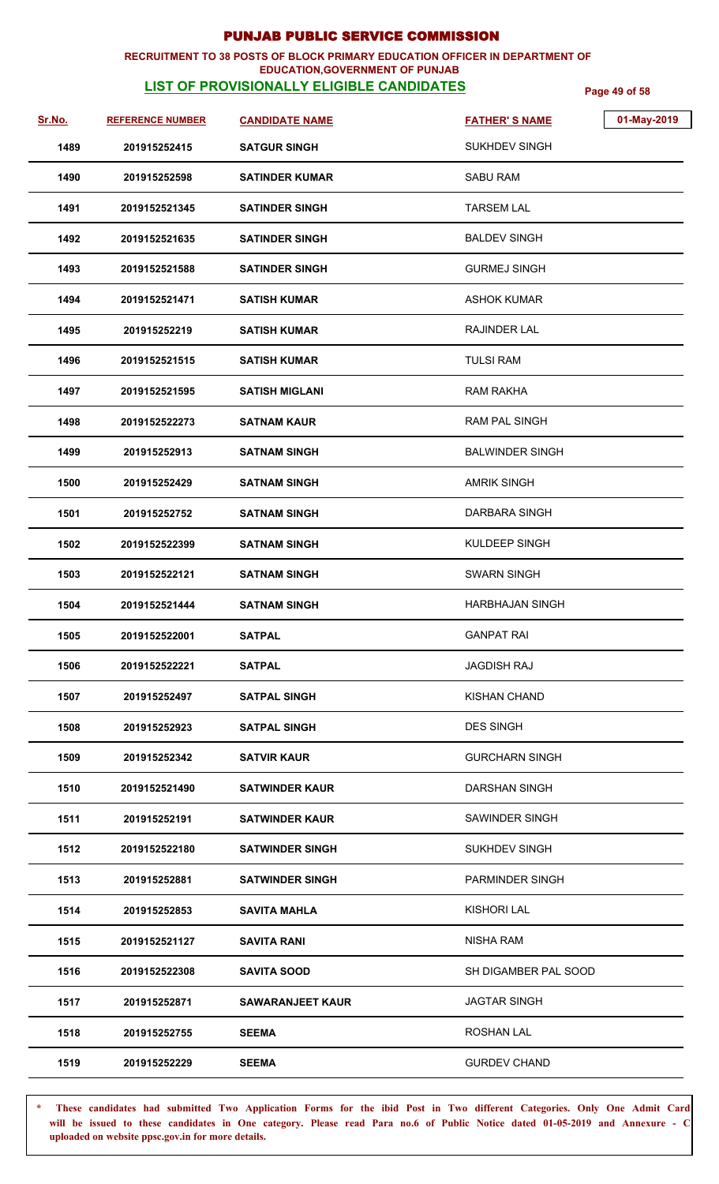# PUNJAB PUBLIC SERVICE COMMISSION

**RECRUITMENT TO 38 POSTS OF BLOCK PRIMARY EDUCATION OFFICER IN DEPARTMENT OF EDUCATION,GOVERNMENT OF PUNJAB**

**LIST OF PROVISIONALLY ELIGIBLE CANDIDATES**

01-May-2019

| Sr.No. | REFERENCE NUMBER | CANDIDATE NAME | FATHER' S NAME |
|---|---|---|---|
| 1489 | 201915252415 | SATGUR SINGH | SUKHDEV SINGH |
| 1490 | 201915252598 | SATINDER KUMAR | SABU RAM |
| 1491 | 2019152521345 | SATINDER SINGH | TARSEM LAL |
| 1492 | 2019152521635 | SATINDER SINGH | BALDEV SINGH |
| 1493 | 2019152521588 | SATINDER SINGH | GURMEJ SINGH |
| 1494 | 2019152521471 | SATISH KUMAR | ASHOK KUMAR |
| 1495 | 201915252219 | SATISH KUMAR | RAJINDER LAL |
| 1496 | 2019152521515 | SATISH KUMAR | TULSI RAM |
| 1497 | 2019152521595 | SATISH MIGLANI | RAM RAKHA |
| 1498 | 2019152522273 | SATNAM KAUR | RAM PAL SINGH |
| 1499 | 201915252913 | SATNAM SINGH | BALWINDER SINGH |
| 1500 | 201915252429 | SATNAM SINGH | AMRIK SINGH |
| 1501 | 201915252752 | SATNAM SINGH | DARBARA SINGH |
| 1502 | 2019152522399 | SATNAM SINGH | KULDEEP SINGH |
| 1503 | 2019152522121 | SATNAM SINGH | SWARN SINGH |
| 1504 | 2019152521444 | SATNAM SINGH | HARBHAJAN SINGH |
| 1505 | 2019152522001 | SATPAL | GANPAT RAI |
| 1506 | 2019152522221 | SATPAL | JAGDISH RAJ |
| 1507 | 201915252497 | SATPAL SINGH | KISHAN CHAND |
| 1508 | 201915252923 | SATPAL SINGH | DES SINGH |
| 1509 | 201915252342 | SATVIR KAUR | GURCHARN SINGH |
| 1510 | 2019152521490 | SATWINDER KAUR | DARSHAN SINGH |
| 1511 | 201915252191 | SATWINDER KAUR | SAWINDER SINGH |
| 1512 | 2019152522180 | SATWINDER SINGH | SUKHDEV SINGH |
| 1513 | 201915252881 | SATWINDER SINGH | PARMINDER SINGH |
| 1514 | 201915252853 | SAVITA MAHLA | KISHORI LAL |
| 1515 | 2019152521127 | SAVITA RANI | NISHA RAM |
| 1516 | 2019152522308 | SAVITA SOOD | SH DIGAMBER PAL SOOD |
| 1517 | 201915252871 | SAWARANJEET KAUR | JAGTAR SINGH |
| 1518 | 201915252755 | SEEMA | ROSHAN LAL |
| 1519 | 201915252229 | SEEMA | GURDEV CHAND |

**\* These candidates had submitted Two Application Forms for the ibid Post in Two different Categories. Only One Admit Card will be issued to these candidates in One category. Please read Para no.6 of Public Notice dated 01-05-2019 and Annexure - C uploaded on website ppsc.gov.in for more details.**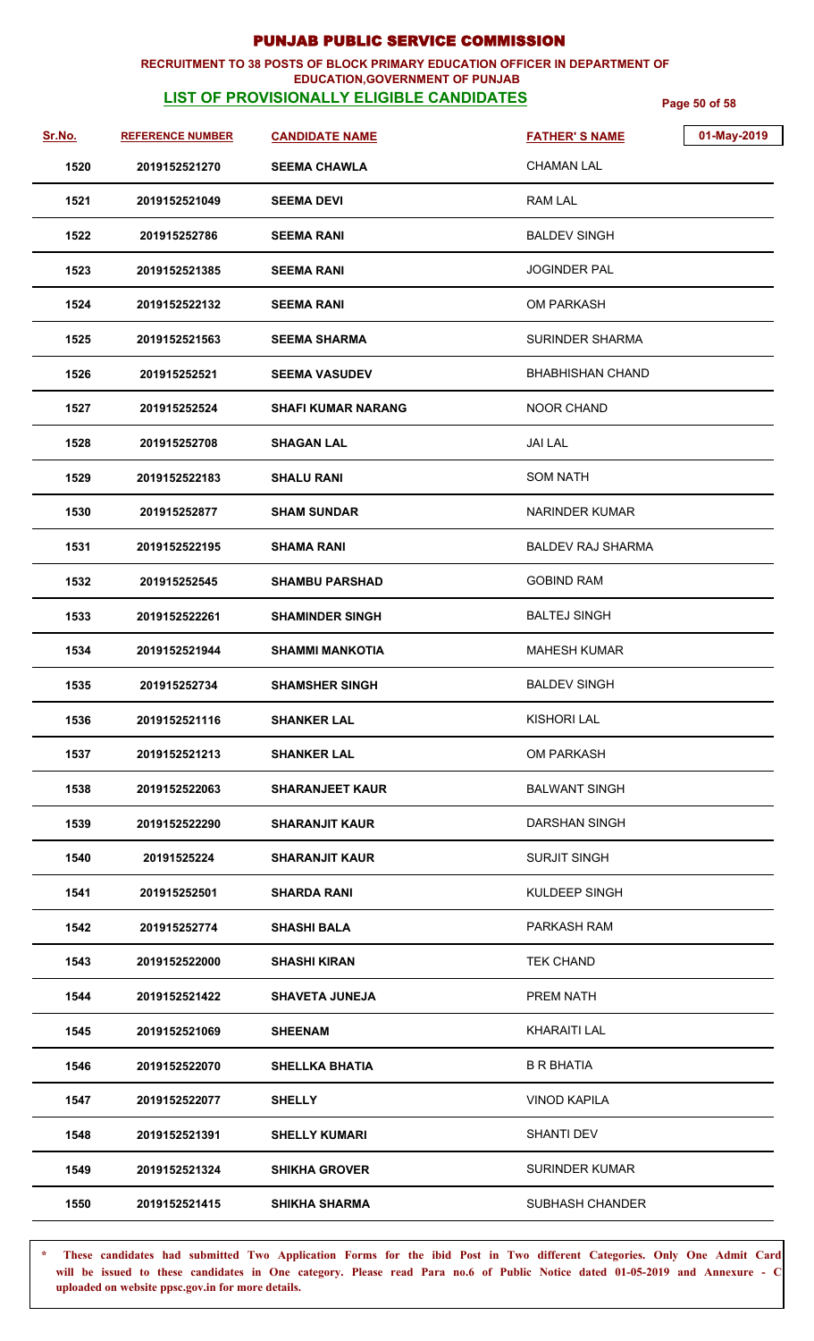# PUNJAB PUBLIC SERVICE COMMISSION

**RECRUITMENT TO 38 POSTS OF BLOCK PRIMARY EDUCATION OFFICER IN DEPARTMENT OF EDUCATION,GOVERNMENT OF PUNJAB**

**LIST OF PROVISIONALLY ELIGIBLE CANDIDATES**

01-May-2019

| Sr.No. | REFERENCE NUMBER | CANDIDATE NAME | FATHER' S NAME |
|---|---|---|---|
| 1520 | 2019152521270 | SEEMA CHAWLA | CHAMAN LAL |
| 1521 | 2019152521049 | SEEMA DEVI | RAM LAL |
| 1522 | 201915252786 | SEEMA RANI | BALDEV SINGH |
| 1523 | 2019152521385 | SEEMA RANI | JOGINDER PAL |
| 1524 | 2019152522132 | SEEMA RANI | OM PARKASH |
| 1525 | 2019152521563 | SEEMA SHARMA | SURINDER SHARMA |
| 1526 | 201915252521 | SEEMA VASUDEV | BHABHISHAN CHAND |
| 1527 | 201915252524 | SHAFI KUMAR NARANG | NOOR CHAND |
| 1528 | 201915252708 | SHAGAN LAL | JAI LAL |
| 1529 | 2019152522183 | SHALU RANI | SOM NATH |
| 1530 | 201915252877 | SHAM SUNDAR | NARINDER KUMAR |
| 1531 | 2019152522195 | SHAMA RANI | BALDEV RAJ SHARMA |
| 1532 | 201915252545 | SHAMBU PARSHAD | GOBIND RAM |
| 1533 | 2019152522261 | SHAMINDER SINGH | BALTEJ SINGH |
| 1534 | 2019152521944 | SHAMMI MANKOTIA | MAHESH KUMAR |
| 1535 | 201915252734 | SHAMSHER SINGH | BALDEV SINGH |
| 1536 | 2019152521116 | SHANKER LAL | KISHORI LAL |
| 1537 | 2019152521213 | SHANKER LAL | OM PARKASH |
| 1538 | 2019152522063 | SHARANJEET KAUR | BALWANT SINGH |
| 1539 | 2019152522290 | SHARANJIT KAUR | DARSHAN SINGH |
| 1540 | 20191525224 | SHARANJIT KAUR | SURJIT SINGH |
| 1541 | 201915252501 | SHARDA RANI | KULDEEP SINGH |
| 1542 | 201915252774 | SHASHI BALA | PARKASH RAM |
| 1543 | 2019152522000 | SHASHI KIRAN | TEK CHAND |
| 1544 | 2019152521422 | SHAVETA JUNEJA | PREM NATH |
| 1545 | 2019152521069 | SHEENAM | KHARAITI LAL |
| 1546 | 2019152522070 | SHELLKA BHATIA | B R BHATIA |
| 1547 | 2019152522077 | SHELLY | VINOD KAPILA |
| 1548 | 2019152521391 | SHELLY KUMARI | SHANTI DEV |
| 1549 | 2019152521324 | SHIKHA GROVER | SURINDER KUMAR |
| 1550 | 2019152521415 | SHIKHA SHARMA | SUBHASH CHANDER |

**\* These candidates had submitted Two Application Forms for the ibid Post in Two different Categories. Only One Admit Card will be issued to these candidates in One category. Please read Para no.6 of Public Notice dated 01-05-2019 and Annexure - C uploaded on website ppsc.gov.in for more details.**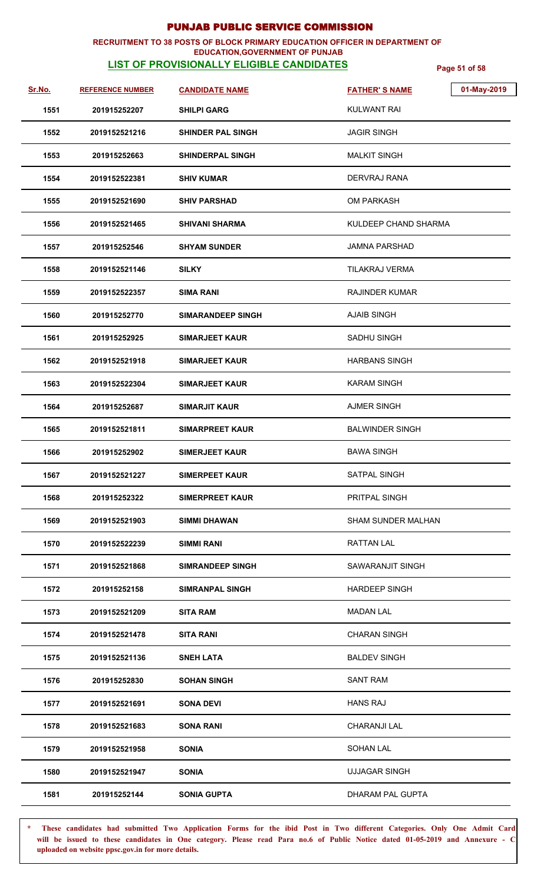# PUNJAB PUBLIC SERVICE COMMISSION

**RECRUITMENT TO 38 POSTS OF BLOCK PRIMARY EDUCATION OFFICER IN DEPARTMENT OF EDUCATION,GOVERNMENT OF PUNJAB**

**LIST OF PROVISIONALLY ELIGIBLE CANDIDATES**

01-May-2019

| Sr.No. | REFERENCE NUMBER | CANDIDATE NAME | FATHER' S NAME |
|---|---|---|---|
| 1551 | 201915252207 | SHILPI GARG | KULWANT RAI |
| 1552 | 2019152521216 | SHINDER PAL SINGH | JAGIR SINGH |
| 1553 | 201915252663 | SHINDERPAL SINGH | MALKIT SINGH |
| 1554 | 2019152522381 | SHIV KUMAR | DERVRAJ RANA |
| 1555 | 2019152521690 | SHIV PARSHAD | OM PARKASH |
| 1556 | 2019152521465 | SHIVANI SHARMA | KULDEEP CHAND SHARMA |
| 1557 | 201915252546 | SHYAM SUNDER | JAMNA PARSHAD |
| 1558 | 2019152521146 | SILKY | TILAKRAJ VERMA |
| 1559 | 2019152522357 | SIMA RANI | RAJINDER KUMAR |
| 1560 | 201915252770 | SIMARANDEEP SINGH | AJAIB SINGH |
| 1561 | 201915252925 | SIMARJEET KAUR | SADHU SINGH |
| 1562 | 2019152521918 | SIMARJEET KAUR | HARBANS SINGH |
| 1563 | 2019152522304 | SIMARJEET KAUR | KARAM SINGH |
| 1564 | 201915252687 | SIMARJIT KAUR | AJMER SINGH |
| 1565 | 2019152521811 | SIMARPREET KAUR | BALWINDER SINGH |
| 1566 | 201915252902 | SIMERJEET KAUR | BAWA SINGH |
| 1567 | 2019152521227 | SIMERPEET KAUR | SATPAL SINGH |
| 1568 | 201915252322 | SIMERPREET KAUR | PRITPAL SINGH |
| 1569 | 2019152521903 | SIMMI DHAWAN | SHAM SUNDER MALHAN |
| 1570 | 2019152522239 | SIMMI RANI | RATTAN LAL |
| 1571 | 2019152521868 | SIMRANDEEP SINGH | SAWARANJIT SINGH |
| 1572 | 201915252158 | SIMRANPAL SINGH | HARDEEP SINGH |
| 1573 | 2019152521209 | SITA RAM | MADAN LAL |
| 1574 | 2019152521478 | SITA RANI | CHARAN SINGH |
| 1575 | 2019152521136 | SNEH LATA | BALDEV SINGH |
| 1576 | 201915252830 | SOHAN SINGH | SANT RAM |
| 1577 | 2019152521691 | SONA DEVI | HANS RAJ |
| 1578 | 2019152521683 | SONA RANI | CHARANJI LAL |
| 1579 | 2019152521958 | SONIA | SOHAN LAL |
| 1580 | 2019152521947 | SONIA | UJJAGAR SINGH |
| 1581 | 201915252144 | SONIA GUPTA | DHARAM PAL GUPTA |

**\* These candidates had submitted Two Application Forms for the ibid Post in Two different Categories. Only One Admit Card will be issued to these candidates in One category. Please read Para no.6 of Public Notice dated 01-05-2019 and Annexure - C uploaded on website ppsc.gov.in for more details.**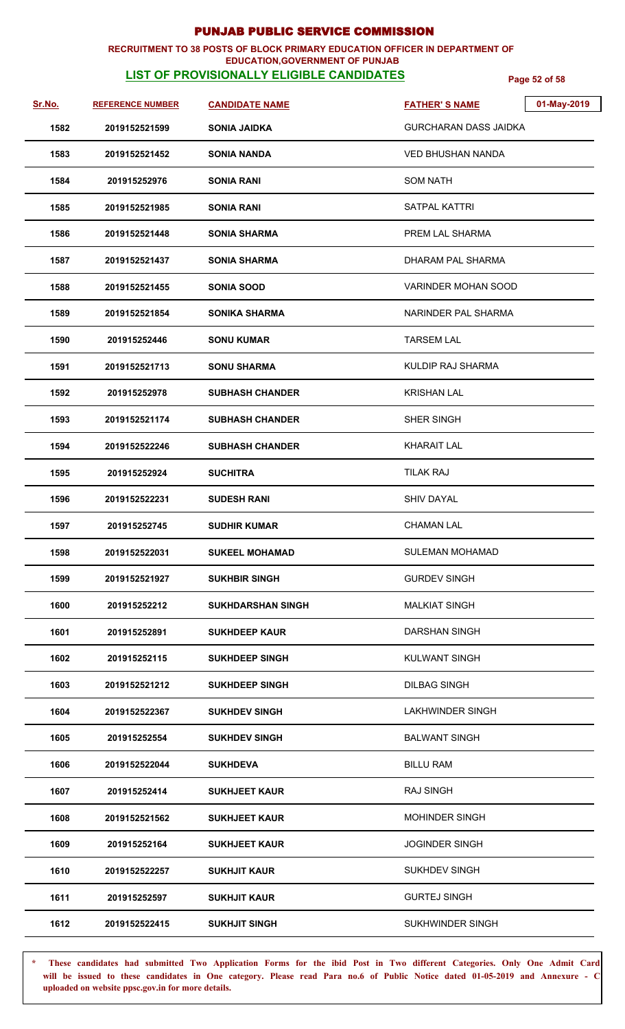# PUNJAB PUBLIC SERVICE COMMISSION

**RECRUITMENT TO 38 POSTS OF BLOCK PRIMARY EDUCATION OFFICER IN DEPARTMENT OF EDUCATION,GOVERNMENT OF PUNJAB**

**LIST OF PROVISIONALLY ELIGIBLE CANDIDATES**

01-May-2019

| Sr.No. | REFERENCE NUMBER | CANDIDATE NAME | FATHER' S NAME |
|---|---|---|---|
| 1582 | 2019152521599 | SONIA JAIDKA | GURCHARAN DASS JAIDKA |
| 1583 | 2019152521452 | SONIA NANDA | VED BHUSHAN NANDA |
| 1584 | 201915252976 | SONIA RANI | SOM NATH |
| 1585 | 2019152521985 | SONIA RANI | SATPAL KATTRI |
| 1586 | 2019152521448 | SONIA SHARMA | PREM LAL SHARMA |
| 1587 | 2019152521437 | SONIA SHARMA | DHARAM PAL SHARMA |
| 1588 | 2019152521455 | SONIA SOOD | VARINDER MOHAN SOOD |
| 1589 | 2019152521854 | SONIKA SHARMA | NARINDER PAL SHARMA |
| 1590 | 201915252446 | SONU KUMAR | TARSEM LAL |
| 1591 | 2019152521713 | SONU SHARMA | KULDIP RAJ SHARMA |
| 1592 | 201915252978 | SUBHASH CHANDER | KRISHAN LAL |
| 1593 | 2019152521174 | SUBHASH CHANDER | SHER SINGH |
| 1594 | 2019152522246 | SUBHASH CHANDER | KHARAIT LAL |
| 1595 | 201915252924 | SUCHITRA | TILAK RAJ |
| 1596 | 2019152522231 | SUDESH RANI | SHIV DAYAL |
| 1597 | 201915252745 | SUDHIR KUMAR | CHAMAN LAL |
| 1598 | 2019152522031 | SUKEEL MOHAMAD | SULEMAN MOHAMAD |
| 1599 | 2019152521927 | SUKHBIR SINGH | GURDEV SINGH |
| 1600 | 201915252212 | SUKHDARSHAN SINGH | MALKIAT SINGH |
| 1601 | 201915252891 | SUKHDEEP KAUR | DARSHAN SINGH |
| 1602 | 201915252115 | SUKHDEEP SINGH | KULWANT SINGH |
| 1603 | 2019152521212 | SUKHDEEP SINGH | DILBAG SINGH |
| 1604 | 2019152522367 | SUKHDEV SINGH | LAKHWINDER SINGH |
| 1605 | 201915252554 | SUKHDEV SINGH | BALWANT SINGH |
| 1606 | 2019152522044 | SUKHDEVA | BILLU RAM |
| 1607 | 201915252414 | SUKHJEET KAUR | RAJ SINGH |
| 1608 | 2019152521562 | SUKHJEET KAUR | MOHINDER SINGH |
| 1609 | 201915252164 | SUKHJEET KAUR | JOGINDER SINGH |
| 1610 | 2019152522257 | SUKHJIT KAUR | SUKHDEV SINGH |
| 1611 | 201915252597 | SUKHJIT KAUR | GURTEJ SINGH |
| 1612 | 2019152522415 | SUKHJIT SINGH | SUKHWINDER SINGH |

**\* These candidates had submitted Two Application Forms for the ibid Post in Two different Categories. Only One Admit Card will be issued to these candidates in One category. Please read Para no.6 of Public Notice dated 01-05-2019 and Annexure - C uploaded on website ppsc.gov.in for more details.**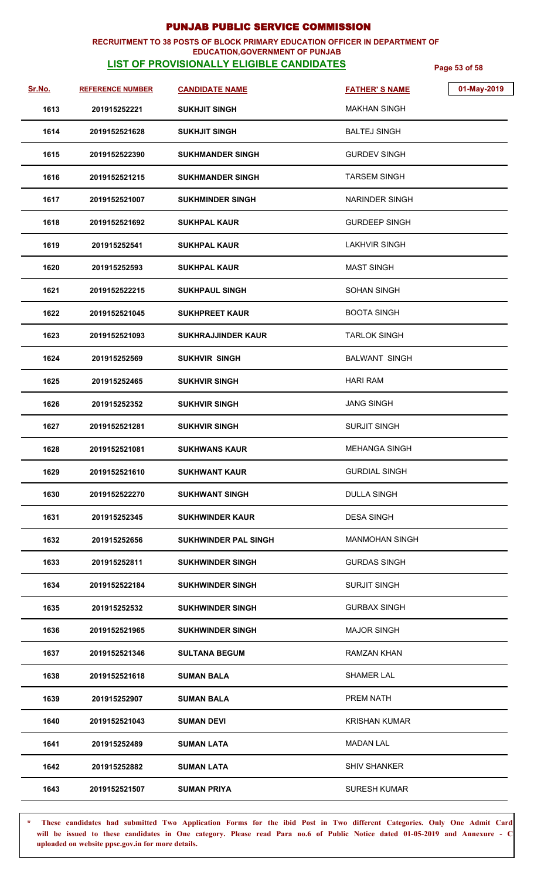# PUNJAB PUBLIC SERVICE COMMISSION

**RECRUITMENT TO 38 POSTS OF BLOCK PRIMARY EDUCATION OFFICER IN DEPARTMENT OF EDUCATION,GOVERNMENT OF PUNJAB**

**LIST OF PROVISIONALLY ELIGIBLE CANDIDATES**

01-May-2019

| Sr.No. | REFERENCE NUMBER | CANDIDATE NAME | FATHER' S NAME |
|---|---|---|---|
| 1613 | 201915252221 | SUKHJIT SINGH | MAKHAN SINGH |
| 1614 | 2019152521628 | SUKHJIT SINGH | BALTEJ SINGH |
| 1615 | 2019152522390 | SUKHMANDER SINGH | GURDEV SINGH |
| 1616 | 2019152521215 | SUKHMANDER SINGH | TARSEM SINGH |
| 1617 | 2019152521007 | SUKHMINDER SINGH | NARINDER SINGH |
| 1618 | 2019152521692 | SUKHPAL KAUR | GURDEEP SINGH |
| 1619 | 201915252541 | SUKHPAL KAUR | LAKHVIR SINGH |
| 1620 | 201915252593 | SUKHPAL KAUR | MAST SINGH |
| 1621 | 2019152522215 | SUKHPAUL SINGH | SOHAN SINGH |
| 1622 | 2019152521045 | SUKHPREET KAUR | BOOTA SINGH |
| 1623 | 2019152521093 | SUKHRAJJINDER KAUR | TARLOK SINGH |
| 1624 | 201915252569 | SUKHVIR SINGH | BALWANT SINGH |
| 1625 | 201915252465 | SUKHVIR SINGH | HARI RAM |
| 1626 | 201915252352 | SUKHVIR SINGH | JANG SINGH |
| 1627 | 2019152521281 | SUKHVIR SINGH | SURJIT SINGH |
| 1628 | 2019152521081 | SUKHWANS KAUR | MEHANGA SINGH |
| 1629 | 2019152521610 | SUKHWANT KAUR | GURDIAL SINGH |
| 1630 | 2019152522270 | SUKHWANT SINGH | DULLA SINGH |
| 1631 | 201915252345 | SUKHWINDER KAUR | DESA SINGH |
| 1632 | 201915252656 | SUKHWINDER PAL SINGH | MANMOHAN SINGH |
| 1633 | 201915252811 | SUKHWINDER SINGH | GURDAS SINGH |
| 1634 | 2019152522184 | SUKHWINDER SINGH | SURJIT SINGH |
| 1635 | 201915252532 | SUKHWINDER SINGH | GURBAX SINGH |
| 1636 | 2019152521965 | SUKHWINDER SINGH | MAJOR SINGH |
| 1637 | 2019152521346 | SULTANA BEGUM | RAMZAN KHAN |
| 1638 | 2019152521618 | SUMAN BALA | SHAMER LAL |
| 1639 | 201915252907 | SUMAN BALA | PREM NATH |
| 1640 | 2019152521043 | SUMAN DEVI | KRISHAN KUMAR |
| 1641 | 201915252489 | SUMAN LATA | MADAN LAL |
| 1642 | 201915252882 | SUMAN LATA | SHIV SHANKER |
| 1643 | 2019152521507 | SUMAN PRIYA | SURESH KUMAR |

**\* These candidates had submitted Two Application Forms for the ibid Post in Two different Categories. Only One Admit Card will be issued to these candidates in One category. Please read Para no.6 of Public Notice dated 01-05-2019 and Annexure - C uploaded on website ppsc.gov.in for more details.**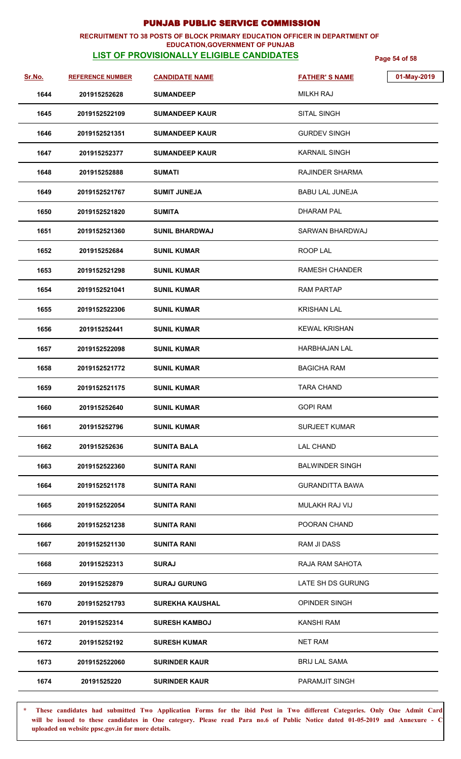# PUNJAB PUBLIC SERVICE COMMISSION

**RECRUITMENT TO 38 POSTS OF BLOCK PRIMARY EDUCATION OFFICER IN DEPARTMENT OF EDUCATION,GOVERNMENT OF PUNJAB**

**LIST OF PROVISIONALLY ELIGIBLE CANDIDATES**

01-May-2019

| Sr.No. | REFERENCE NUMBER | CANDIDATE NAME | FATHER' S NAME |
|---|---|---|---|
| 1644 | 201915252628 | SUMANDEEP | MILKH RAJ |
| 1645 | 2019152522109 | SUMANDEEP KAUR | SITAL SINGH |
| 1646 | 2019152521351 | SUMANDEEP KAUR | GURDEV SINGH |
| 1647 | 201915252377 | SUMANDEEP KAUR | KARNAIL SINGH |
| 1648 | 201915252888 | SUMATI | RAJINDER SHARMA |
| 1649 | 2019152521767 | SUMIT JUNEJA | BABU LAL JUNEJA |
| 1650 | 2019152521820 | SUMITA | DHARAM PAL |
| 1651 | 2019152521360 | SUNIL BHARDWAJ | SARWAN BHARDWAJ |
| 1652 | 201915252684 | SUNIL KUMAR | ROOP LAL |
| 1653 | 2019152521298 | SUNIL KUMAR | RAMESH CHANDER |
| 1654 | 2019152521041 | SUNIL KUMAR | RAM PARTAP |
| 1655 | 2019152522306 | SUNIL KUMAR | KRISHAN LAL |
| 1656 | 201915252441 | SUNIL KUMAR | KEWAL KRISHAN |
| 1657 | 2019152522098 | SUNIL KUMAR | HARBHAJAN LAL |
| 1658 | 2019152521772 | SUNIL KUMAR | BAGICHA RAM |
| 1659 | 2019152521175 | SUNIL KUMAR | TARA CHAND |
| 1660 | 201915252640 | SUNIL KUMAR | GOPI RAM |
| 1661 | 201915252796 | SUNIL KUMAR | SURJEET KUMAR |
| 1662 | 201915252636 | SUNITA BALA | LAL CHAND |
| 1663 | 2019152522360 | SUNITA RANI | BALWINDER SINGH |
| 1664 | 2019152521178 | SUNITA RANI | GURANDITTA BAWA |
| 1665 | 2019152522054 | SUNITA RANI | MULAKH RAJ VIJ |
| 1666 | 2019152521238 | SUNITA RANI | POORAN CHAND |
| 1667 | 2019152521130 | SUNITA RANI | RAM JI DASS |
| 1668 | 201915252313 | SURAJ | RAJA RAM SAHOTA |
| 1669 | 201915252879 | SURAJ GURUNG | LATE SH DS GURUNG |
| 1670 | 2019152521793 | SUREKHA KAUSHAL | OPINDER SINGH |
| 1671 | 201915252314 | SURESH KAMBOJ | KANSHI RAM |
| 1672 | 201915252192 | SURESH KUMAR | NET RAM |
| 1673 | 2019152522060 | SURINDER KAUR | BRIJ LAL SAMA |
| 1674 | 20191525220 | SURINDER KAUR | PARAMJIT SINGH |

**\* These candidates had submitted Two Application Forms for the ibid Post in Two different Categories. Only One Admit Card will be issued to these candidates in One category. Please read Para no.6 of Public Notice dated 01-05-2019 and Annexure - C uploaded on website ppsc.gov.in for more details.**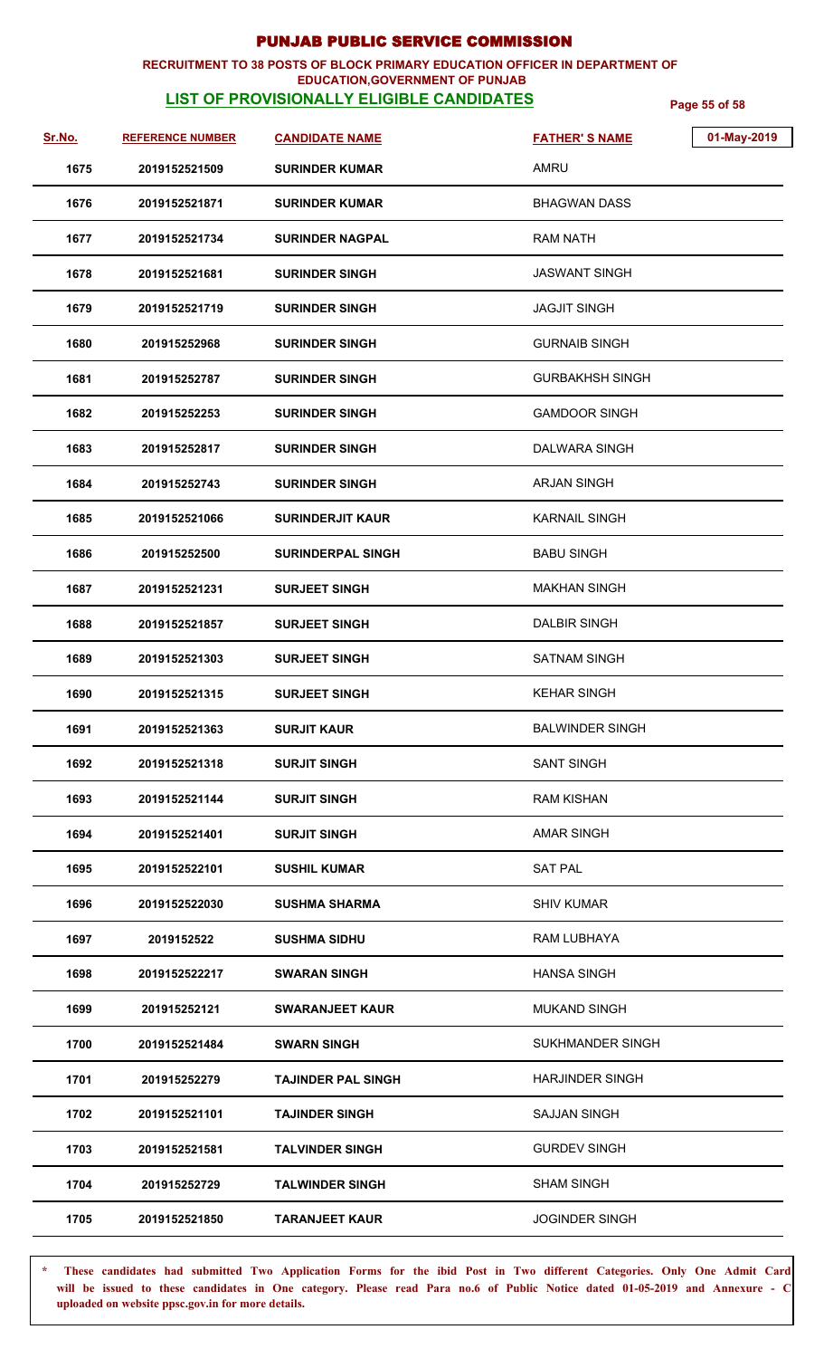# PUNJAB PUBLIC SERVICE COMMISSION

**RECRUITMENT TO 38 POSTS OF BLOCK PRIMARY EDUCATION OFFICER IN DEPARTMENT OF EDUCATION,GOVERNMENT OF PUNJAB**

**LIST OF PROVISIONALLY ELIGIBLE CANDIDATES**

01-May-2019

| Sr.No. | REFERENCE NUMBER | CANDIDATE NAME | FATHER' S NAME |
|---|---|---|---|
| 1675 | 2019152521509 | SURINDER KUMAR | AMRU |
| 1676 | 2019152521871 | SURINDER KUMAR | BHAGWAN DASS |
| 1677 | 2019152521734 | SURINDER NAGPAL | RAM NATH |
| 1678 | 2019152521681 | SURINDER SINGH | JASWANT SINGH |
| 1679 | 2019152521719 | SURINDER SINGH | JAGJIT SINGH |
| 1680 | 201915252968 | SURINDER SINGH | GURNAIB SINGH |
| 1681 | 201915252787 | SURINDER SINGH | GURBAKHSH SINGH |
| 1682 | 201915252253 | SURINDER SINGH | GAMDOOR SINGH |
| 1683 | 201915252817 | SURINDER SINGH | DALWARA SINGH |
| 1684 | 201915252743 | SURINDER SINGH | ARJAN SINGH |
| 1685 | 2019152521066 | SURINDERJIT KAUR | KARNAIL SINGH |
| 1686 | 201915252500 | SURINDERPAL SINGH | BABU SINGH |
| 1687 | 2019152521231 | SURJEET SINGH | MAKHAN SINGH |
| 1688 | 2019152521857 | SURJEET SINGH | DALBIR SINGH |
| 1689 | 2019152521303 | SURJEET SINGH | SATNAM SINGH |
| 1690 | 2019152521315 | SURJEET SINGH | KEHAR SINGH |
| 1691 | 2019152521363 | SURJIT KAUR | BALWINDER SINGH |
| 1692 | 2019152521318 | SURJIT SINGH | SANT SINGH |
| 1693 | 2019152521144 | SURJIT SINGH | RAM KISHAN |
| 1694 | 2019152521401 | SURJIT SINGH | AMAR SINGH |
| 1695 | 2019152522101 | SUSHIL KUMAR | SAT PAL |
| 1696 | 2019152522030 | SUSHMA SHARMA | SHIV KUMAR |
| 1697 | 2019152522 | SUSHMA SIDHU | RAM LUBHAYA |
| 1698 | 2019152522217 | SWARAN SINGH | HANSA SINGH |
| 1699 | 201915252121 | SWARANJEET KAUR | MUKAND SINGH |
| 1700 | 2019152521484 | SWARN SINGH | SUKHMANDER SINGH |
| 1701 | 201915252279 | TAJINDER PAL SINGH | HARJINDER SINGH |
| 1702 | 2019152521101 | TAJINDER SINGH | SAJJAN SINGH |
| 1703 | 2019152521581 | TALVINDER SINGH | GURDEV SINGH |
| 1704 | 201915252729 | TALWINDER SINGH | SHAM SINGH |
| 1705 | 2019152521850 | TARANJEET KAUR | JOGINDER SINGH |

**\* These candidates had submitted Two Application Forms for the ibid Post in Two different Categories. Only One Admit Card will be issued to these candidates in One category. Please read Para no.6 of Public Notice dated 01-05-2019 and Annexure - C uploaded on website ppsc.gov.in for more details.**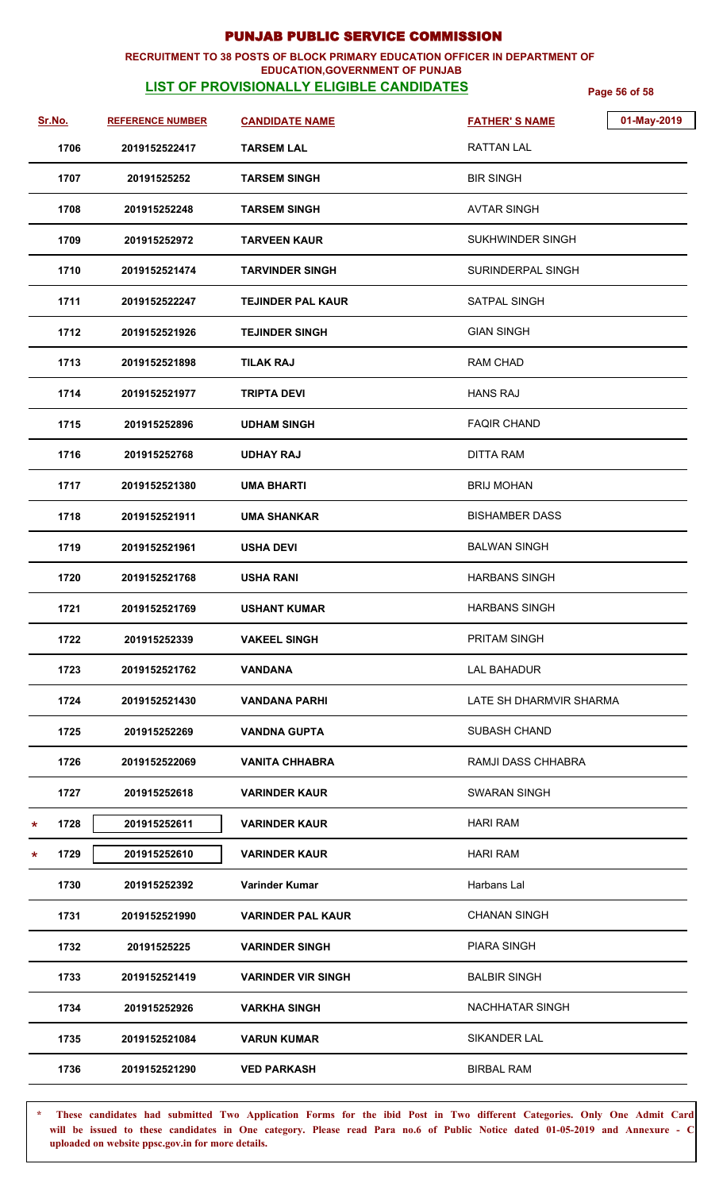# PUNJAB PUBLIC SERVICE COMMISSION

**RECRUITMENT TO 38 POSTS OF BLOCK PRIMARY EDUCATION OFFICER IN DEPARTMENT OF EDUCATION,GOVERNMENT OF PUNJAB**

**LIST OF PROVISIONALLY ELIGIBLE CANDIDATES**

01-May-2019

| Sr.No. | REFERENCE NUMBER | CANDIDATE NAME | FATHER' S NAME |
|---|---|---|---|
| 1706 | 2019152522417 | TARSEM LAL | RATTAN LAL |
| 1707 | 20191525252 | TARSEM SINGH | BIR SINGH |
| 1708 | 201915252248 | TARSEM SINGH | AVTAR SINGH |
| 1709 | 201915252972 | TARVEEN KAUR | SUKHWINDER SINGH |
| 1710 | 2019152521474 | TARVINDER SINGH | SURINDERPAL SINGH |
| 1711 | 2019152522247 | TEJINDER PAL KAUR | SATPAL SINGH |
| 1712 | 2019152521926 | TEJINDER SINGH | GIAN SINGH |
| 1713 | 2019152521898 | TILAK RAJ | RAM CHAD |
| 1714 | 2019152521977 | TRIPTA DEVI | HANS RAJ |
| 1715 | 201915252896 | UDHAM SINGH | FAQIR CHAND |
| 1716 | 201915252768 | UDHAY RAJ | DITTA RAM |
| 1717 | 2019152521380 | UMA BHARTI | BRIJ MOHAN |
| 1718 | 2019152521911 | UMA SHANKAR | BISHAMBER DASS |
| 1719 | 2019152521961 | USHA DEVI | BALWAN SINGH |
| 1720 | 2019152521768 | USHA RANI | HARBANS SINGH |
| 1721 | 2019152521769 | USHANT KUMAR | HARBANS SINGH |
| 1722 | 201915252339 | VAKEEL SINGH | PRITAM SINGH |
| 1723 | 2019152521762 | VANDANA | LAL BAHADUR |
| 1724 | 2019152521430 | VANDANA PARHI | LATE SH DHARMVIR SHARMA |
| 1725 | 201915252269 | VANDNA GUPTA | SUBASH CHAND |
| 1726 | 2019152522069 | VANITA CHHABRA | RAMJI DASS CHHABRA |
| 1727 | 201915252618 | VARINDER KAUR | SWARAN SINGH |
| * 1728 | 201915252611 | VARINDER KAUR | HARI RAM |
| * 1729 | 201915252610 | VARINDER KAUR | HARI RAM |
| 1730 | 201915252392 | Varinder Kumar | Harbans Lal |
| 1731 | 2019152521990 | VARINDER PAL KAUR | CHANAN SINGH |
| 1732 | 20191525225 | VARINDER SINGH | PIARA SINGH |
| 1733 | 2019152521419 | VARINDER VIR SINGH | BALBIR SINGH |
| 1734 | 201915252926 | VARKHA SINGH | NACHHATAR SINGH |
| 1735 | 2019152521084 | VARUN KUMAR | SIKANDER LAL |
| 1736 | 2019152521290 | VED PARKASH | BIRBAL RAM |

\* **These candidates had submitted Two Application Forms for the ibid Post in Two different Categories. Only One Admit Card will be issued to these candidates in One category. Please read Para no.6 of Public Notice dated 01-05-2019 and Annexure - C uploaded on website ppsc.gov.in for more details.**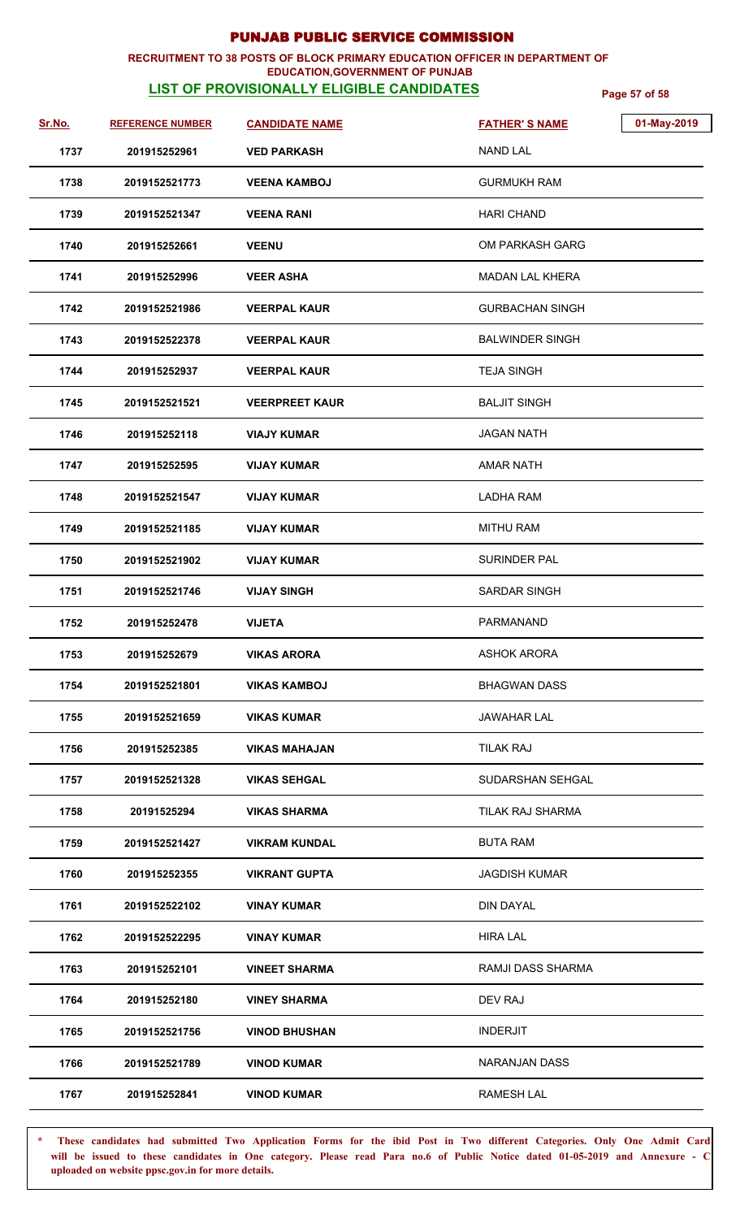# PUNJAB PUBLIC SERVICE COMMISSION

**RECRUITMENT TO 38 POSTS OF BLOCK PRIMARY EDUCATION OFFICER IN DEPARTMENT OF EDUCATION,GOVERNMENT OF PUNJAB**

**LIST OF PROVISIONALLY ELIGIBLE CANDIDATES**

01-May-2019

| Sr.No. | REFERENCE NUMBER | CANDIDATE NAME | FATHER' S NAME |
|---|---|---|---|
| 1737 | 201915252961 | VED PARKASH | NAND LAL |
| 1738 | 2019152521773 | VEENA KAMBOJ | GURMUKH RAM |
| 1739 | 2019152521347 | VEENA RANI | HARI CHAND |
| 1740 | 201915252661 | VEENU | OM PARKASH GARG |
| 1741 | 201915252996 | VEER ASHA | MADAN LAL KHERA |
| 1742 | 2019152521986 | VEERPAL KAUR | GURBACHAN SINGH |
| 1743 | 2019152522378 | VEERPAL KAUR | BALWINDER SINGH |
| 1744 | 201915252937 | VEERPAL KAUR | TEJA SINGH |
| 1745 | 2019152521521 | VEERPREET KAUR | BALJIT SINGH |
| 1746 | 201915252118 | VIAJY KUMAR | JAGAN NATH |
| 1747 | 201915252595 | VIJAY KUMAR | AMAR NATH |
| 1748 | 2019152521547 | VIJAY KUMAR | LADHA RAM |
| 1749 | 2019152521185 | VIJAY KUMAR | MITHU RAM |
| 1750 | 2019152521902 | VIJAY KUMAR | SURINDER PAL |
| 1751 | 2019152521746 | VIJAY SINGH | SARDAR SINGH |
| 1752 | 201915252478 | VIJETA | PARMANAND |
| 1753 | 201915252679 | VIKAS ARORA | ASHOK ARORA |
| 1754 | 2019152521801 | VIKAS KAMBOJ | BHAGWAN DASS |
| 1755 | 2019152521659 | VIKAS KUMAR | JAWAHAR LAL |
| 1756 | 201915252385 | VIKAS MAHAJAN | TILAK RAJ |
| 1757 | 2019152521328 | VIKAS SEHGAL | SUDARSHAN SEHGAL |
| 1758 | 20191525294 | VIKAS SHARMA | TILAK RAJ SHARMA |
| 1759 | 2019152521427 | VIKRAM KUNDAL | BUTA RAM |
| 1760 | 201915252355 | VIKRANT GUPTA | JAGDISH KUMAR |
| 1761 | 2019152522102 | VINAY KUMAR | DIN DAYAL |
| 1762 | 2019152522295 | VINAY KUMAR | HIRA LAL |
| 1763 | 201915252101 | VINEET SHARMA | RAMJI DASS SHARMA |
| 1764 | 201915252180 | VINEY SHARMA | DEV RAJ |
| 1765 | 2019152521756 | VINOD BHUSHAN | INDERJIT |
| 1766 | 2019152521789 | VINOD KUMAR | NARANJAN DASS |
| 1767 | 201915252841 | VINOD KUMAR | RAMESH LAL |

\* **These candidates had submitted Two Application Forms for the ibid Post in Two different Categories. Only One Admit Card will be issued to these candidates in One category. Please read Para no.6 of Public Notice dated 01-05-2019 and Annexure - C uploaded on website ppsc.gov.in for more details.**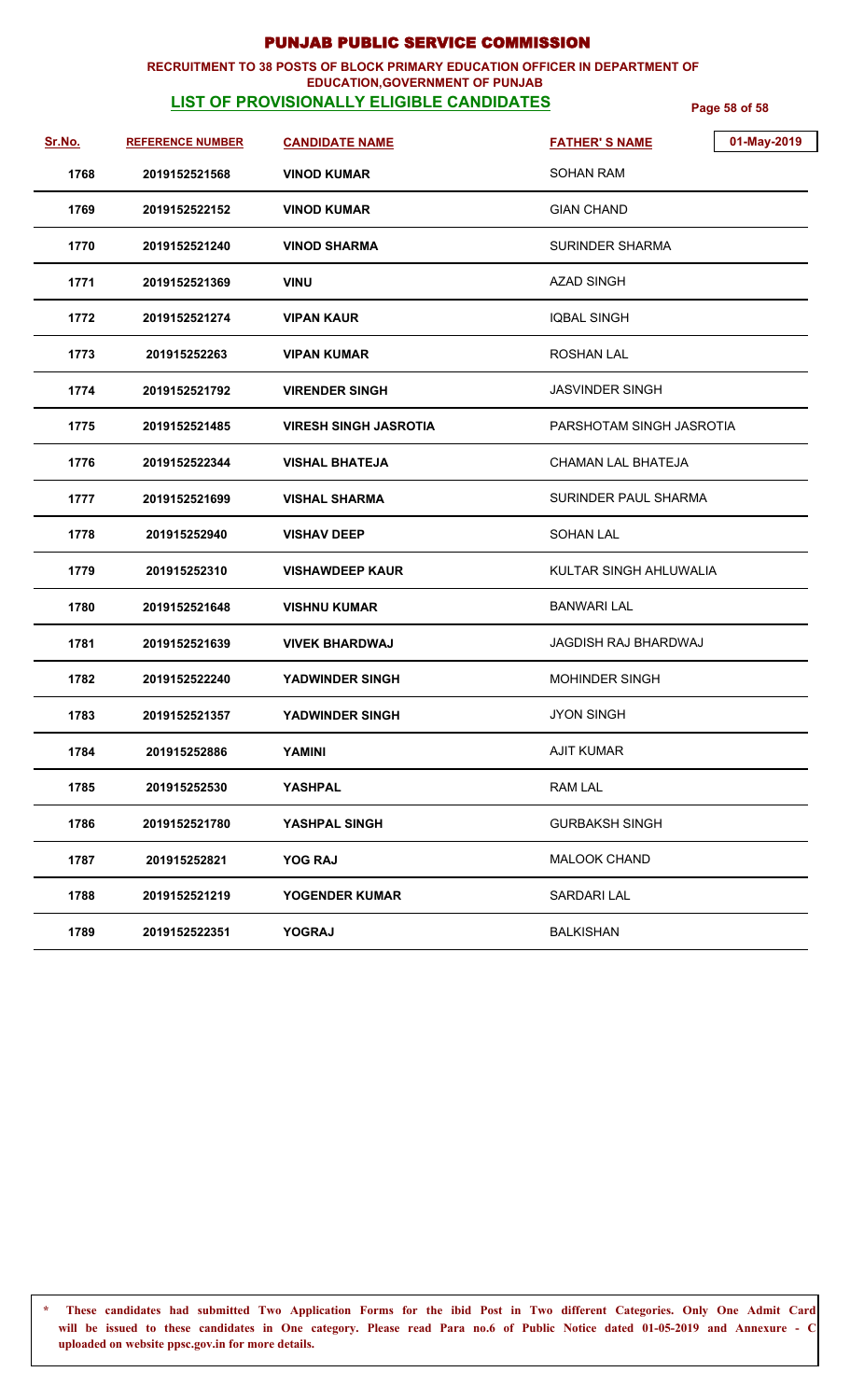# PUNJAB PUBLIC SERVICE COMMISSION

**RECRUITMENT TO 38 POSTS OF BLOCK PRIMARY EDUCATION OFFICER IN DEPARTMENT OF EDUCATION,GOVERNMENT OF PUNJAB**

**LIST OF PROVISIONALLY ELIGIBLE CANDIDATES**

01-May-2019

| Sr.No. | REFERENCE NUMBER | CANDIDATE NAME | FATHER' S NAME |
|---|---|---|---|
| 1768 | 2019152521568 | VINOD KUMAR | SOHAN RAM |
| 1769 | 2019152522152 | VINOD KUMAR | GIAN CHAND |
| 1770 | 2019152521240 | VINOD SHARMA | SURINDER SHARMA |
| 1771 | 2019152521369 | VINU | AZAD SINGH |
| 1772 | 2019152521274 | VIPAN KAUR | IQBAL SINGH |
| 1773 | 201915252263 | VIPAN KUMAR | ROSHAN LAL |
| 1774 | 2019152521792 | VIRENDER SINGH | JASVINDER SINGH |
| 1775 | 2019152521485 | VIRESH SINGH JASROTIA | PARSHOTAM SINGH JASROTIA |
| 1776 | 2019152522344 | VISHAL BHATEJA | CHAMAN LAL BHATEJA |
| 1777 | 2019152521699 | VISHAL SHARMA | SURINDER PAUL SHARMA |
| 1778 | 201915252940 | VISHAV DEEP | SOHAN LAL |
| 1779 | 201915252310 | VISHAWDEEP KAUR | KULTAR SINGH AHLUWALIA |
| 1780 | 2019152521648 | VISHNU KUMAR | BANWARI LAL |
| 1781 | 2019152521639 | VIVEK BHARDWAJ | JAGDISH RAJ BHARDWAJ |
| 1782 | 2019152522240 | YADWINDER SINGH | MOHINDER SINGH |
| 1783 | 2019152521357 | YADWINDER SINGH | JYON SINGH |
| 1784 | 201915252886 | YAMINI | AJIT KUMAR |
| 1785 | 201915252530 | YASHPAL | RAM LAL |
| 1786 | 2019152521780 | YASHPAL SINGH | GURBAKSH SINGH |
| 1787 | 201915252821 | YOG RAJ | MALOOK CHAND |
| 1788 | 2019152521219 | YOGENDER KUMAR | SARDARI LAL |
| 1789 | 2019152522351 | YOGRAJ | BALKISHAN |

**\* These candidates had submitted Two Application Forms for the ibid Post in Two different Categories. Only One Admit Card will be issued to these candidates in One category. Please read Para no.6 of Public Notice dated 01-05-2019 and Annexure - C uploaded on website ppsc.gov.in for more details.**